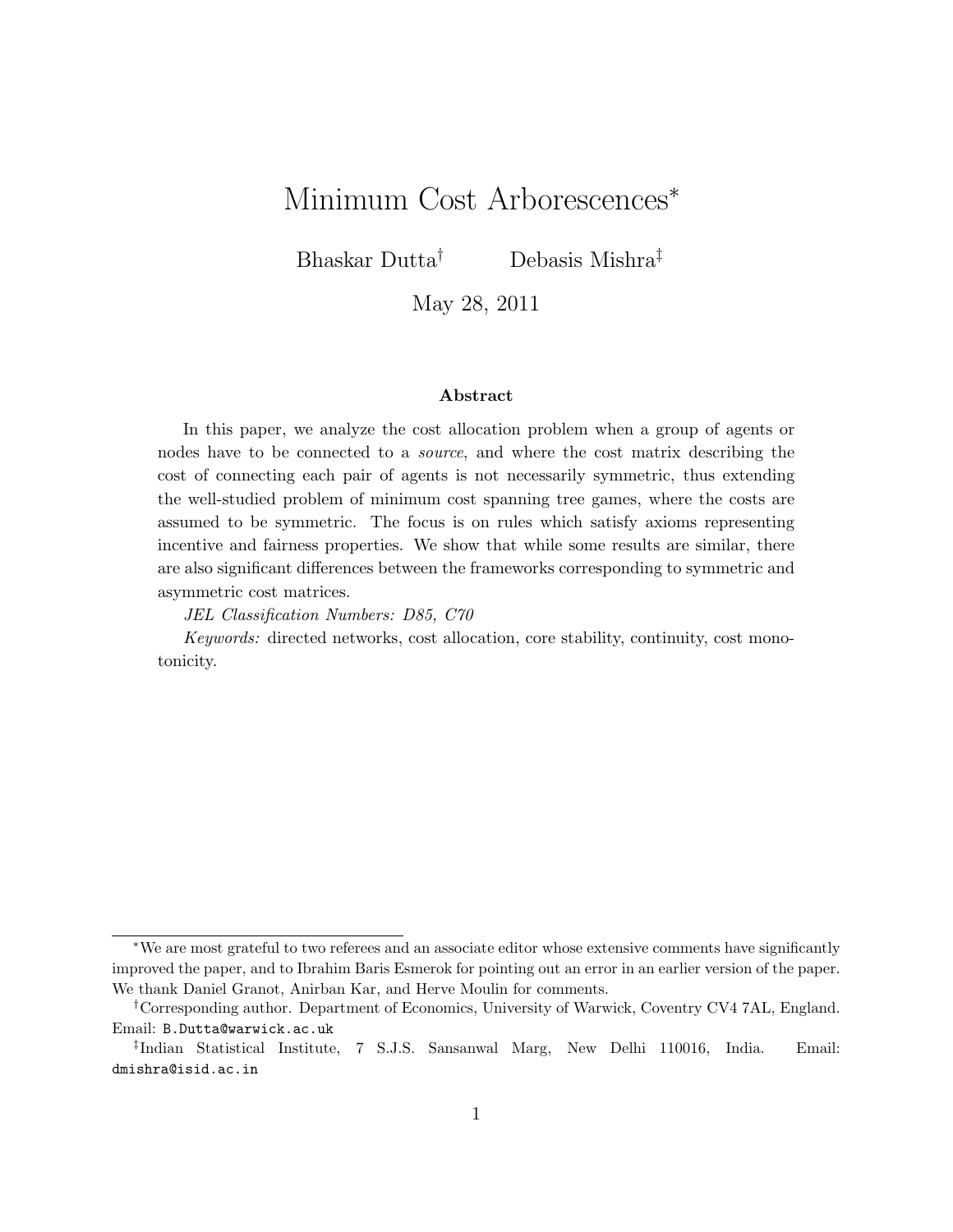# Minimum Cost Arborescences*

Bhaskar Dutta[†] Debasis Mishra[‡]

May 28, 2011

### Abstract

In this paper, we analyze the cost allocation problem when a group of agents or nodes have to be connected to a *source*, and where the cost matrix describing the cost of connecting each pair of agents is not necessarily symmetric, thus extending the well-studied problem of minimum cost spanning tree games, where the costs are assumed to be symmetric. The focus is on rules which satisfy axioms representing incentive and fairness properties. We show that while some results are similar, there are also significant differences between the frameworks corresponding to symmetric and asymmetric cost matrices.

*JEL Classification Numbers: D85, C70*

*Keywords:* directed networks, cost allocation, core stability, continuity, cost monotonicity.

---

*We are most grateful to two referees and an associate editor whose extensive comments have significantly improved the paper, and to Ibrahim Baris Esmerok for pointing out an error in an earlier version of the paper. We thank Daniel Granot, Anirban Kar, and Herve Moulin for comments.

[†]Corresponding author. Department of Economics, University of Warwick, Coventry CV4 7AL, England. Email: B.Dutta@warwick.ac.uk

[‡]Indian Statistical Institute, 7 S.J.S. Sansanwal Marg, New Delhi 110016, India. Email: dmishra@isid.ac.in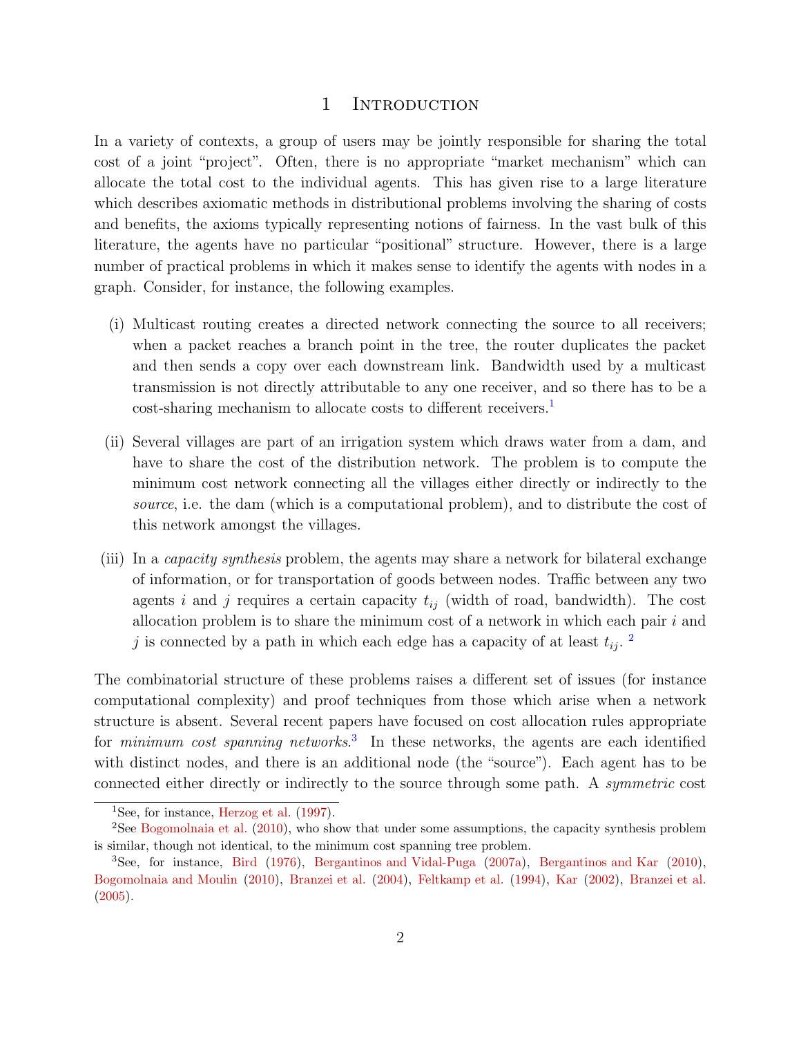# 1 Introduction

In a variety of contexts, a group of users may be jointly responsible for sharing the total cost of a joint "project". Often, there is no appropriate "market mechanism" which can allocate the total cost to the individual agents. This has given rise to a large literature which describes axiomatic methods in distributional problems involving the sharing of costs and benefits, the axioms typically representing notions of fairness. In the vast bulk of this literature, the agents have no particular "positional" structure. However, there is a large number of practical problems in which it makes sense to identify the agents with nodes in a graph. Consider, for instance, the following examples.

(i) Multicast routing creates a directed network connecting the source to all receivers; when a packet reaches a branch point in the tree, the router duplicates the packet and then sends a copy over each downstream link. Bandwidth used by a multicast transmission is not directly attributable to any one receiver, and so there has to be a cost-sharing mechanism to allocate costs to different receivers.[1]

(ii) Several villages are part of an irrigation system which draws water from a dam, and have to share the cost of the distribution network. The problem is to compute the minimum cost network connecting all the villages either directly or indirectly to the *source*, i.e. the dam (which is a computational problem), and to distribute the cost of this network amongst the villages.

(iii) In a *capacity synthesis* problem, the agents may share a network for bilateral exchange of information, or for transportation of goods between nodes. Traffic between any two agents $i$ and $j$ requires a certain capacity $t_{ij}$ (width of road, bandwidth). The cost allocation problem is to share the minimum cost of a network in which each pair $i$ and $j$ is connected by a path in which each edge has a capacity of at least $t_{ij}$. [2]

The combinatorial structure of these problems raises a different set of issues (for instance computational complexity) and proof techniques from those which arise when a network structure is absent. Several recent papers have focused on cost allocation rules appropriate for *minimum cost spanning networks*.[3] In these networks, the agents are each identified with distinct nodes, and there is an additional node (the "source"). Each agent has to be connected either directly or indirectly to the source through some path. A *symmetric* cost

---

[1] See, for instance, Herzog et al. (1997).

[2] See Bogomolnaia et al. (2010), who show that under some assumptions, the capacity synthesis problem is similar, though not identical, to the minimum cost spanning tree problem.

[3] See, for instance, Bird (1976), Bergantinos and Vidal-Puga (2007a), Bergantinos and Kar (2010), Bogomolnaia and Moulin (2010), Branzei et al. (2004), Feltkamp et al. (1994), Kar (2002), Branzei et al. (2005).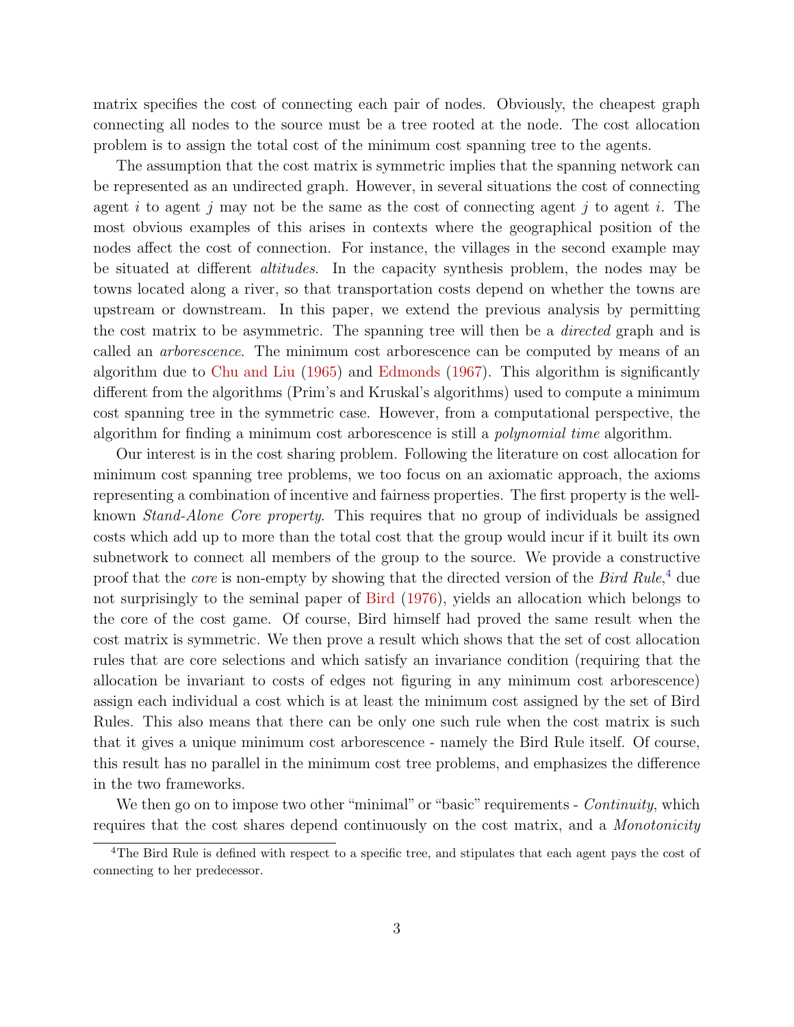matrix specifies the cost of connecting each pair of nodes. Obviously, the cheapest graph connecting all nodes to the source must be a tree rooted at the node. The cost allocation problem is to assign the total cost of the minimum cost spanning tree to the agents.

The assumption that the cost matrix is symmetric implies that the spanning network can be represented as an undirected graph. However, in several situations the cost of connecting agent $i$ to agent $j$ may not be the same as the cost of connecting agent $j$ to agent $i$. The most obvious examples of this arises in contexts where the geographical position of the nodes affect the cost of connection. For instance, the villages in the second example may be situated at different *altitudes*. In the capacity synthesis problem, the nodes may be towns located along a river, so that transportation costs depend on whether the towns are upstream or downstream. In this paper, we extend the previous analysis by permitting the cost matrix to be asymmetric. The spanning tree will then be a *directed* graph and is called an *arborescence*. The minimum cost arborescence can be computed by means of an algorithm due to Chu and Liu (1965) and Edmonds (1967). This algorithm is significantly different from the algorithms (Prim's and Kruskal's algorithms) used to compute a minimum cost spanning tree in the symmetric case. However, from a computational perspective, the algorithm for finding a minimum cost arborescence is still a *polynomial time* algorithm.

Our interest is in the cost sharing problem. Following the literature on cost allocation for minimum cost spanning tree problems, we too focus on an axiomatic approach, the axioms representing a combination of incentive and fairness properties. The first property is the well-known *Stand-Alone Core property*. This requires that no group of individuals be assigned costs which add up to more than the total cost that the group would incur if it built its own subnetwork to connect all members of the group to the source. We provide a constructive proof that the *core* is non-empty by showing that the directed version of the *Bird Rule*,[4] due not surprisingly to the seminal paper of Bird (1976), yields an allocation which belongs to the core of the cost game. Of course, Bird himself had proved the same result when the cost matrix is symmetric. We then prove a result which shows that the set of cost allocation rules that are core selections and which satisfy an invariance condition (requiring that the allocation be invariant to costs of edges not figuring in any minimum cost arborescence) assign each individual a cost which is at least the minimum cost assigned by the set of Bird Rules. This also means that there can be only one such rule when the cost matrix is such that it gives a unique minimum cost arborescence - namely the Bird Rule itself. Of course, this result has no parallel in the minimum cost tree problems, and emphasizes the difference in the two frameworks.

We then go on to impose two other "minimal" or "basic" requirements - *Continuity*, which requires that the cost shares depend continuously on the cost matrix, and a *Monotonicity*

[4] The Bird Rule is defined with respect to a specific tree, and stipulates that each agent pays the cost of connecting to her predecessor.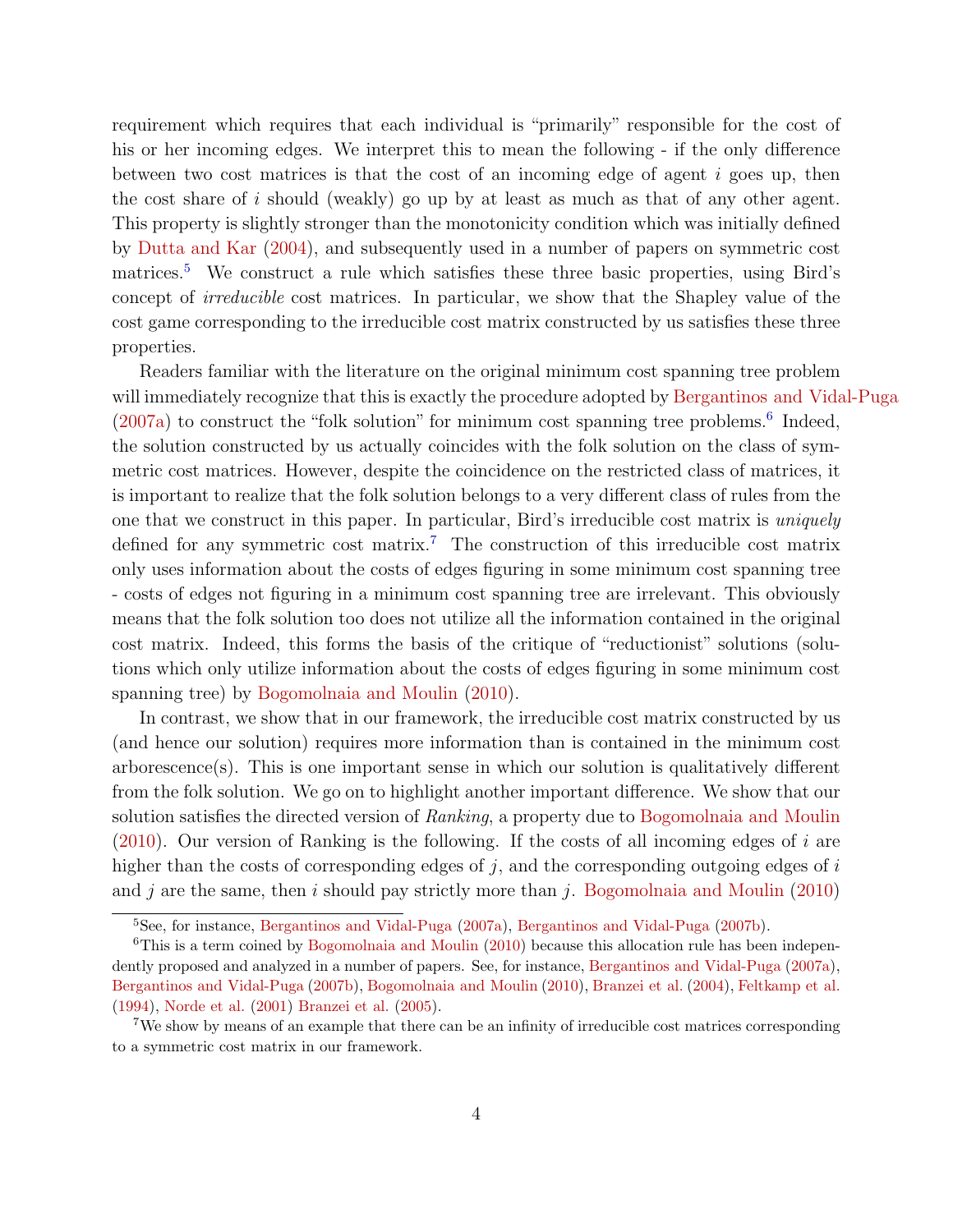requirement which requires that each individual is "primarily" responsible for the cost of his or her incoming edges. We interpret this to mean the following - if the only difference between two cost matrices is that the cost of an incoming edge of agent $i$ goes up, then the cost share of $i$ should (weakly) go up by at least as much as that of any other agent. This property is slightly stronger than the monotonicity condition which was initially defined by Dutta and Kar (2004), and subsequently used in a number of papers on symmetric cost matrices.[5] We construct a rule which satisfies these three basic properties, using Bird's concept of *irreducible* cost matrices. In particular, we show that the Shapley value of the cost game corresponding to the irreducible cost matrix constructed by us satisfies these three properties.

Readers familiar with the literature on the original minimum cost spanning tree problem will immediately recognize that this is exactly the procedure adopted by Bergantinos and Vidal-Puga (2007a) to construct the "folk solution" for minimum cost spanning tree problems.[6] Indeed, the solution constructed by us actually coincides with the folk solution on the class of symmetric cost matrices. However, despite the coincidence on the restricted class of matrices, it is important to realize that the folk solution belongs to a very different class of rules from the one that we construct in this paper. In particular, Bird's irreducible cost matrix is *uniquely* defined for any symmetric cost matrix.[7] The construction of this irreducible cost matrix only uses information about the costs of edges figuring in some minimum cost spanning tree - costs of edges not figuring in a minimum cost spanning tree are irrelevant. This obviously means that the folk solution too does not utilize all the information contained in the original cost matrix. Indeed, this forms the basis of the critique of "reductionist" solutions (solutions which only utilize information about the costs of edges figuring in some minimum cost spanning tree) by Bogomolnaia and Moulin (2010).

In contrast, we show that in our framework, the irreducible cost matrix constructed by us (and hence our solution) requires more information than is contained in the minimum cost arborescence(s). This is one important sense in which our solution is qualitatively different from the folk solution. We go on to highlight another important difference. We show that our solution satisfies the directed version of *Ranking*, a property due to Bogomolnaia and Moulin (2010). Our version of Ranking is the following. If the costs of all incoming edges of $i$ are higher than the costs of corresponding edges of $j$, and the corresponding outgoing edges of $i$ and $j$ are the same, then $i$ should pay strictly more than $j$. Bogomolnaia and Moulin (2010)

[5] See, for instance, Bergantinos and Vidal-Puga (2007a), Bergantinos and Vidal-Puga (2007b).

[6] This is a term coined by Bogomolnaia and Moulin (2010) because this allocation rule has been independently proposed and analyzed in a number of papers. See, for instance, Bergantinos and Vidal-Puga (2007a), Bergantinos and Vidal-Puga (2007b), Bogomolnaia and Moulin (2010), Branzei et al. (2004), Feltkamp et al. (1994), Norde et al. (2001) Branzei et al. (2005).

[7] We show by means of an example that there can be an infinity of irreducible cost matrices corresponding to a symmetric cost matrix in our framework.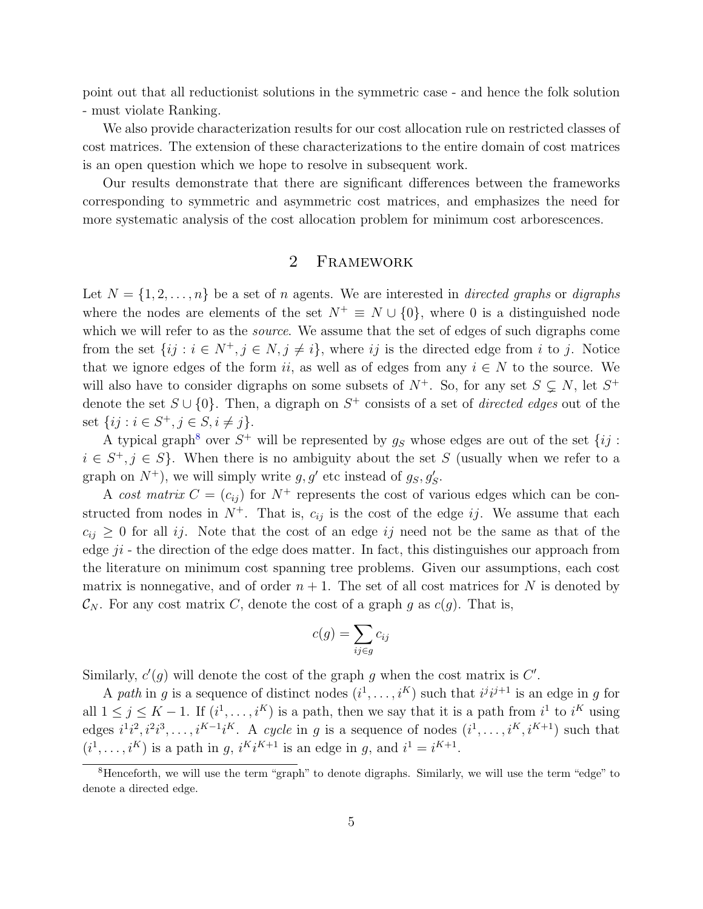point out that all reductionist solutions in the symmetric case - and hence the folk solution - must violate Ranking.

We also provide characterization results for our cost allocation rule on restricted classes of cost matrices. The extension of these characterizations to the entire domain of cost matrices is an open question which we hope to resolve in subsequent work.

Our results demonstrate that there are significant differences between the frameworks corresponding to symmetric and asymmetric cost matrices, and emphasizes the need for more systematic analysis of the cost allocation problem for minimum cost arborescences.

## 2 Framework

Let $N = \{1, 2, \ldots, n\}$ be a set of $n$ agents. We are interested in *directed graphs* or *digraphs* where the nodes are elements of the set $N^+ \equiv N \cup \{0\}$, where 0 is a distinguished node which we will refer to as the *source*. We assume that the set of edges of such digraphs come from the set $\{ij : i \in N^+, j \in N, j \neq i\}$, where $ij$ is the directed edge from $i$ to $j$. Notice that we ignore edges of the form $ii$, as well as of edges from any $i \in N$ to the source. We will also have to consider digraphs on some subsets of $N^+$. So, for any set $S \subsetneq N$, let $S^+$ denote the set $S \cup \{0\}$. Then, a digraph on $S^+$ consists of a set of *directed edges* out of the set $\{ij : i \in S^+, j \in S, i \neq j\}$.

A typical graph[8] over $S^+$ will be represented by $g_S$ whose edges are out of the set $\{ij : i \in S^+, j \in S\}$. When there is no ambiguity about the set $S$ (usually when we refer to a graph on $N^+$), we will simply write $g, g'$ etc instead of $g_S, g'_S$.

A *cost matrix* $C = (c_{ij})$ for $N^+$ represents the cost of various edges which can be constructed from nodes in $N^+$. That is, $c_{ij}$ is the cost of the edge $ij$. We assume that each $c_{ij} \geq 0$ for all $ij$. Note that the cost of an edge $ij$ need not be the same as that of the edge $ji$ - the direction of the edge does matter. In fact, this distinguishes our approach from the literature on minimum cost spanning tree problems. Given our assumptions, each cost matrix is nonnegative, and of order $n + 1$. The set of all cost matrices for $N$ is denoted by $\mathcal{C}_N$. For any cost matrix $C$, denote the cost of a graph $g$ as $c(g)$. That is,

$$c(g) = \sum_{ij \in g} c_{ij}$$

Similarly, $c'(g)$ will denote the cost of the graph $g$ when the cost matrix is $C'$.

A *path* in $g$ is a sequence of distinct nodes $(i^1, \ldots, i^K)$ such that $i^j i^{j+1}$ is an edge in $g$ for all $1 \leq j \leq K - 1$. If $(i^1, \ldots, i^K)$ is a path, then we say that it is a path from $i^1$ to $i^K$ using edges $i^1 i^2, i^2 i^3, \ldots, i^{K-1} i^K$. A *cycle* in $g$ is a sequence of nodes $(i^1, \ldots, i^K, i^{K+1})$ such that $(i^1, \ldots, i^K)$ is a path in $g$, $i^K i^{K+1}$ is an edge in $g$, and $i^1 = i^{K+1}$.

[8] Henceforth, we will use the term "graph" to denote digraphs. Similarly, we will use the term "edge" to denote a directed edge.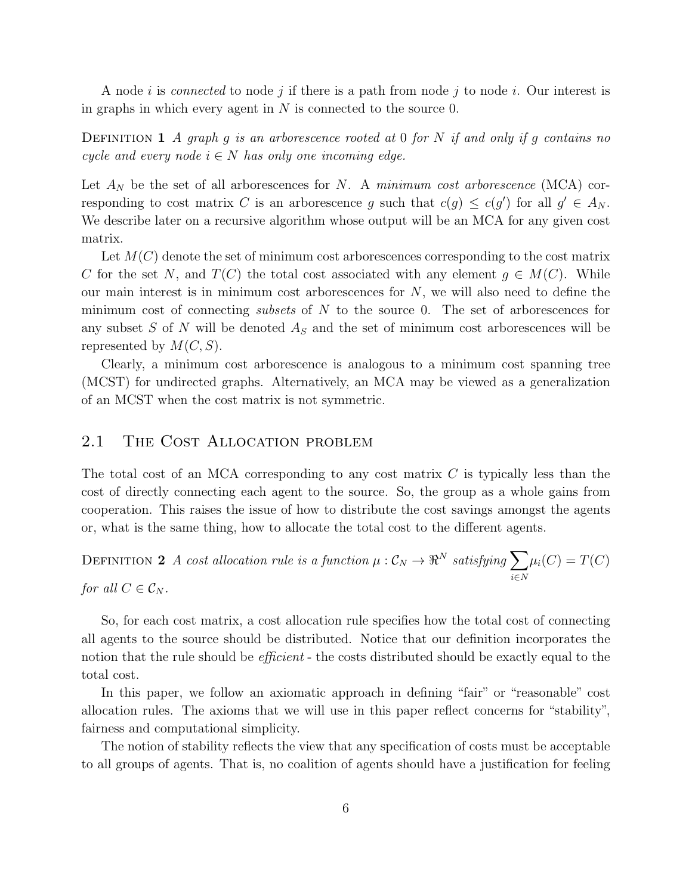A node $i$ is *connected* to node $j$ if there is a path from node $j$ to node $i$. Our interest is in graphs in which every agent in $N$ is connected to the source 0.

Definition 1 *A graph $g$ is an arborescence rooted at 0 for $N$ if and only if $g$ contains no cycle and every node $i \in N$ has only one incoming edge.*

Let $A_N$ be the set of all arborescences for $N$. A *minimum cost arborescence* (MCA) corresponding to cost matrix $C$ is an arborescence $g$ such that $c(g) \leq c(g')$ for all $g' \in A_N$. We describe later on a recursive algorithm whose output will be an MCA for any given cost matrix.

Let $M(C)$ denote the set of minimum cost arborescences corresponding to the cost matrix $C$ for the set $N$, and $T(C)$ the total cost associated with any element $g \in M(C)$. While our main interest is in minimum cost arborescences for $N$, we will also need to define the minimum cost of connecting *subsets* of $N$ to the source 0. The set of arborescences for any subset $S$ of $N$ will be denoted $A_S$ and the set of minimum cost arborescences will be represented by $M(C, S)$.

Clearly, a minimum cost arborescence is analogous to a minimum cost spanning tree (MCST) for undirected graphs. Alternatively, an MCA may be viewed as a generalization of an MCST when the cost matrix is not symmetric.

## 2.1 The Cost Allocation problem

The total cost of an MCA corresponding to any cost matrix $C$ is typically less than the cost of directly connecting each agent to the source. So, the group as a whole gains from cooperation. This raises the issue of how to distribute the cost savings amongst the agents or, what is the same thing, how to allocate the total cost to the different agents.

Definition 2 *A cost allocation rule is a function $\mu : \mathcal{C}_N \rightarrow \Re^N$ satisfying $\sum_{i \in N} \mu_i(C) = T(C)$ for all $C \in \mathcal{C}_N$.*

So, for each cost matrix, a cost allocation rule specifies how the total cost of connecting all agents to the source should be distributed. Notice that our definition incorporates the notion that the rule should be *efficient* - the costs distributed should be exactly equal to the total cost.

In this paper, we follow an axiomatic approach in defining "fair" or "reasonable" cost allocation rules. The axioms that we will use in this paper reflect concerns for "stability", fairness and computational simplicity.

The notion of stability reflects the view that any specification of costs must be acceptable to all groups of agents. That is, no coalition of agents should have a justification for feeling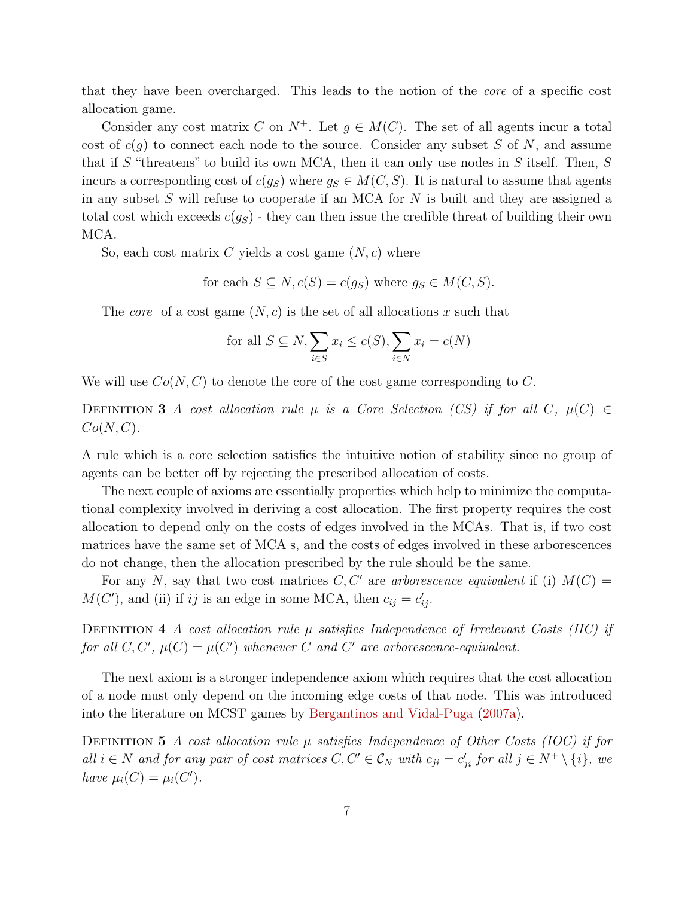that they have been overcharged. This leads to the notion of the *core* of a specific cost allocation game.

Consider any cost matrix $C$ on $N^+$. Let $g \in M(C)$. The set of all agents incur a total cost of $c(g)$ to connect each node to the source. Consider any subset $S$ of $N$, and assume that if $S$ "threatens" to build its own MCA, then it can only use nodes in $S$ itself. Then, $S$ incurs a corresponding cost of $c(g_S)$ where $g_S \in M(C, S)$. It is natural to assume that agents in any subset $S$ will refuse to cooperate if an MCA for $N$ is built and they are assigned a total cost which exceeds $c(g_S)$ - they can then issue the credible threat of building their own MCA.

So, each cost matrix $C$ yields a cost game $(N, c)$ where

$$\text{for each } S \subseteq N, c(S) = c(g_S) \text{ where } g_S \in M(C, S).$$

The *core* of a cost game $(N, c)$ is the set of all allocations $x$ such that

$$\text{for all } S \subseteq N, \sum_{i \in S} x_i \leq c(S), \sum_{i \in N} x_i = c(N)$$

We will use $Co(N, C)$ to denote the core of the cost game corresponding to $C$.

Definition 3 *A cost allocation rule $\mu$ is a Core Selection (CS) if for all $C$, $\mu(C) \in Co(N, C)$.*

A rule which is a core selection satisfies the intuitive notion of stability since no group of agents can be better off by rejecting the prescribed allocation of costs.

The next couple of axioms are essentially properties which help to minimize the computational complexity involved in deriving a cost allocation. The first property requires the cost allocation to depend only on the costs of edges involved in the MCAs. That is, if two cost matrices have the same set of MCA s, and the costs of edges involved in these arborescences do not change, then the allocation prescribed by the rule should be the same.

For any $N$, say that two cost matrices $C, C'$ are *arborescence equivalent* if (i) $M(C) = M(C')$, and (ii) if $ij$ is an edge in some MCA, then $c_{ij} = c'_{ij}$.

Definition 4 *A cost allocation rule $\mu$ satisfies Independence of Irrelevant Costs (IIC) if for all $C, C'$, $\mu(C) = \mu(C')$ whenever $C$ and $C'$ are arborescence-equivalent.*

The next axiom is a stronger independence axiom which requires that the cost allocation of a node must only depend on the incoming edge costs of that node. This was introduced into the literature on MCST games by Bergantinos and Vidal-Puga (2007a).

Definition 5 *A cost allocation rule $\mu$ satisfies Independence of Other Costs (IOC) if for all $i \in N$ and for any pair of cost matrices $C, C' \in \mathcal{C}_N$ with $c_{ji} = c'_{ji}$ for all $j \in N^+ \setminus \{i\}$, we have $\mu_i(C) = \mu_i(C')$.*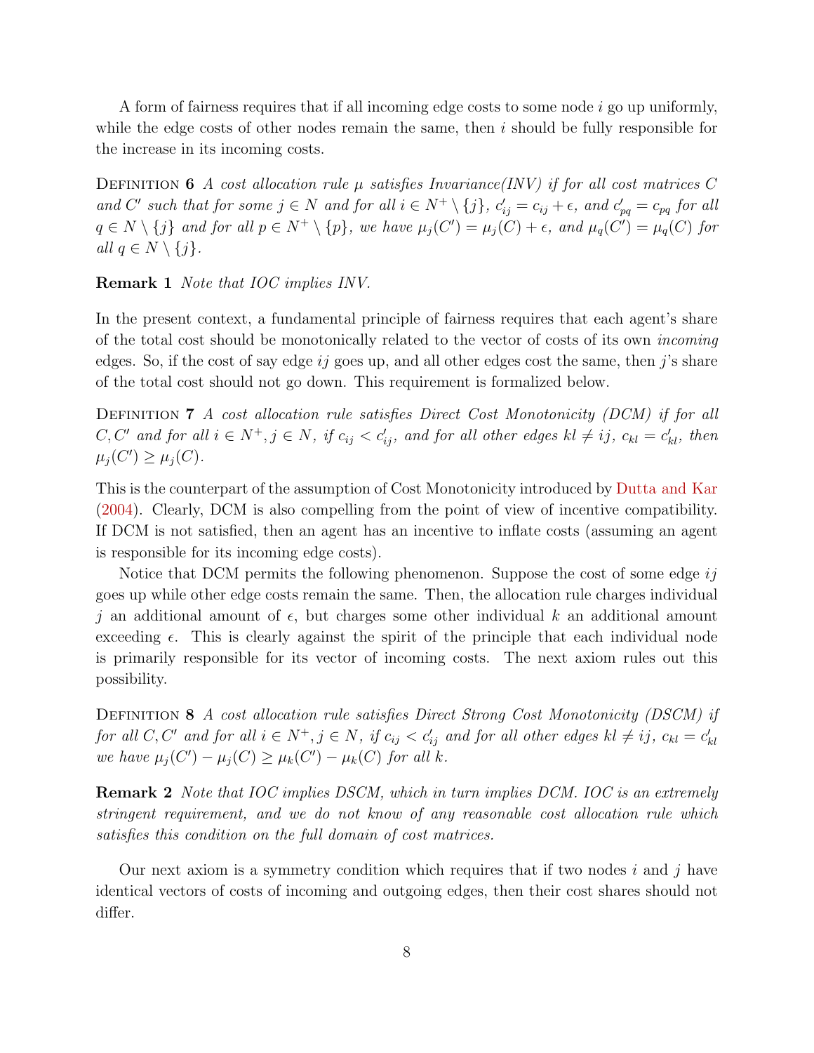A form of fairness requires that if all incoming edge costs to some node $i$ go up uniformly, while the edge costs of other nodes remain the same, then $i$ should be fully responsible for the increase in its incoming costs.

Definition 6 *A cost allocation rule $\mu$ satisfies Invariance(INV) if for all cost matrices $C$ and $C'$ such that for some $j \in N$ and for all $i \in N^+ \setminus \{j\}$, $c'_{ij} = c_{ij} + \epsilon$, and $c'_{pq} = c_{pq}$ for all $q \in N \setminus \{j\}$ and for all $p \in N^+ \setminus \{p\}$, we have $\mu_j(C') = \mu_j(C) + \epsilon$, and $\mu_q(C') = \mu_q(C)$ for all $q \in N \setminus \{j\}$.*

**Remark 1** *Note that IOC implies INV.*

In the present context, a fundamental principle of fairness requires that each agent's share of the total cost should be monotonically related to the vector of costs of its own *incoming* edges. So, if the cost of say edge $ij$ goes up, and all other edges cost the same, then $j$'s share of the total cost should not go down. This requirement is formalized below.

Definition 7 *A cost allocation rule satisfies Direct Cost Monotonicity (DCM) if for all $C, C'$ and for all $i \in N^+, j \in N$, if $c_{ij} < c'_{ij}$, and for all other edges $kl \neq ij$, $c_{kl} = c'_{kl}$, then $\mu_j(C') \geq \mu_j(C)$.*

This is the counterpart of the assumption of Cost Monotonicity introduced by Dutta and Kar (2004). Clearly, DCM is also compelling from the point of view of incentive compatibility. If DCM is not satisfied, then an agent has an incentive to inflate costs (assuming an agent is responsible for its incoming edge costs).

Notice that DCM permits the following phenomenon. Suppose the cost of some edge $ij$ goes up while other edge costs remain the same. Then, the allocation rule charges individual $j$ an additional amount of $\epsilon$, but charges some other individual $k$ an additional amount exceeding $\epsilon$. This is clearly against the spirit of the principle that each individual node is primarily responsible for its vector of incoming costs. The next axiom rules out this possibility.

Definition 8 *A cost allocation rule satisfies Direct Strong Cost Monotonicity (DSCM) if for all $C, C'$ and for all $i \in N^+, j \in N$, if $c_{ij} < c'_{ij}$ and for all other edges $kl \neq ij$, $c_{kl} = c'_{kl}$ we have $\mu_j(C') - \mu_j(C) \geq \mu_k(C') - \mu_k(C)$ for all $k$.*

**Remark 2** *Note that IOC implies DSCM, which in turn implies DCM. IOC is an extremely stringent requirement, and we do not know of any reasonable cost allocation rule which satisfies this condition on the full domain of cost matrices.*

Our next axiom is a symmetry condition which requires that if two nodes $i$ and $j$ have identical vectors of costs of incoming and outgoing edges, then their cost shares should not differ.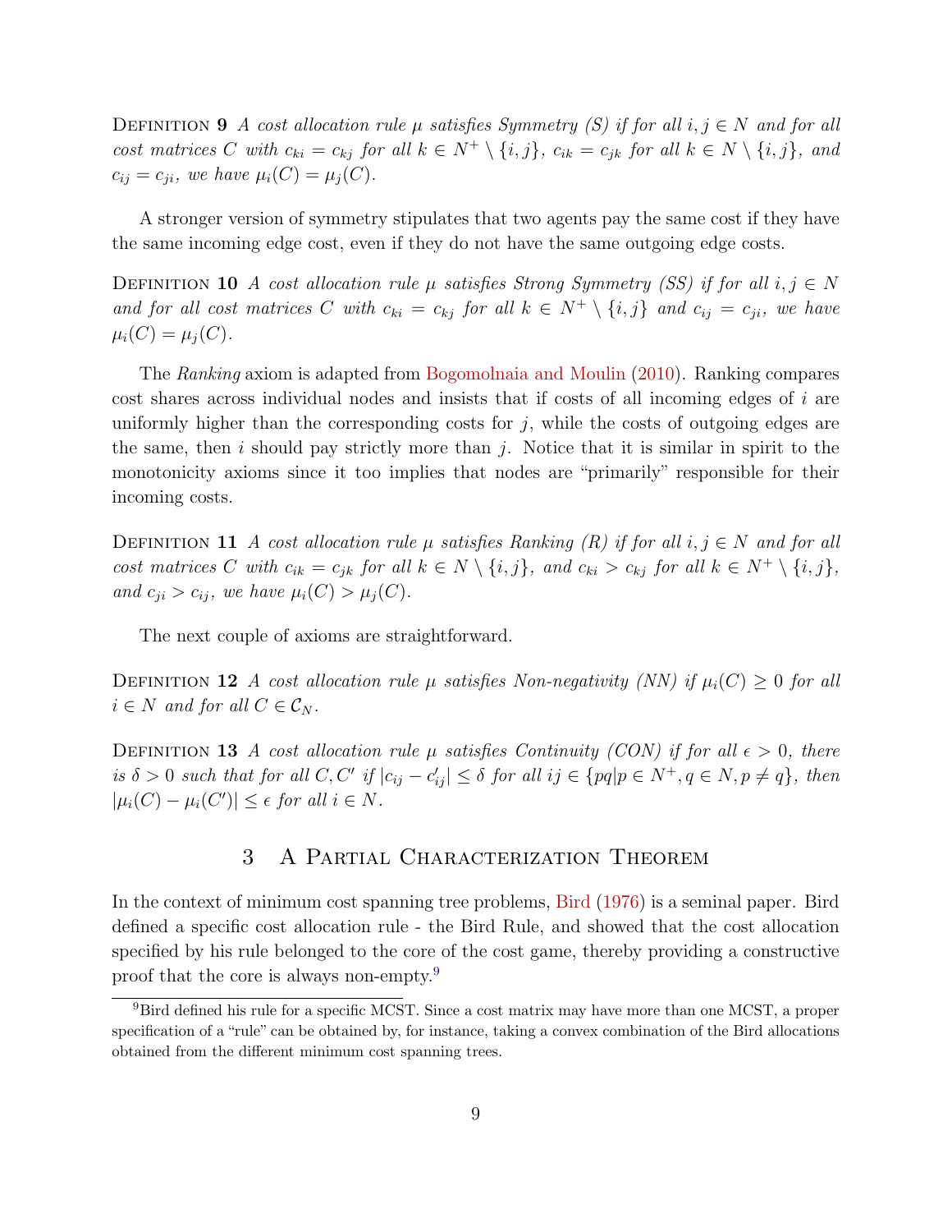Definition 9 *A cost allocation rule $\mu$ satisfies Symmetry (S) if for all $i, j \in N$ and for all cost matrices $C$ with $c_{ki} = c_{kj}$ for all $k \in N^+ \setminus \{i, j\}$, $c_{ik} = c_{jk}$ for all $k \in N \setminus \{i, j\}$, and $c_{ij} = c_{ji}$, we have $\mu_i(C) = \mu_j(C)$.*

A stronger version of symmetry stipulates that two agents pay the same cost if they have the same incoming edge cost, even if they do not have the same outgoing edge costs.

Definition 10 *A cost allocation rule $\mu$ satisfies Strong Symmetry (SS) if for all $i, j \in N$ and for all cost matrices $C$ with $c_{ki} = c_{kj}$ for all $k \in N^+ \setminus \{i, j\}$ and $c_{ij} = c_{ji}$, we have $\mu_i(C) = \mu_j(C)$.*

The *Ranking* axiom is adapted from Bogomolnaia and Moulin (2010). Ranking compares cost shares across individual nodes and insists that if costs of all incoming edges of $i$ are uniformly higher than the corresponding costs for $j$, while the costs of outgoing edges are the same, then $i$ should pay strictly more than $j$. Notice that it is similar in spirit to the monotonicity axioms since it too implies that nodes are "primarily" responsible for their incoming costs.

Definition 11 *A cost allocation rule $\mu$ satisfies Ranking (R) if for all $i, j \in N$ and for all cost matrices $C$ with $c_{ik} = c_{jk}$ for all $k \in N \setminus \{i, j\}$, and $c_{ki} > c_{kj}$ for all $k \in N^+ \setminus \{i, j\}$, and $c_{ji} > c_{ij}$, we have $\mu_i(C) > \mu_j(C)$.*

The next couple of axioms are straightforward.

Definition 12 *A cost allocation rule $\mu$ satisfies Non-negativity (NN) if $\mu_i(C) \geq 0$ for all $i \in N$ and for all $C \in \mathcal{C}_N$.*

Definition 13 *A cost allocation rule $\mu$ satisfies Continuity (CON) if for all $\epsilon > 0$, there is $\delta > 0$ such that for all $C, C'$ if $|c_{ij} - c'_{ij}| \leq \delta$ for all $ij \in \{pq | p \in N^+, q \in N, p \neq q\}$, then $|\mu_i(C) - \mu_i(C')| \leq \epsilon$ for all $i \in N$.*

## 3 A Partial Characterization Theorem

In the context of minimum cost spanning tree problems, Bird (1976) is a seminal paper. Bird defined a specific cost allocation rule - the Bird Rule, and showed that the cost allocation specified by his rule belonged to the core of the cost game, thereby providing a constructive proof that the core is always non-empty.[9]

[9] Bird defined his rule for a specific MCST. Since a cost matrix may have more than one MCST, a proper specification of a "rule" can be obtained by, for instance, taking a convex combination of the Bird allocations obtained from the different minimum cost spanning trees.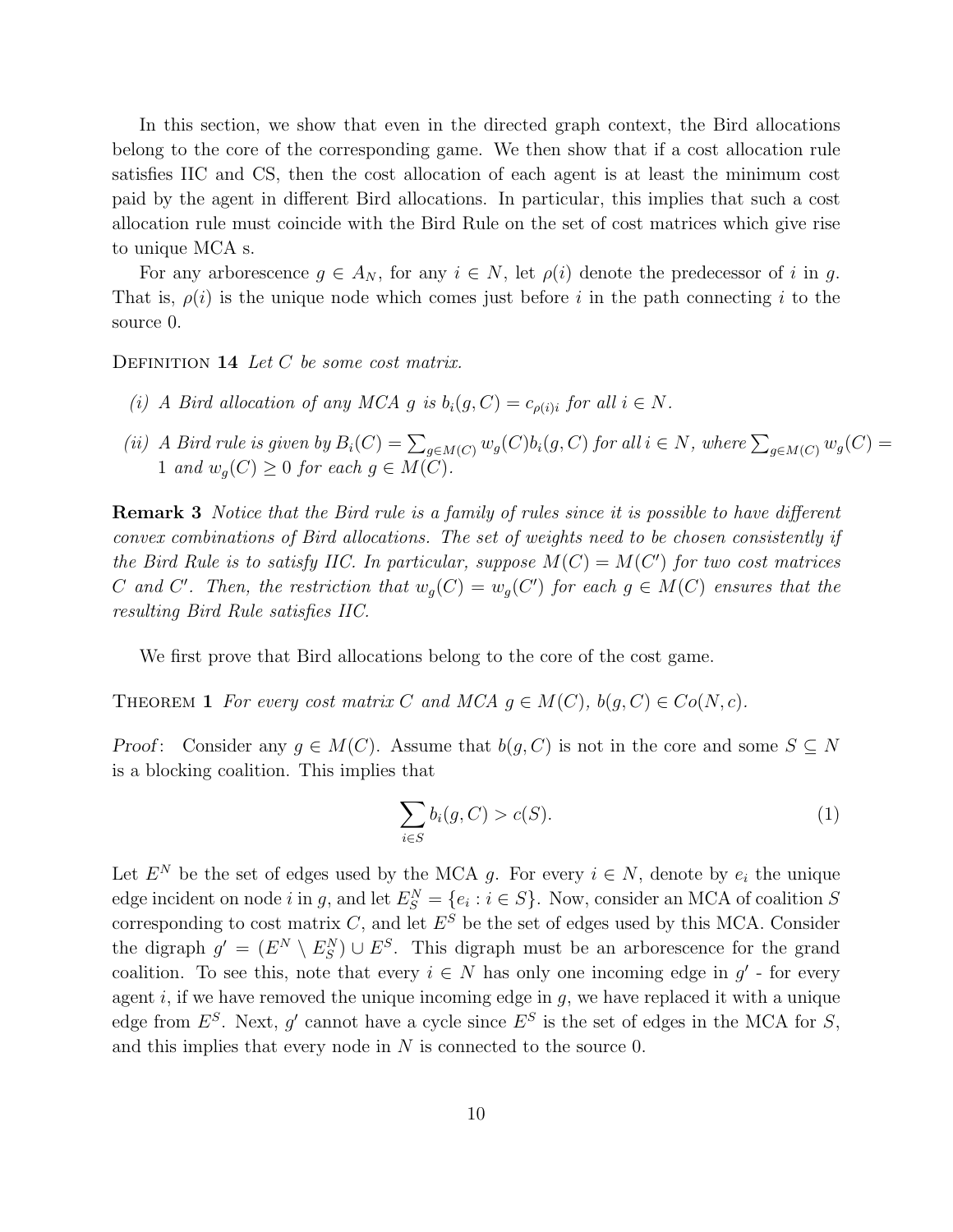In this section, we show that even in the directed graph context, the Bird allocations belong to the core of the corresponding game. We then show that if a cost allocation rule satisfies IIC and CS, then the cost allocation of each agent is at least the minimum cost paid by the agent in different Bird allocations. In particular, this implies that such a cost allocation rule must coincide with the Bird Rule on the set of cost matrices which give rise to unique MCA s.

For any arborescence $g \in A_N$, for any $i \in N$, let $\rho(i)$ denote the predecessor of $i$ in $g$. That is, $\rho(i)$ is the unique node which comes just before $i$ in the path connecting $i$ to the source 0.

Definition 14 *Let $C$ be some cost matrix.*

*(i) A Bird allocation of any MCA $g$ is $b_i(g, C) = c_{\rho(i)i}$ for all $i \in N$.*

*(ii) A Bird rule is given by $B_i(C) = \sum_{g \in M(C)} w_g(C) b_i(g, C)$ for all $i \in N$, where $\sum_{g \in M(C)} w_g(C) = 1$ and $w_g(C) \geq 0$ for each $g \in M(C)$.*

**Remark 3** *Notice that the Bird rule is a family of rules since it is possible to have different convex combinations of Bird allocations. The set of weights need to be chosen consistently if the Bird Rule is to satisfy IIC. In particular, suppose $M(C) = M(C')$ for two cost matrices $C$ and $C'$. Then, the restriction that $w_g(C) = w_g(C')$ for each $g \in M(C)$ ensures that the resulting Bird Rule satisfies IIC.*

We first prove that Bird allocations belong to the core of the cost game.

Theorem 1 *For every cost matrix $C$ and MCA $g \in M(C)$, $b(g, C) \in Co(N, c)$.*

*Proof*: Consider any $g \in M(C)$. Assume that $b(g, C)$ is not in the core and some $S \subseteq N$ is a blocking coalition. This implies that

$$\sum_{i \in S} b_i(g, C) > c(S). \tag{1}$$

Let $E^N$ be the set of edges used by the MCA $g$. For every $i \in N$, denote by $e_i$ the unique edge incident on node $i$ in $g$, and let $E^N_S = \{e_i : i \in S\}$. Now, consider an MCA of coalition $S$ corresponding to cost matrix $C$, and let $E^S$ be the set of edges used by this MCA. Consider the digraph $g' = (E^N \setminus E^N_S) \cup E^S$. This digraph must be an arborescence for the grand coalition. To see this, note that every $i \in N$ has only one incoming edge in $g'$ - for every agent $i$, if we have removed the unique incoming edge in $g$, we have replaced it with a unique edge from $E^S$. Next, $g'$ cannot have a cycle since $E^S$ is the set of edges in the MCA for $S$, and this implies that every node in $N$ is connected to the source 0.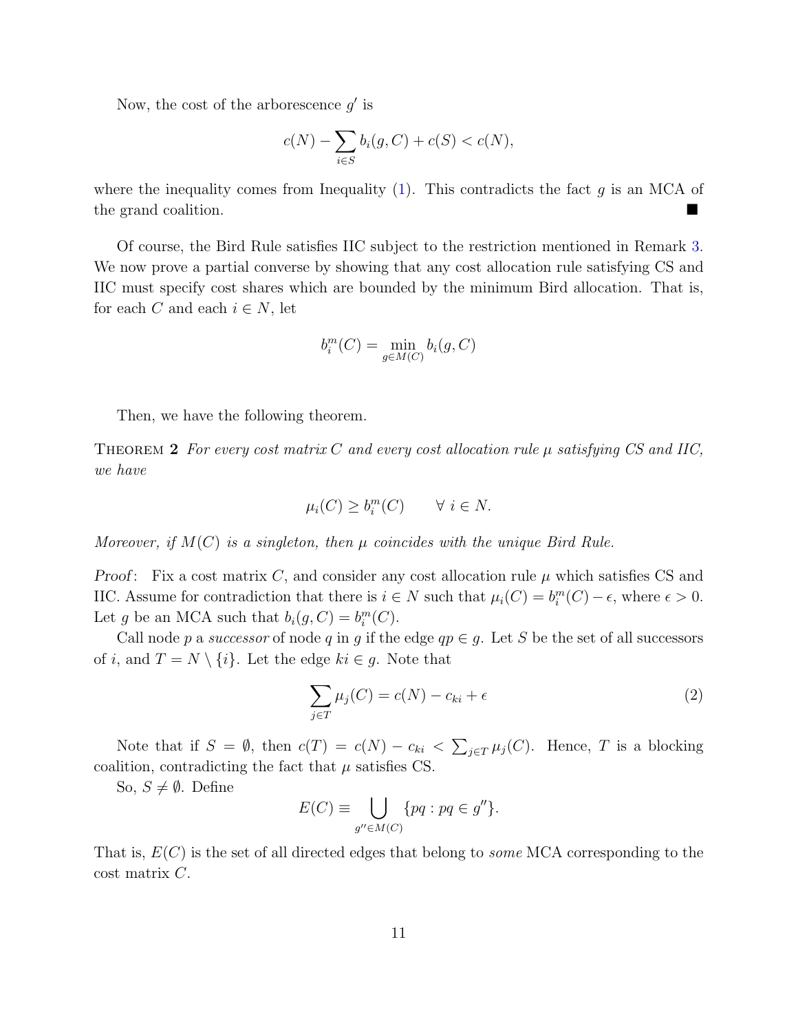Now, the cost of the arborescence $g'$ is

$$c(N) - \sum_{i \in S} b_i(g, C) + c(S) < c(N),$$

where the inequality comes from Inequality (1). This contradicts the fact $g$ is an MCA of the grand coalition. ■

Of course, the Bird Rule satisfies IIC subject to the restriction mentioned in Remark 3. We now prove a partial converse by showing that any cost allocation rule satisfying CS and IIC must specify cost shares which are bounded by the minimum Bird allocation. That is, for each $C$ and each $i \in N$, let

$$b_i^m(C) = \min_{g \in M(C)} b_i(g, C)$$

Then, we have the following theorem.

**Theorem 2** *For every cost matrix $C$ and every cost allocation rule $\mu$ satisfying CS and IIC, we have*

$$\mu_i(C) \geq b_i^m(C) \qquad \forall\ i \in N.$$

*Moreover, if $M(C)$ is a singleton, then $\mu$ coincides with the unique Bird Rule.*

*Proof*: Fix a cost matrix $C$, and consider any cost allocation rule $\mu$ which satisfies CS and IIC. Assume for contradiction that there is $i \in N$ such that $\mu_i(C) = b_i^m(C) - \epsilon$, where $\epsilon > 0$. Let $g$ be an MCA such that $b_i(g, C) = b_i^m(C)$.

Call node $p$ a *successor* of node $q$ in $g$ if the edge $qp \in g$. Let $S$ be the set of all successors of $i$, and $T = N \setminus \{i\}$. Let the edge $ki \in g$. Note that

$$\sum_{j \in T} \mu_j(C) = c(N) - c_{ki} + \epsilon \tag{2}$$

Note that if $S = \emptyset$, then $c(T) = c(N) - c_{ki} < \sum_{j \in T} \mu_j(C)$. Hence, $T$ is a blocking coalition, contradicting the fact that $\mu$ satisfies CS.

So, $S \neq \emptyset$. Define

$$E(C) \equiv \bigcup_{g'' \in M(C)} \{pq : pq \in g''\}.$$

That is, $E(C)$ is the set of all directed edges that belong to *some* MCA corresponding to the cost matrix $C$.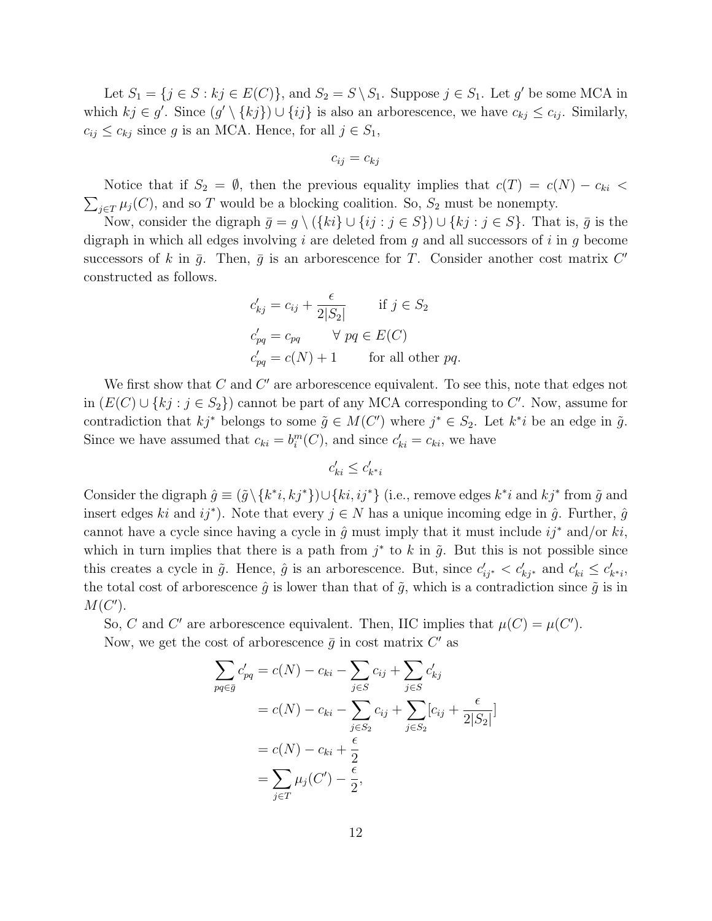Let $S_1 = \{j \in S : kj \in E(C)\}$, and $S_2 = S \setminus S_1$. Suppose $j \in S_1$. Let $g'$ be some MCA in which $kj \in g'$. Since $(g' \setminus \{kj\}) \cup \{ij\}$ is also an arborescence, we have $c_{kj} \leq c_{ij}$. Similarly, $c_{ij} \leq c_{kj}$ since $g$ is an MCA. Hence, for all $j \in S_1$,

$$c_{ij} = c_{kj}$$

Notice that if $S_2 = \emptyset$, then the previous equality implies that $c(T) = c(N) - c_{ki} < \sum_{j \in T} \mu_j(C)$, and so $T$ would be a blocking coalition. So, $S_2$ must be nonempty.

Now, consider the digraph $\bar{g} = g \setminus (\{ki\} \cup \{ij : j \in S\}) \cup \{kj : j \in S\}$. That is, $\bar{g}$ is the digraph in which all edges involving $i$ are deleted from $g$ and all successors of $i$ in $g$ become successors of $k$ in $\bar{g}$. Then, $\bar{g}$ is an arborescence for $T$. Consider another cost matrix $C'$ constructed as follows.

$$
\begin{aligned}
c'_{kj} &= c_{ij} + \frac{\epsilon}{2|S_2|} \qquad \text{if } j \in S_2 \\
c'_{pq} &= c_{pq} \qquad \forall\ pq \in E(C) \\
c'_{pq} &= c(N) + 1 \qquad \text{for all other } pq.
\end{aligned}
$$

We first show that $C$ and $C'$ are arborescence equivalent. To see this, note that edges not in $(E(C) \cup \{kj : j \in S_2\})$ cannot be part of any MCA corresponding to $C'$. Now, assume for contradiction that $kj^*$ belongs to some $\tilde{g} \in M(C')$ where $j^* \in S_2$. Let $k^*i$ be an edge in $\tilde{g}$. Since we have assumed that $c_{ki} = b_i^m(C)$, and since $c'_{ki} = c_{ki}$, we have

$$c'_{ki} \leq c'_{k^*i}$$

Consider the digraph $\hat{g} \equiv (\tilde{g} \setminus \{k^*i, kj^*\}) \cup \{ki, ij^*\}$ (i.e., remove edges $k^*i$ and $kj^*$ from $\tilde{g}$ and insert edges $ki$ and $ij^*$). Note that every $j \in N$ has a unique incoming edge in $\hat{g}$. Further, $\hat{g}$ cannot have a cycle since having a cycle in $\hat{g}$ must imply that it must include $ij^*$ and/or $ki$, which in turn implies that there is a path from $j^*$ to $k$ in $\tilde{g}$. But this is not possible since this creates a cycle in $\tilde{g}$. Hence, $\hat{g}$ is an arborescence. But, since $c'_{ij^*} < c'_{kj^*}$ and $c'_{ki} \leq c'_{k^*i}$, the total cost of arborescence $\hat{g}$ is lower than that of $\tilde{g}$, which is a contradiction since $\tilde{g}$ is in $M(C')$.

So, $C$ and $C'$ are arborescence equivalent. Then, IIC implies that $\mu(C) = \mu(C')$.

Now, we get the cost of arborescence $\bar{g}$ in cost matrix $C'$ as

$$
\begin{aligned}
\sum_{pq \in \bar{g}} c'_{pq} &= c(N) - c_{ki} - \sum_{j \in S} c_{ij} + \sum_{j \in S} c'_{kj} \\
&= c(N) - c_{ki} - \sum_{j \in S_2} c_{ij} + \sum_{j \in S_2} [c_{ij} + \frac{\epsilon}{2|S_2|}] \\
&= c(N) - c_{ki} + \frac{\epsilon}{2} \\
&= \sum_{j \in T} \mu_j(C') - \frac{\epsilon}{2},
\end{aligned}
$$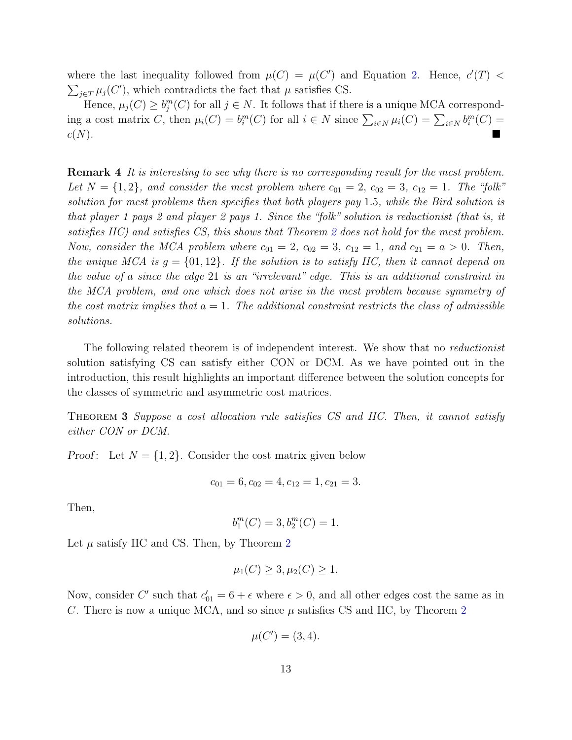where the last inequality followed from $\mu(C) = \mu(C')$ and Equation 2. Hence, $c'(T) < \sum_{j \in T} \mu_j(C')$, which contradicts the fact that $\mu$ satisfies CS.

Hence, $\mu_j(C) \geq b_j^m(C)$ for all $j \in N$. It follows that if there is a unique MCA corresponding a cost matrix $C$, then $\mu_i(C) = b_i^m(C)$ for all $i \in N$ since $\sum_{i \in N} \mu_i(C) = \sum_{i \in N} b_i^m(C) = c(N)$. ■

**Remark 4** *It is interesting to see why there is no corresponding result for the mcst problem. Let $N = \{1, 2\}$, and consider the mcst problem where $c_{01} = 2$, $c_{02} = 3$, $c_{12} = 1$. The "folk" solution for mcst problems then specifies that both players pay 1.5, while the Bird solution is that player 1 pays 2 and player 2 pays 1. Since the "folk" solution is reductionist (that is, it satisfies IIC) and satisfies CS, this shows that Theorem 2 does not hold for the mcst problem. Now, consider the MCA problem where $c_{01} = 2$, $c_{02} = 3$, $c_{12} = 1$, and $c_{21} = a > 0$. Then, the unique MCA is $g = \{01, 12\}$. If the solution is to satisfy IIC, then it cannot depend on the value of $a$ since the edge 21 is an "irrelevant" edge. This is an additional constraint in the MCA problem, and one which does not arise in the mcst problem because symmetry of the cost matrix implies that $a = 1$. The additional constraint restricts the class of admissible solutions.*

The following related theorem is of independent interest. We show that no *reductionist* solution satisfying CS can satisfy either CON or DCM. As we have pointed out in the introduction, this result highlights an important difference between the solution concepts for the classes of symmetric and asymmetric cost matrices.

Theorem 3 *Suppose a cost allocation rule satisfies CS and IIC. Then, it cannot satisfy either CON or DCM.*

*Proof*: Let $N = \{1, 2\}$. Consider the cost matrix given below

$$c_{01} = 6, c_{02} = 4, c_{12} = 1, c_{21} = 3.$$

Then,

$$b_1^m(C) = 3, b_2^m(C) = 1.$$

Let $\mu$ satisfy IIC and CS. Then, by Theorem 2

$$\mu_1(C) \geq 3, \mu_2(C) \geq 1.$$

Now, consider $C'$ such that $c'_{01} = 6 + \epsilon$ where $\epsilon > 0$, and all other edges cost the same as in $C$. There is now a unique MCA, and so since $\mu$ satisfies CS and IIC, by Theorem 2

$$\mu(C') = (3, 4).$$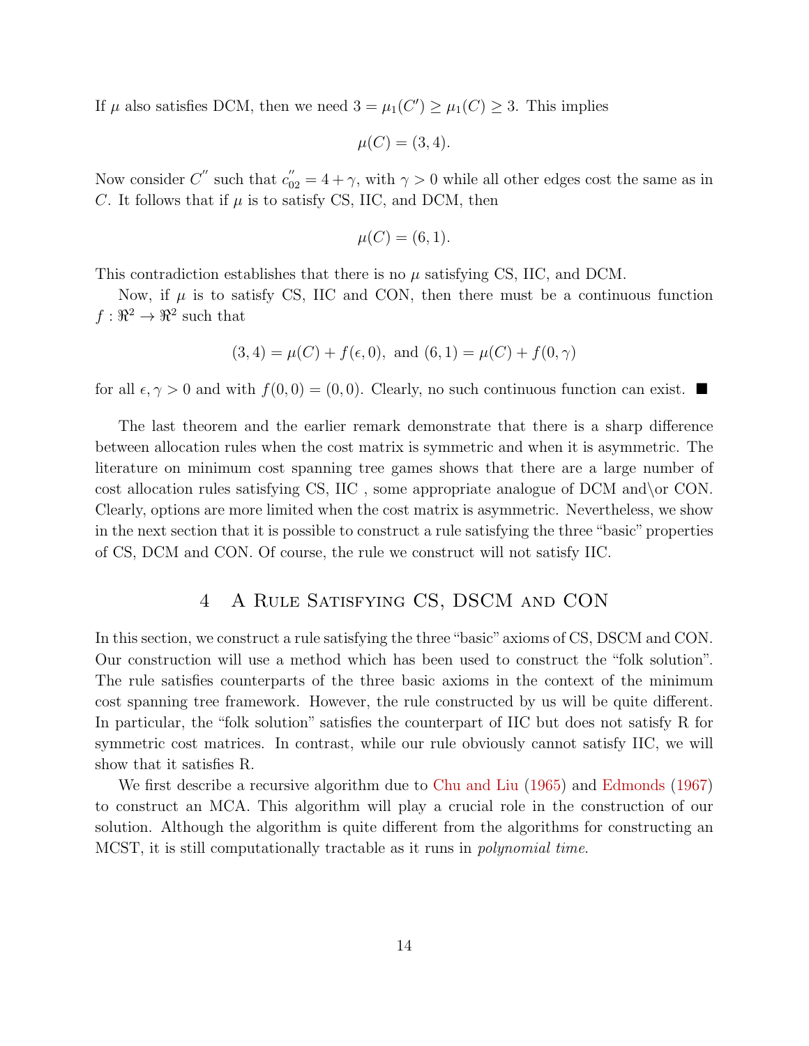If $\mu$ also satisfies DCM, then we need $3 = \mu_1(C') \geq \mu_1(C) \geq 3$. This implies

$$\mu(C) = (3, 4).$$

Now consider $C''$ such that $c''_{02} = 4 + \gamma$, with $\gamma > 0$ while all other edges cost the same as in $C$. It follows that if $\mu$ is to satisfy CS, IIC, and DCM, then

$$\mu(C) = (6, 1).$$

This contradiction establishes that there is no $\mu$ satisfying CS, IIC, and DCM.

Now, if $\mu$ is to satisfy CS, IIC and CON, then there must be a continuous function $f : \Re^2 \to \Re^2$ such that

$$(3, 4) = \mu(C) + f(\epsilon, 0), \text{ and } (6, 1) = \mu(C) + f(0, \gamma)$$

for all $\epsilon, \gamma > 0$ and with $f(0, 0) = (0, 0)$. Clearly, no such continuous function can exist. ■

The last theorem and the earlier remark demonstrate that there is a sharp difference between allocation rules when the cost matrix is symmetric and when it is asymmetric. The literature on minimum cost spanning tree games shows that there are a large number of cost allocation rules satisfying CS, IIC , some appropriate analogue of DCM and\or CON. Clearly, options are more limited when the cost matrix is asymmetric. Nevertheless, we show in the next section that it is possible to construct a rule satisfying the three "basic" properties of CS, DCM and CON. Of course, the rule we construct will not satisfy IIC.

## 4 A Rule Satisfying CS, DSCM and CON

In this section, we construct a rule satisfying the three "basic" axioms of CS, DSCM and CON. Our construction will use a method which has been used to construct the "folk solution". The rule satisfies counterparts of the three basic axioms in the context of the minimum cost spanning tree framework. However, the rule constructed by us will be quite different. In particular, the "folk solution" satisfies the counterpart of IIC but does not satisfy R for symmetric cost matrices. In contrast, while our rule obviously cannot satisfy IIC, we will show that it satisfies R.

We first describe a recursive algorithm due to Chu and Liu (1965) and Edmonds (1967) to construct an MCA. This algorithm will play a crucial role in the construction of our solution. Although the algorithm is quite different from the algorithms for constructing an MCST, it is still computationally tractable as it runs in *polynomial time*.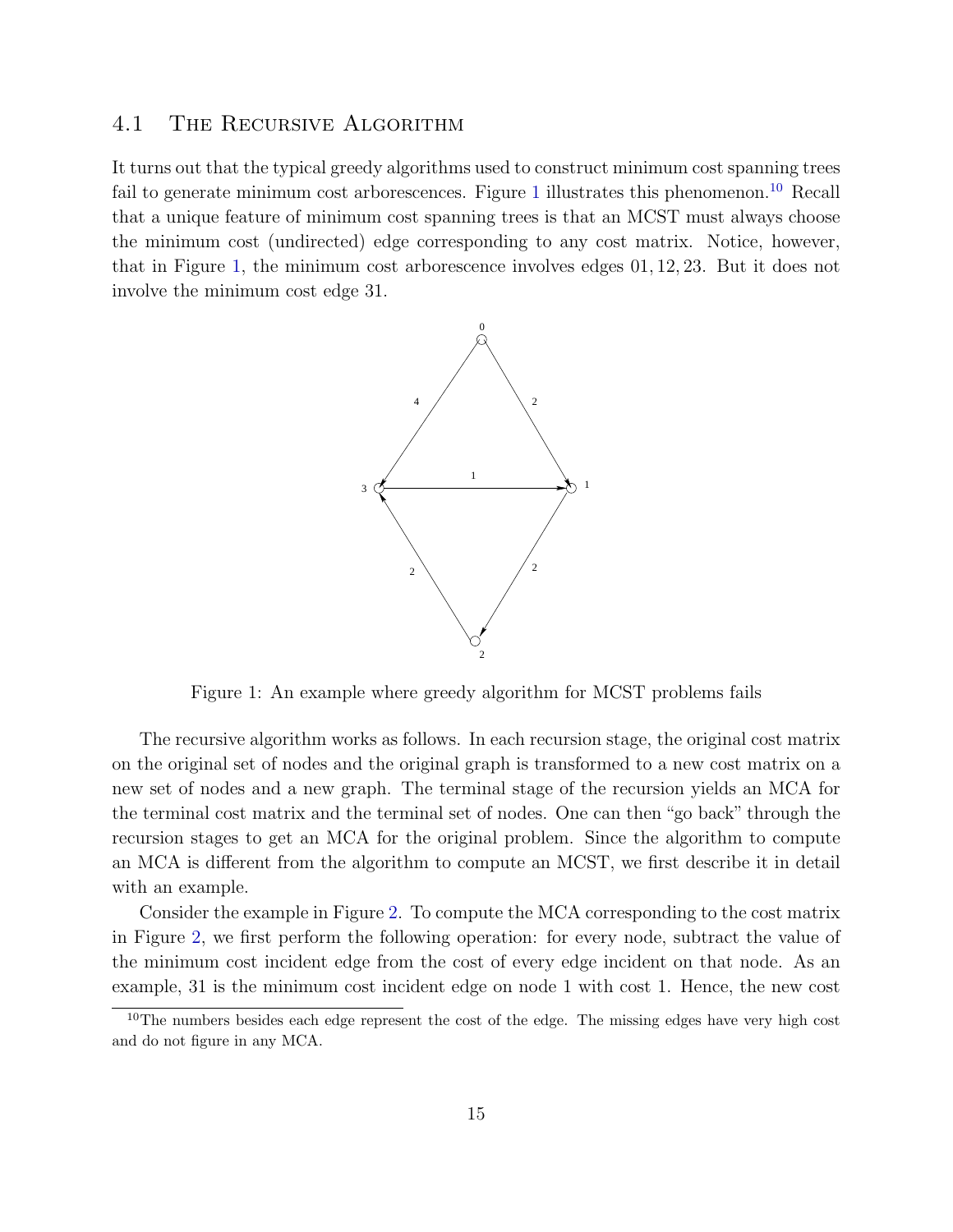### 4.1 The Recursive Algorithm

It turns out that the typical greedy algorithms used to construct minimum cost spanning trees fail to generate minimum cost arborescences. Figure 1 illustrates this phenomenon.[10] Recall that a unique feature of minimum cost spanning trees is that an MCST must always choose the minimum cost (undirected) edge corresponding to any cost matrix. Notice, however, that in Figure 1, the minimum cost arborescence involves edges 01, 12, 23. But it does not involve the minimum cost edge 31.

Figure 1: An example where greedy algorithm for MCST problems fails

The recursive algorithm works as follows. In each recursion stage, the original cost matrix on the original set of nodes and the original graph is transformed to a new cost matrix on a new set of nodes and a new graph. The terminal stage of the recursion yields an MCA for the terminal cost matrix and the terminal set of nodes. One can then "go back" through the recursion stages to get an MCA for the original problem. Since the algorithm to compute an MCA is different from the algorithm to compute an MCST, we first describe it in detail with an example.

Consider the example in Figure 2. To compute the MCA corresponding to the cost matrix in Figure 2, we first perform the following operation: for every node, subtract the value of the minimum cost incident edge from the cost of every edge incident on that node. As an example, 31 is the minimum cost incident edge on node 1 with cost 1. Hence, the new cost

[10] The numbers besides each edge represent the cost of the edge. The missing edges have very high cost and do not figure in any MCA.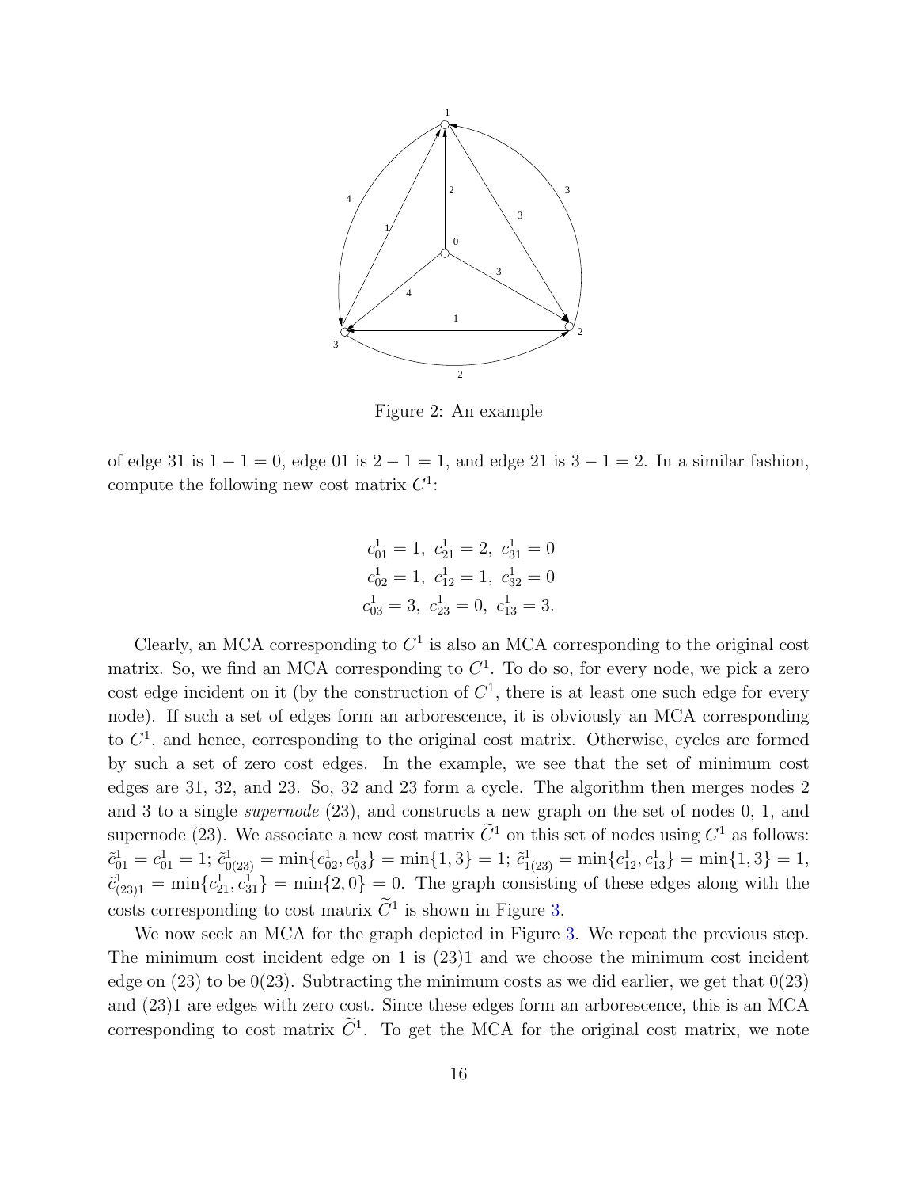Figure 2: An example

of edge 31 is $1 - 1 = 0$, edge 01 is $2 - 1 = 1$, and edge 21 is $3 - 1 = 2$. In a similar fashion, compute the following new cost matrix $C^1$:

$$c^1_{01} = 1,\ c^1_{21} = 2,\ c^1_{31} = 0$$
$$c^1_{02} = 1,\ c^1_{12} = 1,\ c^1_{32} = 0$$
$$c^1_{03} = 3,\ c^1_{23} = 0,\ c^1_{13} = 3.$$

Clearly, an MCA corresponding to $C^1$ is also an MCA corresponding to the original cost matrix. So, we find an MCA corresponding to $C^1$. To do so, for every node, we pick a zero cost edge incident on it (by the construction of $C^1$, there is at least one such edge for every node). If such a set of edges form an arborescence, it is obviously an MCA corresponding to $C^1$, and hence, corresponding to the original cost matrix. Otherwise, cycles are formed by such a set of zero cost edges. In the example, we see that the set of minimum cost edges are 31, 32, and 23. So, 32 and 23 form a cycle. The algorithm then merges nodes 2 and 3 to a single *supernode* (23), and constructs a new graph on the set of nodes 0, 1, and supernode (23). We associate a new cost matrix $\widetilde{C}^1$ on this set of nodes using $C^1$ as follows: $\tilde{c}^1_{01} = c^1_{01} = 1$; $\tilde{c}^1_{0(23)} = \min\{c^1_{02}, c^1_{03}\} = \min\{1, 3\} = 1$; $\tilde{c}^1_{1(23)} = \min\{c^1_{12}, c^1_{13}\} = \min\{1, 3\} = 1$, $\tilde{c}^1_{(23)1} = \min\{c^1_{21}, c^1_{31}\} = \min\{2, 0\} = 0$. The graph consisting of these edges along with the costs corresponding to cost matrix $\widetilde{C}^1$ is shown in Figure 3.

We now seek an MCA for the graph depicted in Figure 3. We repeat the previous step. The minimum cost incident edge on 1 is (23)1 and we choose the minimum cost incident edge on (23) to be 0(23). Subtracting the minimum costs as we did earlier, we get that 0(23) and (23)1 are edges with zero cost. Since these edges form an arborescence, this is an MCA corresponding to cost matrix $\widetilde{C}^1$. To get the MCA for the original cost matrix, we note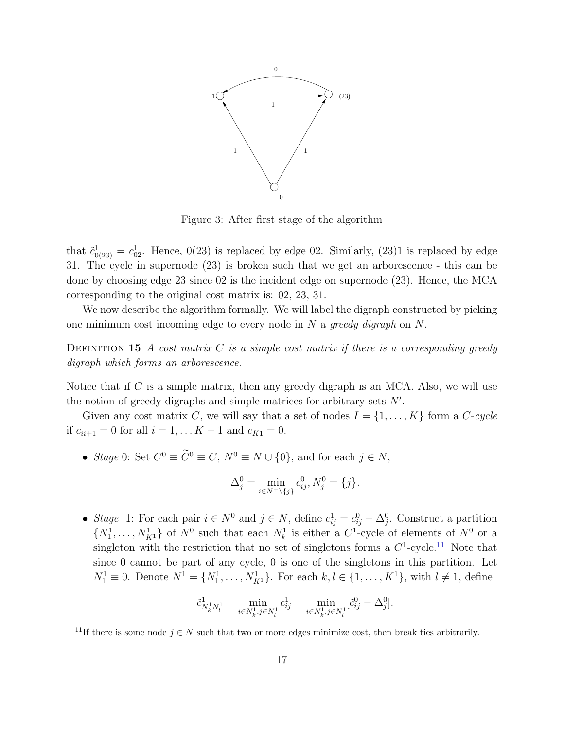Figure 3: After first stage of the algorithm

that $\tilde{c}^1_{0(23)} = c^1_{02}$. Hence, 0(23) is replaced by edge 02. Similarly, (23)1 is replaced by edge 31. The cycle in supernode (23) is broken such that we get an arborescence - this can be done by choosing edge 23 since 02 is the incident edge on supernode (23). Hence, the MCA corresponding to the original cost matrix is: 02, 23, 31.

We now describe the algorithm formally. We will label the digraph constructed by picking one minimum cost incoming edge to every node in $N$ a *greedy digraph* on $N$.

DEFINITION 15 *A cost matrix $C$ is a simple cost matrix if there is a corresponding greedy digraph which forms an arborescence.*

Notice that if $C$ is a simple matrix, then any greedy digraph is an MCA. Also, we will use the notion of greedy digraphs and simple matrices for arbitrary sets $N'$.

Given any cost matrix $C$, we will say that a set of nodes $I = \{1, \ldots, K\}$ form a *$C$-cycle* if $c_{ii+1} = 0$ for all $i = 1, \ldots K-1$ and $c_{K1} = 0$.

- *Stage* 0: Set $C^0 \equiv \widetilde{C}^0 \equiv C$, $N^0 \equiv N \cup \{0\}$, and for each $j \in N$,

$$\Delta^0_j = \min_{i \in N^+ \setminus \{j\}} c^0_{ij}, N^0_j = \{j\}.$$

- *Stage* 1: For each pair $i \in N^0$ and $j \in N$, define $c^1_{ij} = c^0_{ij} - \Delta^0_j$. Construct a partition $\{N^1_1, \ldots, N^1_{K^1}\}$ of $N^0$ such that each $N^1_k$ is either a $C^1$-cycle of elements of $N^0$ or a singleton with the restriction that no set of singletons forms a $C^1$-cycle.[11] Note that since 0 cannot be part of any cycle, 0 is one of the singletons in this partition. Let $N^1_1 \equiv 0$. Denote $N^1 = \{N^1_1, \ldots, N^1_{K^1}\}$. For each $k, l \in \{1, \ldots, K^1\}$, with $l \neq 1$, define

$$\tilde{c}^1_{N^1_k N^1_l} = \min_{i \in N^1_k, j \in N^1_l} c^1_{ij} = \min_{i \in N^1_k, j \in N^1_l} [\tilde{c}^0_{ij} - \Delta^0_j].$$

[11] If there is some node $j \in N$ such that two or more edges minimize cost, then break ties arbitrarily.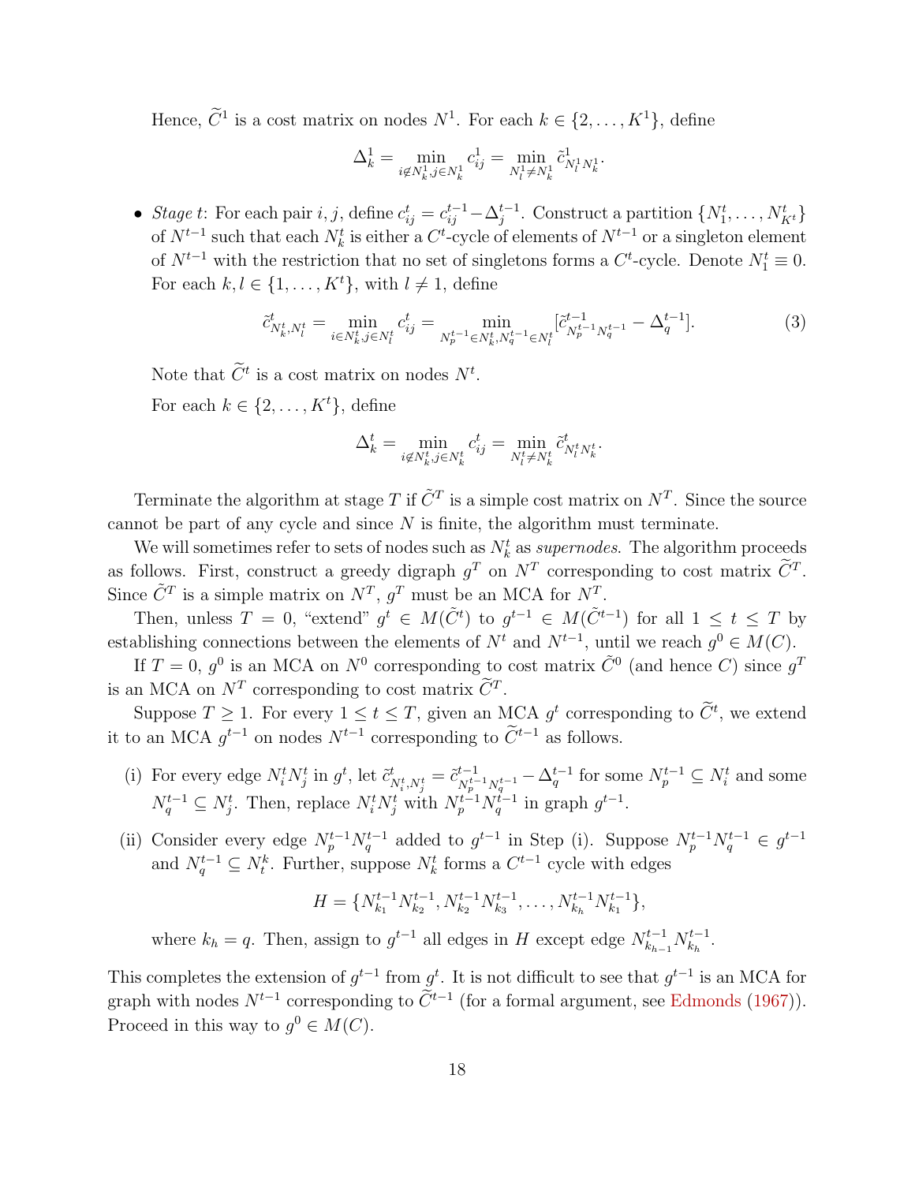Hence, $\widetilde{C}^1$ is a cost matrix on nodes $N^1$. For each $k \in \{2, \dots, K^1\}$, define

$$\Delta^1_k = \min_{i \notin N^1_k, j \in N^1_k} c^1_{ij} = \min_{N^1_l \neq N^1_k} \tilde{c}^1_{N^1_l N^1_k}.$$

- *Stage t*: For each pair $i, j$, define $c^t_{ij} = c^{t-1}_{ij} - \Delta^{t-1}_j$. Construct a partition $\{N^t_1, \dots, N^t_{K^t}\}$ of $N^{t-1}$ such that each $N^t_k$ is either a $C^t$-cycle of elements of $N^{t-1}$ or a singleton element of $N^{t-1}$ with the restriction that no set of singletons forms a $C^t$-cycle. Denote $N^t_1 \equiv 0$. For each $k, l \in \{1, \dots, K^t\}$, with $l \neq 1$, define

$$\tilde{c}^t_{N^t_k, N^t_l} = \min_{i \in N^t_k, j \in N^t_l} c^t_{ij} = \min_{N^{t-1}_p \in N^t_k, N^{t-1}_q \in N^t_l} [\tilde{c}^{t-1}_{N^{t-1}_p N^{t-1}_q} - \Delta^{t-1}_q]. \tag{3}$$

  Note that $\widetilde{C}^t$ is a cost matrix on nodes $N^t$.

  For each $k \in \{2, \dots, K^t\}$, define

$$\Delta^t_k = \min_{i \notin N^t_k, j \in N^t_k} c^t_{ij} = \min_{N^t_l \neq N^t_k} \tilde{c}^t_{N^t_l N^t_k}.$$

Terminate the algorithm at stage $T$ if $\tilde{C}^T$ is a simple cost matrix on $N^T$. Since the source cannot be part of any cycle and since $N$ is finite, the algorithm must terminate.

We will sometimes refer to sets of nodes such as $N^t_k$ as *supernodes*. The algorithm proceeds as follows. First, construct a greedy digraph $g^T$ on $N^T$ corresponding to cost matrix $\widetilde{C}^T$. Since $\tilde{C}^T$ is a simple matrix on $N^T$, $g^T$ must be an MCA for $N^T$.

Then, unless $T = 0$, "extend" $g^t \in M(\tilde{C}^t)$ to $g^{t-1} \in M(\tilde{C}^{t-1})$ for all $1 \leq t \leq T$ by establishing connections between the elements of $N^t$ and $N^{t-1}$, until we reach $g^0 \in M(C)$.

If $T = 0$, $g^0$ is an MCA on $N^0$ corresponding to cost matrix $\tilde{C}^0$ (and hence $C$) since $g^T$ is an MCA on $N^T$ corresponding to cost matrix $\widetilde{C}^T$.

Suppose $T \geq 1$. For every $1 \leq t \leq T$, given an MCA $g^t$ corresponding to $\widetilde{C}^t$, we extend it to an MCA $g^{t-1}$ on nodes $N^{t-1}$ corresponding to $\widetilde{C}^{t-1}$ as follows.

(i) For every edge $N^t_i N^t_j$ in $g^t$, let $\tilde{c}^t_{N^t_i, N^t_j} = \tilde{c}^{t-1}_{N^{t-1}_p N^{t-1}_q} - \Delta^{t-1}_q$ for some $N^{t-1}_p \subseteq N^t_i$ and some $N^{t-1}_q \subseteq N^t_j$. Then, replace $N^t_i N^t_j$ with $N^{t-1}_p N^{t-1}_q$ in graph $g^{t-1}$.

(ii) Consider every edge $N^{t-1}_p N^{t-1}_q$ added to $g^{t-1}$ in Step (i). Suppose $N^{t-1}_p N^{t-1}_q \in g^{t-1}$ and $N^{t-1}_q \subseteq N^k_t$. Further, suppose $N^t_k$ forms a $C^{t-1}$ cycle with edges

$$H = \{N^{t-1}_{k_1} N^{t-1}_{k_2}, N^{t-1}_{k_2} N^{t-1}_{k_3}, \dots, N^{t-1}_{k_h} N^{t-1}_{k_1}\},$$

where $k_h = q$. Then, assign to $g^{t-1}$ all edges in $H$ except edge $N^{t-1}_{k_{h-1}} N^{t-1}_{k_h}$.

This completes the extension of $g^{t-1}$ from $g^t$. It is not difficult to see that $g^{t-1}$ is an MCA for graph with nodes $N^{t-1}$ corresponding to $\widetilde{C}^{t-1}$ (for a formal argument, see Edmonds (1967)). Proceed in this way to $g^0 \in M(C)$.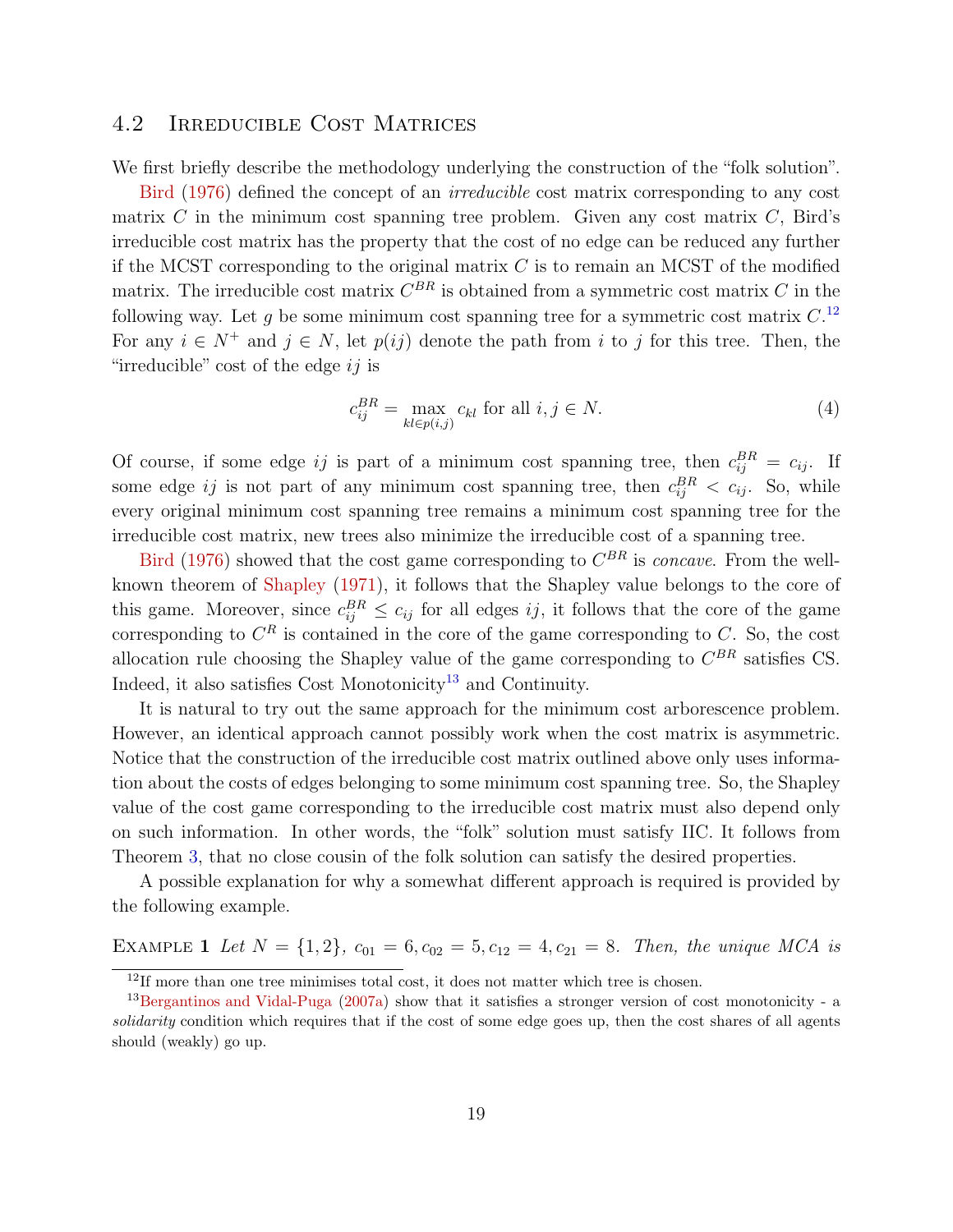### 4.2 Irreducible Cost Matrices

We first briefly describe the methodology underlying the construction of the "folk solution".

Bird (1976) defined the concept of an *irreducible* cost matrix corresponding to any cost matrix $C$ in the minimum cost spanning tree problem. Given any cost matrix $C$, Bird's irreducible cost matrix has the property that the cost of no edge can be reduced any further if the MCST corresponding to the original matrix $C$ is to remain an MCST of the modified matrix. The irreducible cost matrix $C^{BR}$ is obtained from a symmetric cost matrix $C$ in the following way. Let $g$ be some minimum cost spanning tree for a symmetric cost matrix $C$.[12] For any $i \in N^+$ and $j \in N$, let $p(ij)$ denote the path from $i$ to $j$ for this tree. Then, the "irreducible" cost of the edge $ij$ is

$$c_{ij}^{BR} = \max_{kl \in p(i,j)} c_{kl} \text{ for all } i, j \in N. \tag{4}$$

Of course, if some edge $ij$ is part of a minimum cost spanning tree, then $c_{ij}^{BR} = c_{ij}$. If some edge $ij$ is not part of any minimum cost spanning tree, then $c_{ij}^{BR} < c_{ij}$. So, while every original minimum cost spanning tree remains a minimum cost spanning tree for the irreducible cost matrix, new trees also minimize the irreducible cost of a spanning tree.

Bird (1976) showed that the cost game corresponding to $C^{BR}$ is *concave*. From the well-known theorem of Shapley (1971), it follows that the Shapley value belongs to the core of this game. Moreover, since $c_{ij}^{BR} \leq c_{ij}$ for all edges $ij$, it follows that the core of the game corresponding to $C^R$ is contained in the core of the game corresponding to $C$. So, the cost allocation rule choosing the Shapley value of the game corresponding to $C^{BR}$ satisfies CS. Indeed, it also satisfies Cost Monotonicity[13] and Continuity.

It is natural to try out the same approach for the minimum cost arborescence problem. However, an identical approach cannot possibly work when the cost matrix is asymmetric. Notice that the construction of the irreducible cost matrix outlined above only uses information about the costs of edges belonging to some minimum cost spanning tree. So, the Shapley value of the cost game corresponding to the irreducible cost matrix must also depend only on such information. In other words, the "folk" solution must satisfy IIC. It follows from Theorem 3, that no close cousin of the folk solution can satisfy the desired properties.

A possible explanation for why a somewhat different approach is required is provided by the following example.

**Example 1** *Let $N = \{1, 2\}$, $c_{01} = 6, c_{02} = 5, c_{12} = 4, c_{21} = 8$. Then, the unique MCA is*

[12] If more than one tree minimises total cost, it does not matter which tree is chosen.

[13] Bergantinos and Vidal-Puga (2007a) show that it satisfies a stronger version of cost monotonicity - a *solidarity* condition which requires that if the cost of some edge goes up, then the cost shares of all agents should (weakly) go up.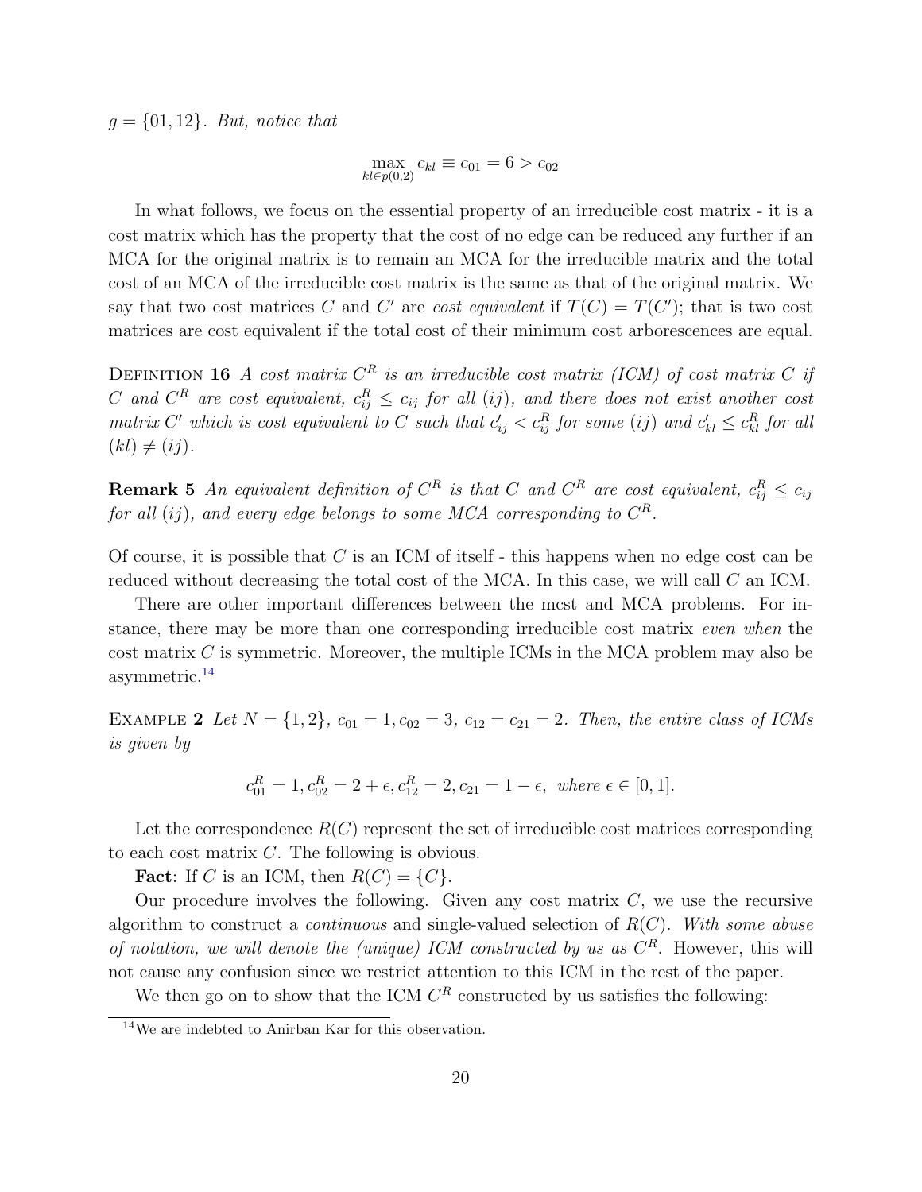$g = \{01, 12\}$. *But, notice that*

$$\max_{kl \in p(0,2)} c_{kl} \equiv c_{01} = 6 > c_{02}$$

In what follows, we focus on the essential property of an irreducible cost matrix - it is a cost matrix which has the property that the cost of no edge can be reduced any further if an MCA for the original matrix is to remain an MCA for the irreducible matrix and the total cost of an MCA of the irreducible cost matrix is the same as that of the original matrix. We say that two cost matrices $C$ and $C'$ are *cost equivalent* if $T(C) = T(C')$; that is two cost matrices are cost equivalent if the total cost of their minimum cost arborescences are equal.

Definition 16 *A cost matrix $C^R$ is an irreducible cost matrix (ICM) of cost matrix $C$ if $C$ and $C^R$ are cost equivalent, $c^R_{ij} \leq c_{ij}$ for all $(ij)$, and there does not exist another cost matrix $C'$ which is cost equivalent to $C$ such that $c'_{ij} < c^R_{ij}$ for some $(ij)$ and $c'_{kl} \leq c^R_{kl}$ for all $(kl) \neq (ij)$.*

**Remark 5** *An equivalent definition of $C^R$ is that $C$ and $C^R$ are cost equivalent, $c^R_{ij} \leq c_{ij}$ for all $(ij)$, and every edge belongs to some MCA corresponding to $C^R$.*

Of course, it is possible that $C$ is an ICM of itself - this happens when no edge cost can be reduced without decreasing the total cost of the MCA. In this case, we will call $C$ an ICM.

There are other important differences between the mcst and MCA problems. For instance, there may be more than one corresponding irreducible cost matrix *even when* the cost matrix $C$ is symmetric. Moreover, the multiple ICMs in the MCA problem may also be asymmetric.[14]

Example 2 *Let $N = \{1, 2\}$, $c_{01} = 1, c_{02} = 3$, $c_{12} = c_{21} = 2$. Then, the entire class of ICMs is given by*

$$c^R_{01} = 1, c^R_{02} = 2 + \epsilon, c^R_{12} = 2, c_{21} = 1 - \epsilon, \text{ where } \epsilon \in [0, 1].$$

Let the correspondence $R(C)$ represent the set of irreducible cost matrices corresponding to each cost matrix $C$. The following is obvious.

**Fact**: If $C$ is an ICM, then $R(C) = \{C\}$.

Our procedure involves the following. Given any cost matrix $C$, we use the recursive algorithm to construct a *continuous* and single-valued selection of $R(C)$. *With some abuse of notation, we will denote the (unique) ICM constructed by us as $C^R$.* However, this will not cause any confusion since we restrict attention to this ICM in the rest of the paper.

We then go on to show that the ICM $C^R$ constructed by us satisfies the following:

[14] We are indebted to Anirban Kar for this observation.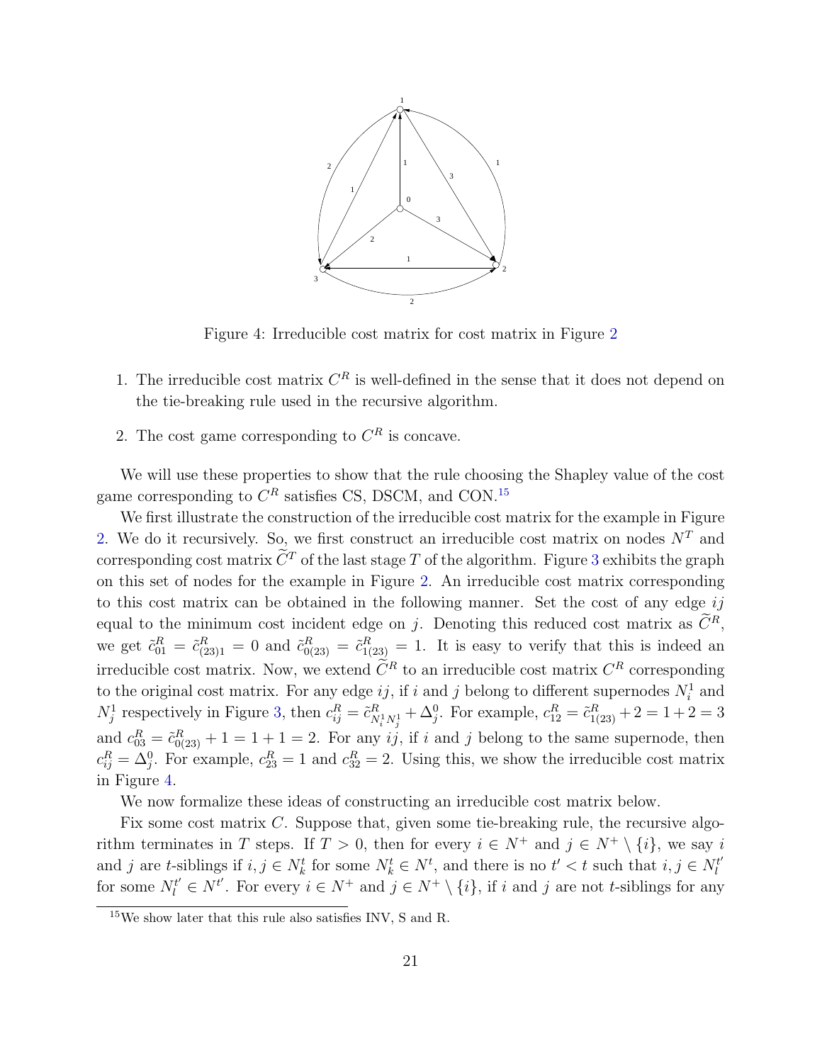Figure 4: Irreducible cost matrix for cost matrix in Figure 2

1. The irreducible cost matrix $C^R$ is well-defined in the sense that it does not depend on the tie-breaking rule used in the recursive algorithm.

2. The cost game corresponding to $C^R$ is concave.

We will use these properties to show that the rule choosing the Shapley value of the cost game corresponding to $C^R$ satisfies CS, DSCM, and CON.[15]

We first illustrate the construction of the irreducible cost matrix for the example in Figure 2. We do it recursively. So, we first construct an irreducible cost matrix on nodes $N^T$ and corresponding cost matrix $\widetilde{C}^T$ of the last stage $T$ of the algorithm. Figure 3 exhibits the graph on this set of nodes for the example in Figure 2. An irreducible cost matrix corresponding to this cost matrix can be obtained in the following manner. Set the cost of any edge $ij$ equal to the minimum cost incident edge on $j$. Denoting this reduced cost matrix as $\widetilde{C}^R$, we get $\tilde{c}^R_{01} = \tilde{c}^R_{(23)1} = 0$ and $\tilde{c}^R_{0(23)} = \tilde{c}^R_{1(23)} = 1$. It is easy to verify that this is indeed an irreducible cost matrix. Now, we extend $\widetilde{C}^R$ to an irreducible cost matrix $C^R$ corresponding to the original cost matrix. For any edge $ij$, if $i$ and $j$ belong to different supernodes $N^1_i$ and $N^1_j$ respectively in Figure 3, then $c^R_{ij} = \tilde{c}^R_{N^1_i N^1_j} + \Delta^0_j$. For example, $c^R_{12} = \tilde{c}^R_{1(23)} + 2 = 1 + 2 = 3$ and $c^R_{03} = \tilde{c}^R_{0(23)} + 1 = 1 + 1 = 2$. For any $ij$, if $i$ and $j$ belong to the same supernode, then $c^R_{ij} = \Delta^0_j$. For example, $c^R_{23} = 1$ and $c^R_{32} = 2$. Using this, we show the irreducible cost matrix in Figure 4.

We now formalize these ideas of constructing an irreducible cost matrix below.

Fix some cost matrix $C$. Suppose that, given some tie-breaking rule, the recursive algorithm terminates in $T$ steps. If $T > 0$, then for every $i \in N^+$ and $j \in N^+ \setminus \{i\}$, we say $i$ and $j$ are $t$-siblings if $i, j \in N^t_k$ for some $N^t_k \in N^t$, and there is no $t' < t$ such that $i, j \in N^{t'}_l$ for some $N^{t'}_l \in N^{t'}$. For every $i \in N^+$ and $j \in N^+ \setminus \{i\}$, if $i$ and $j$ are not $t$-siblings for any

[15] We show later that this rule also satisfies INV, S and R.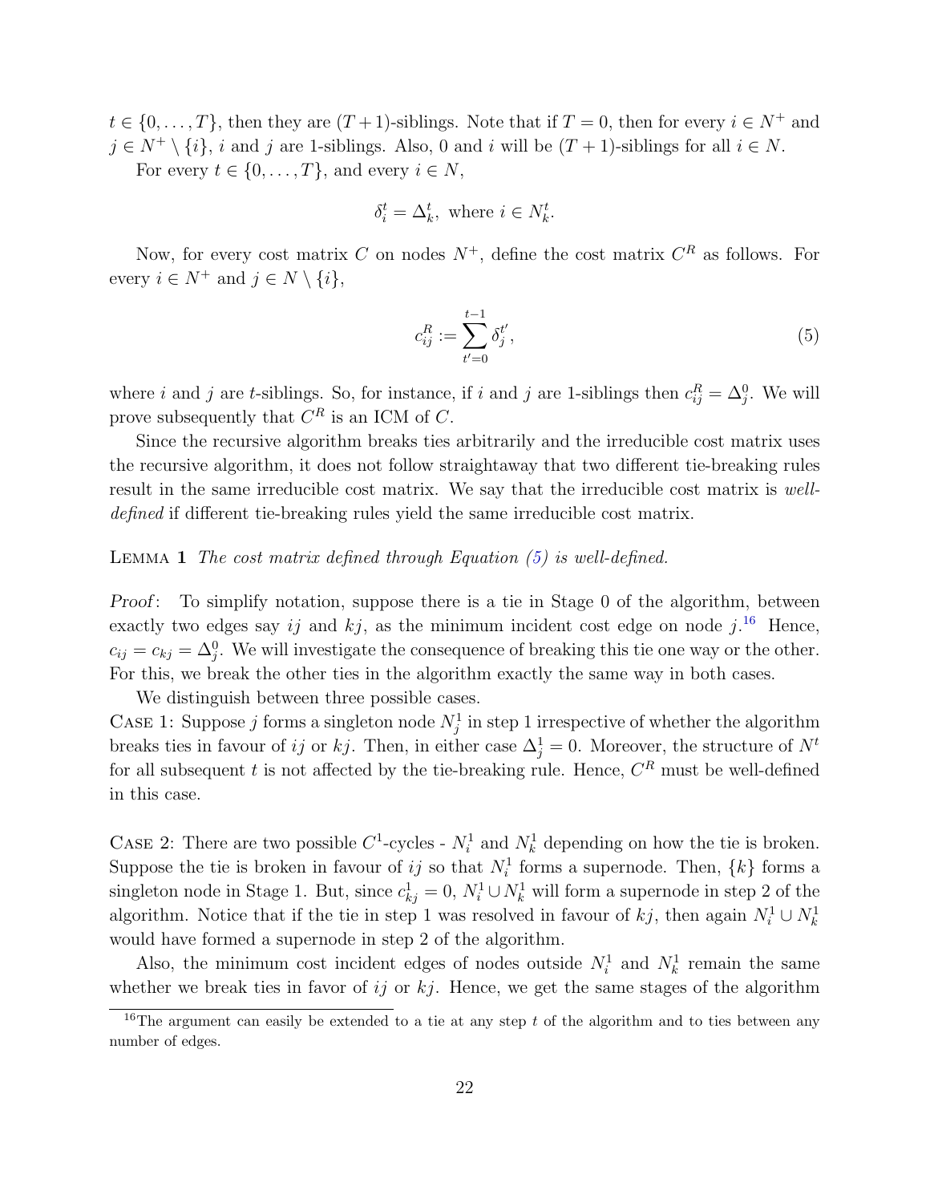$t \in \{0, \ldots, T\}$, then they are $(T+1)$-siblings. Note that if $T = 0$, then for every $i \in N^+$ and $j \in N^+ \setminus \{i\}$, $i$ and $j$ are 1-siblings. Also, 0 and $i$ will be $(T+1)$-siblings for all $i \in N$.

For every $t \in \{0, \ldots, T\}$, and every $i \in N$,

$$\delta_i^t = \Delta_k^t, \text{ where } i \in N_k^t.$$

Now, for every cost matrix $C$ on nodes $N^+$, define the cost matrix $C^R$ as follows. For every $i \in N^+$ and $j \in N \setminus \{i\}$,

$$c_{ij}^R := \sum_{t'=0}^{t-1} \delta_j^{t'}, \tag{5}$$

where $i$ and $j$ are $t$-siblings. So, for instance, if $i$ and $j$ are 1-siblings then $c_{ij}^R = \Delta_j^0$. We will prove subsequently that $C^R$ is an ICM of $C$.

Since the recursive algorithm breaks ties arbitrarily and the irreducible cost matrix uses the recursive algorithm, it does not follow straightaway that two different tie-breaking rules result in the same irreducible cost matrix. We say that the irreducible cost matrix is *well-defined* if different tie-breaking rules yield the same irreducible cost matrix.

Lemma 1 *The cost matrix defined through Equation (5) is well-defined.*

*Proof*: To simplify notation, suppose there is a tie in Stage 0 of the algorithm, between exactly two edges say $ij$ and $kj$, as the minimum incident cost edge on node $j$.[16] Hence, $c_{ij} = c_{kj} = \Delta_j^0$. We will investigate the consequence of breaking this tie one way or the other. For this, we break the other ties in the algorithm exactly the same way in both cases.

We distinguish between three possible cases.

Case 1: Suppose $j$ forms a singleton node $N_j^1$ in step 1 irrespective of whether the algorithm breaks ties in favour of $ij$ or $kj$. Then, in either case $\Delta_j^1 = 0$. Moreover, the structure of $N^t$ for all subsequent $t$ is not affected by the tie-breaking rule. Hence, $C^R$ must be well-defined in this case.

Case 2: There are two possible $C^1$-cycles - $N_i^1$ and $N_k^1$ depending on how the tie is broken. Suppose the tie is broken in favour of $ij$ so that $N_i^1$ forms a supernode. Then, $\{k\}$ forms a singleton node in Stage 1. But, since $c_{kj}^1 = 0$, $N_i^1 \cup N_k^1$ will form a supernode in step 2 of the algorithm. Notice that if the tie in step 1 was resolved in favour of $kj$, then again $N_i^1 \cup N_k^1$ would have formed a supernode in step 2 of the algorithm.

Also, the minimum cost incident edges of nodes outside $N_i^1$ and $N_k^1$ remain the same whether we break ties in favor of $ij$ or $kj$. Hence, we get the same stages of the algorithm

[16] The argument can easily be extended to a tie at any step $t$ of the algorithm and to ties between any number of edges.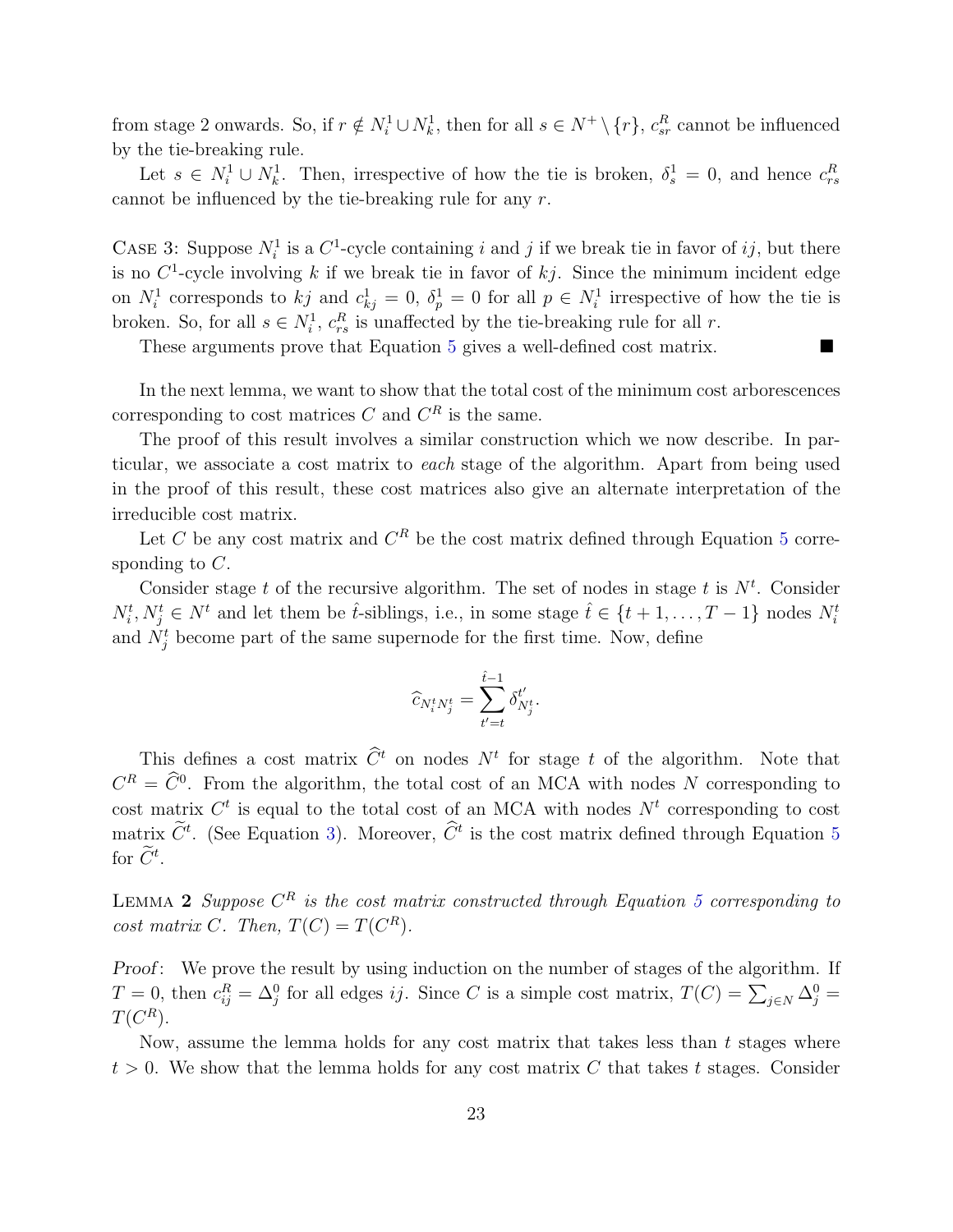from stage 2 onwards. So, if $r \notin N_i^1 \cup N_k^1$, then for all $s \in N^+ \setminus \{r\}$, $c_{sr}^R$ cannot be influenced by the tie-breaking rule.

Let $s \in N_i^1 \cup N_k^1$. Then, irrespective of how the tie is broken, $\delta_s^1 = 0$, and hence $c_{rs}^R$ cannot be influenced by the tie-breaking rule for any $r$.

Case 3: Suppose $N_i^1$ is a $C^1$-cycle containing $i$ and $j$ if we break tie in favor of $ij$, but there is no $C^1$-cycle involving $k$ if we break tie in favor of $kj$. Since the minimum incident edge on $N_i^1$ corresponds to $kj$ and $c_{kj}^1 = 0$, $\delta_p^1 = 0$ for all $p \in N_i^1$ irrespective of how the tie is broken. So, for all $s \in N_i^1$, $c_{rs}^R$ is unaffected by the tie-breaking rule for all $r$.

These arguments prove that Equation 5 gives a well-defined cost matrix. ■

In the next lemma, we want to show that the total cost of the minimum cost arborescences corresponding to cost matrices $C$ and $C^R$ is the same.

The proof of this result involves a similar construction which we now describe. In particular, we associate a cost matrix to *each* stage of the algorithm. Apart from being used in the proof of this result, these cost matrices also give an alternate interpretation of the irreducible cost matrix.

Let $C$ be any cost matrix and $C^R$ be the cost matrix defined through Equation 5 corresponding to $C$.

Consider stage $t$ of the recursive algorithm. The set of nodes in stage $t$ is $N^t$. Consider $N_i^t, N_j^t \in N^t$ and let them be $\hat{t}$-siblings, i.e., in some stage $\hat{t} \in \{t+1, \ldots, T-1\}$ nodes $N_i^t$ and $N_j^t$ become part of the same supernode for the first time. Now, define

$$\widehat{c}_{N_i^t N_j^t} = \sum_{t'=t}^{\hat{t}-1} \delta_{N_j^t}^{t'}.$$

This defines a cost matrix $\widehat{C}^t$ on nodes $N^t$ for stage $t$ of the algorithm. Note that $C^R = \widehat{C}^0$. From the algorithm, the total cost of an MCA with nodes $N$ corresponding to cost matrix $C^t$ is equal to the total cost of an MCA with nodes $N^t$ corresponding to cost matrix $\widetilde{C}^t$. (See Equation 3). Moreover, $\widehat{C}^t$ is the cost matrix defined through Equation 5 for $\widetilde{C}^t$.

Lemma 2 *Suppose $C^R$ is the cost matrix constructed through Equation 5 corresponding to cost matrix $C$. Then, $T(C) = T(C^R)$.*

*Proof*: We prove the result by using induction on the number of stages of the algorithm. If $T = 0$, then $c_{ij}^R = \Delta_j^0$ for all edges $ij$. Since $C$ is a simple cost matrix, $T(C) = \sum_{j \in N} \Delta_j^0 = T(C^R)$.

Now, assume the lemma holds for any cost matrix that takes less than $t$ stages where $t > 0$. We show that the lemma holds for any cost matrix $C$ that takes $t$ stages. Consider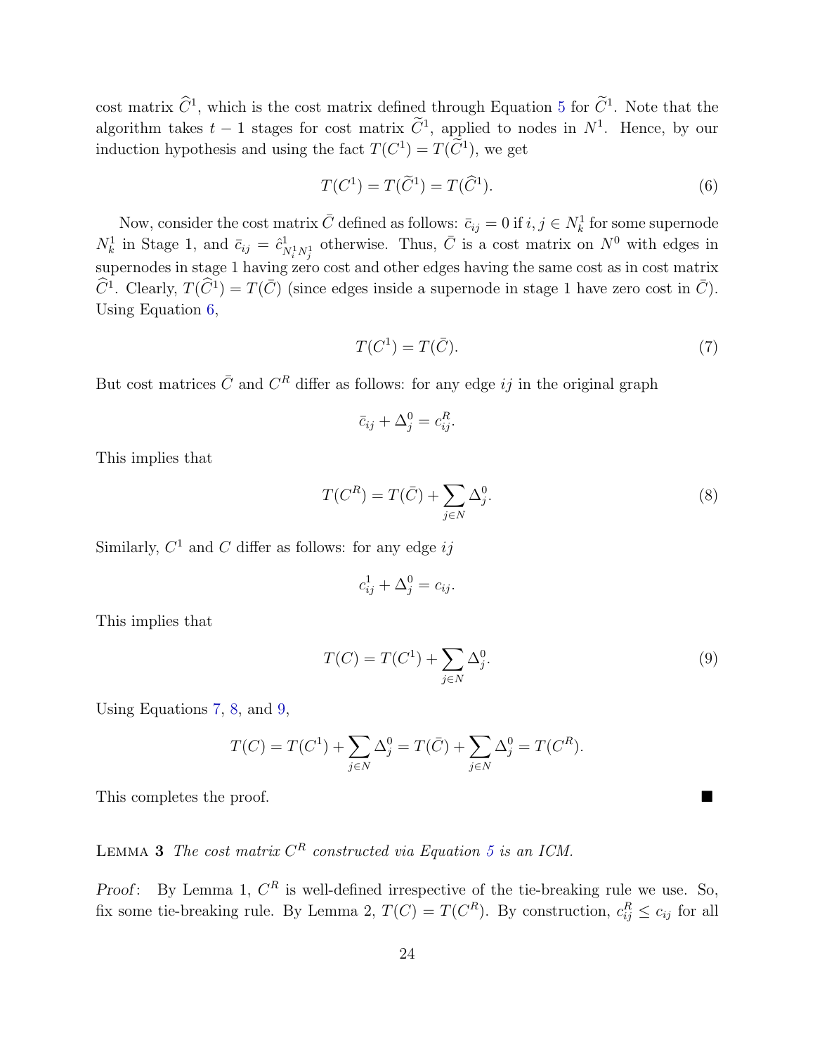cost matrix $\widehat{C}^1$, which is the cost matrix defined through Equation 5 for $\widetilde{C}^1$. Note that the algorithm takes $t-1$ stages for cost matrix $\widetilde{C}^1$, applied to nodes in $N^1$. Hence, by our induction hypothesis and using the fact $T(C^1) = T(\widetilde{C}^1)$, we get

$$T(C^1) = T(\widetilde{C}^1) = T(\widehat{C}^1). \tag{6}$$

Now, consider the cost matrix $\bar{C}$ defined as follows: $\bar{c}_{ij} = 0$ if $i, j \in N_k^1$ for some supernode $N_k^1$ in Stage 1, and $\bar{c}_{ij} = \hat{c}^1_{N_i^1 N_j^1}$ otherwise. Thus, $\bar{C}$ is a cost matrix on $N^0$ with edges in supernodes in stage 1 having zero cost and other edges having the same cost as in cost matrix $\widehat{C}^1$. Clearly, $T(\widehat{C}^1) = T(\bar{C})$ (since edges inside a supernode in stage 1 have zero cost in $\bar{C}$). Using Equation 6,

$$T(C^1) = T(\bar{C}). \tag{7}$$

But cost matrices $\bar{C}$ and $C^R$ differ as follows: for any edge $ij$ in the original graph

$$\bar{c}_{ij} + \Delta_j^0 = c_{ij}^R.$$

This implies that

$$T(C^R) = T(\bar{C}) + \sum_{j \in N} \Delta_j^0. \tag{8}$$

Similarly, $C^1$ and $C$ differ as follows: for any edge $ij$

$$c_{ij}^1 + \Delta_j^0 = c_{ij}.$$

This implies that

$$T(C) = T(C^1) + \sum_{j \in N} \Delta_j^0. \tag{9}$$

Using Equations 7, 8, and 9,

$$T(C) = T(C^1) + \sum_{j \in N} \Delta_j^0 = T(\bar{C}) + \sum_{j \in N} \Delta_j^0 = T(C^R).$$

This completes the proof. ■

Lemma 3 *The cost matrix $C^R$ constructed via Equation 5 is an ICM.*

*Proof*: By Lemma 1, $C^R$ is well-defined irrespective of the tie-breaking rule we use. So, fix some tie-breaking rule. By Lemma 2, $T(C) = T(C^R)$. By construction, $c_{ij}^R \leq c_{ij}$ for all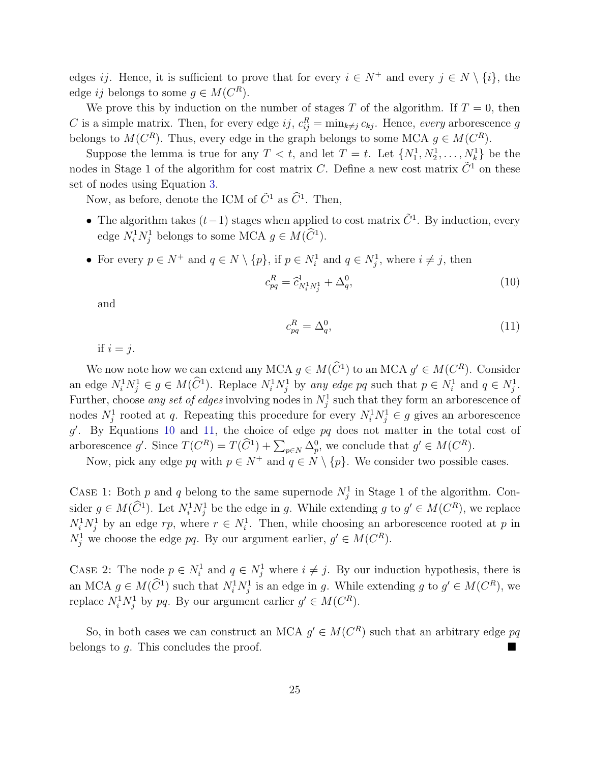edges $ij$. Hence, it is sufficient to prove that for every $i \in N^+$ and every $j \in N \setminus \{i\}$, the edge $ij$ belongs to some $g \in M(C^R)$.

We prove this by induction on the number of stages $T$ of the algorithm. If $T = 0$, then $C$ is a simple matrix. Then, for every edge $ij$, $c^R_{ij} = \min_{k \neq j} c_{kj}$. Hence, *every* arborescence $g$ belongs to $M(C^R)$. Thus, every edge in the graph belongs to some MCA $g \in M(C^R)$.

Suppose the lemma is true for any $T < t$, and let $T = t$. Let $\{N^1_1, N^1_2, \ldots, N^1_k\}$ be the nodes in Stage 1 of the algorithm for cost matrix $C$. Define a new cost matrix $\tilde{C}^1$ on these set of nodes using Equation 3.

Now, as before, denote the ICM of $\tilde{C}^1$ as $\widehat{C}^1$. Then,

- The algorithm takes $(t-1)$ stages when applied to cost matrix $\tilde{C}^1$. By induction, every edge $N^1_i N^1_j$ belongs to some MCA $g \in M(\widehat{C}^1)$.
- For every $p \in N^+$ and $q \in N \setminus \{p\}$, if $p \in N^1_i$ and $q \in N^1_j$, where $i \neq j$, then

$$c^R_{pq} = \widehat{c}^1_{N^1_i N^1_j} + \Delta^0_q, \tag{10}$$

and

$$c^R_{pq} = \Delta^0_q, \tag{11}$$

if $i = j$.

We now note how we can extend any MCA $g \in M(\widehat{C}^1)$ to an MCA $g' \in M(C^R)$. Consider an edge $N^1_i N^1_j \in g \in M(\widehat{C}^1)$. Replace $N^1_i N^1_j$ by *any edge* $pq$ such that $p \in N^1_i$ and $q \in N^1_j$. Further, choose *any set of edges* involving nodes in $N^1_j$ such that they form an arborescence of nodes $N^1_j$ rooted at $q$. Repeating this procedure for every $N^1_i N^1_j \in g$ gives an arborescence $g'$. By Equations 10 and 11, the choice of edge $pq$ does not matter in the total cost of arborescence $g'$. Since $T(C^R) = T(\widehat{C}^1) + \sum_{p \in N} \Delta^0_p$, we conclude that $g' \in M(C^R)$.

Now, pick any edge $pq$ with $p \in N^+$ and $q \in N \setminus \{p\}$. We consider two possible cases.

Case 1: Both $p$ and $q$ belong to the same supernode $N^1_j$ in Stage 1 of the algorithm. Consider $g \in M(\widehat{C}^1)$. Let $N^1_i N^1_j$ be the edge in $g$. While extending $g$ to $g' \in M(C^R)$, we replace $N^1_i N^1_j$ by an edge $rp$, where $r \in N^1_i$. Then, while choosing an arborescence rooted at $p$ in $N^1_j$ we choose the edge $pq$. By our argument earlier, $g' \in M(C^R)$.

Case 2: The node $p \in N^1_i$ and $q \in N^1_j$ where $i \neq j$. By our induction hypothesis, there is an MCA $g \in M(\widehat{C}^1)$ such that $N^1_i N^1_j$ is an edge in $g$. While extending $g$ to $g' \in M(C^R)$, we replace $N^1_i N^1_j$ by $pq$. By our argument earlier $g' \in M(C^R)$.

So, in both cases we can construct an MCA $g' \in M(C^R)$ such that an arbitrary edge $pq$ belongs to $g$. This concludes the proof. ∎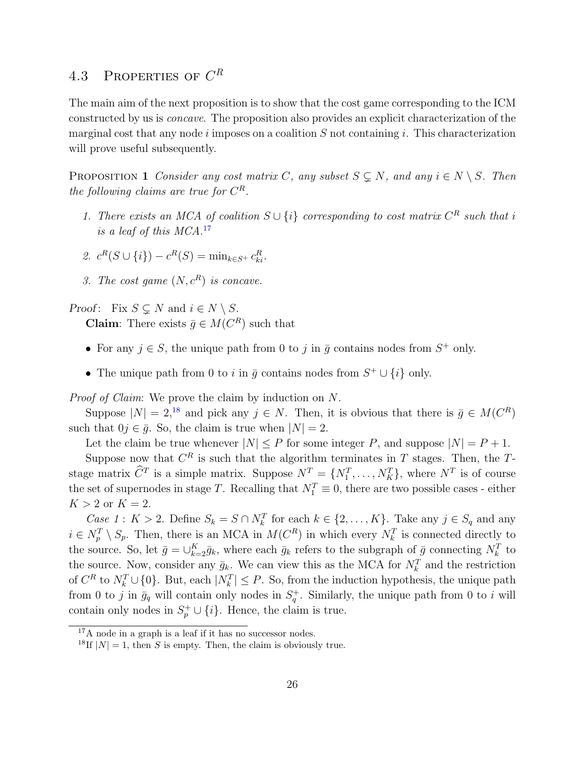## 4.3 Properties of $C^R$

The main aim of the next proposition is to show that the cost game corresponding to the ICM constructed by us is *concave*. The proposition also provides an explicit characterization of the marginal cost that any node $i$ imposes on a coalition $S$ not containing $i$. This characterization will prove useful subsequently.

Proposition 1 *Consider any cost matrix $C$, any subset $S \subsetneq N$, and any $i \in N \setminus S$. Then the following claims are true for $C^R$.*

1. *There exists an MCA of coalition $S \cup \{i\}$ corresponding to cost matrix $C^R$ such that $i$ is a leaf of this MCA.*[17]
2. $c^R(S \cup \{i\}) - c^R(S) = \min_{k \in S^+} c^R_{ki}$.
3. *The cost game $(N, c^R)$ is concave.*

*Proof*: Fix $S \subsetneq N$ and $i \in N \setminus S$.

**Claim**: There exists $\bar{g} \in M(C^R)$ such that

- For any $j \in S$, the unique path from 0 to $j$ in $\bar{g}$ contains nodes from $S^+$ only.
- The unique path from 0 to $i$ in $\bar{g}$ contains nodes from $S^+ \cup \{i\}$ only.

*Proof of Claim*: We prove the claim by induction on $N$.

Suppose $|N| = 2$,[18] and pick any $j \in N$. Then, it is obvious that there is $\bar{g} \in M(C^R)$ such that $0j \in \bar{g}$. So, the claim is true when $|N| = 2$.

Let the claim be true whenever $|N| \leq P$ for some integer $P$, and suppose $|N| = P + 1$.

Suppose now that $C^R$ is such that the algorithm terminates in $T$ stages. Then, the $T$-stage matrix $\widehat{C}^T$ is a simple matrix. Suppose $N^T = \{N_1^T, \ldots, N_K^T\}$, where $N^T$ is of course the set of supernodes in stage $T$. Recalling that $N_1^T \equiv 0$, there are two possible cases - either $K > 2$ or $K = 2$.

*Case 1* : $K > 2$. Define $S_k = S \cap N_k^T$ for each $k \in \{2, \ldots, K\}$. Take any $j \in S_q$ and any $i \in N_p^T \setminus S_p$. Then, there is an MCA in $M(C^R)$ in which every $N_k^T$ is connected directly to the source. So, let $\bar{g} = \cup_{k=2}^K \bar{g}_k$, where each $\bar{g}_k$ refers to the subgraph of $\bar{g}$ connecting $N_k^T$ to the source. Now, consider any $\bar{g}_k$. We can view this as the MCA for $N_k^T$ and the restriction of $C^R$ to $N_k^T \cup \{0\}$. But, each $|N_k^T| \leq P$. So, from the induction hypothesis, the unique path from 0 to $j$ in $\bar{g}_q$ will contain only nodes in $S_q^+$. Similarly, the unique path from 0 to $i$ will contain only nodes in $S_p^+ \cup \{i\}$. Hence, the claim is true.

[17] A node in a graph is a leaf if it has no successor nodes.

[18] If $|N| = 1$, then $S$ is empty. Then, the claim is obviously true.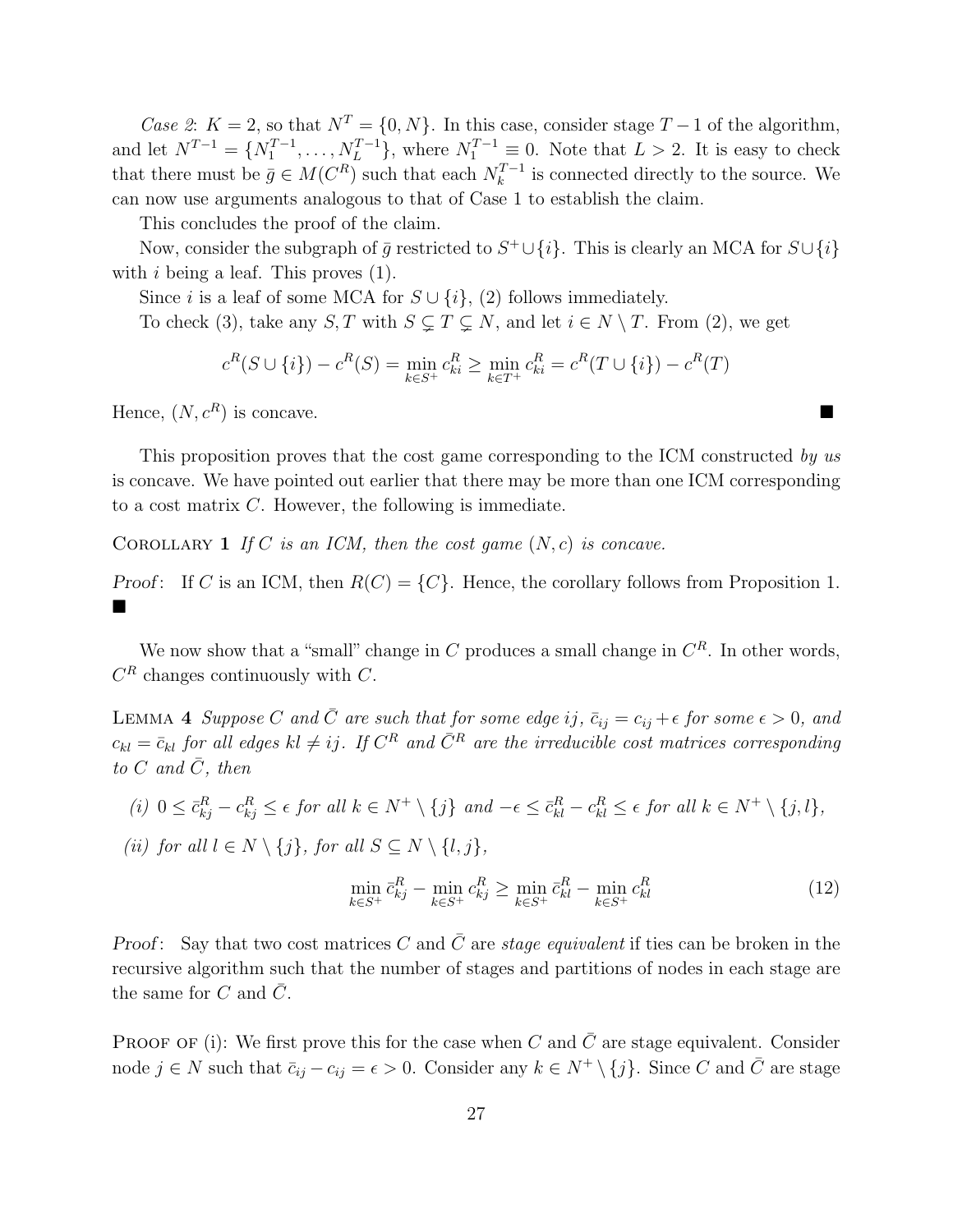*Case 2*: $K = 2$, so that $N^T = \{0, N\}$. In this case, consider stage $T-1$ of the algorithm, and let $N^{T-1} = \{N_1^{T-1}, \ldots, N_L^{T-1}\}$, where $N_1^{T-1} \equiv 0$. Note that $L > 2$. It is easy to check that there must be $\bar{g} \in M(C^R)$ such that each $N_k^{T-1}$ is connected directly to the source. We can now use arguments analogous to that of Case 1 to establish the claim.

This concludes the proof of the claim.

Now, consider the subgraph of $\bar{g}$ restricted to $S^+ \cup \{i\}$. This is clearly an MCA for $S \cup \{i\}$ with $i$ being a leaf. This proves (1).

Since $i$ is a leaf of some MCA for $S \cup \{i\}$, (2) follows immediately.

To check (3), take any $S, T$ with $S \subsetneq T \subsetneq N$, and let $i \in N \setminus T$. From (2), we get

$$c^R(S \cup \{i\}) - c^R(S) = \min_{k \in S^+} c^R_{ki} \geq \min_{k \in T^+} c^R_{ki} = c^R(T \cup \{i\}) - c^R(T)$$

Hence, $(N, c^R)$ is concave. ■

This proposition proves that the cost game corresponding to the ICM constructed *by us* is concave. We have pointed out earlier that there may be more than one ICM corresponding to a cost matrix $C$. However, the following is immediate.

**Corollary 1** *If $C$ is an ICM, then the cost game $(N, c)$ is concave.*

*Proof*: If $C$ is an ICM, then $R(C) = \{C\}$. Hence, the corollary follows from Proposition 1. ■

We now show that a "small" change in $C$ produces a small change in $C^R$. In other words, $C^R$ changes continuously with $C$.

**Lemma 4** *Suppose $C$ and $\bar{C}$ are such that for some edge $ij$, $\bar{c}_{ij} = c_{ij} + \epsilon$ for some $\epsilon > 0$, and $c_{kl} = \bar{c}_{kl}$ for all edges $kl \neq ij$. If $C^R$ and $\bar{C}^R$ are the irreducible cost matrices corresponding to $C$ and $\bar{C}$, then*

*(i) $0 \leq \bar{c}^R_{kj} - c^R_{kj} \leq \epsilon$ for all $k \in N^+ \setminus \{j\}$ and $-\epsilon \leq \bar{c}^R_{kl} - c^R_{kl} \leq \epsilon$ for all $k \in N^+ \setminus \{j, l\}$,*

*(ii) for all $l \in N \setminus \{j\}$, for all $S \subseteq N \setminus \{l, j\}$,*

$$\min_{k \in S^+} \bar{c}^R_{kj} - \min_{k \in S^+} c^R_{kj} \geq \min_{k \in S^+} \bar{c}^R_{kl} - \min_{k \in S^+} c^R_{kl} \tag{12}$$

*Proof*: Say that two cost matrices $C$ and $\bar{C}$ are *stage equivalent* if ties can be broken in the recursive algorithm such that the number of stages and partitions of nodes in each stage are the same for $C$ and $\bar{C}$.

**Proof of** (i): We first prove this for the case when $C$ and $\bar{C}$ are stage equivalent. Consider node $j \in N$ such that $\bar{c}_{ij} - c_{ij} = \epsilon > 0$. Consider any $k \in N^+ \setminus \{j\}$. Since $C$ and $\bar{C}$ are stage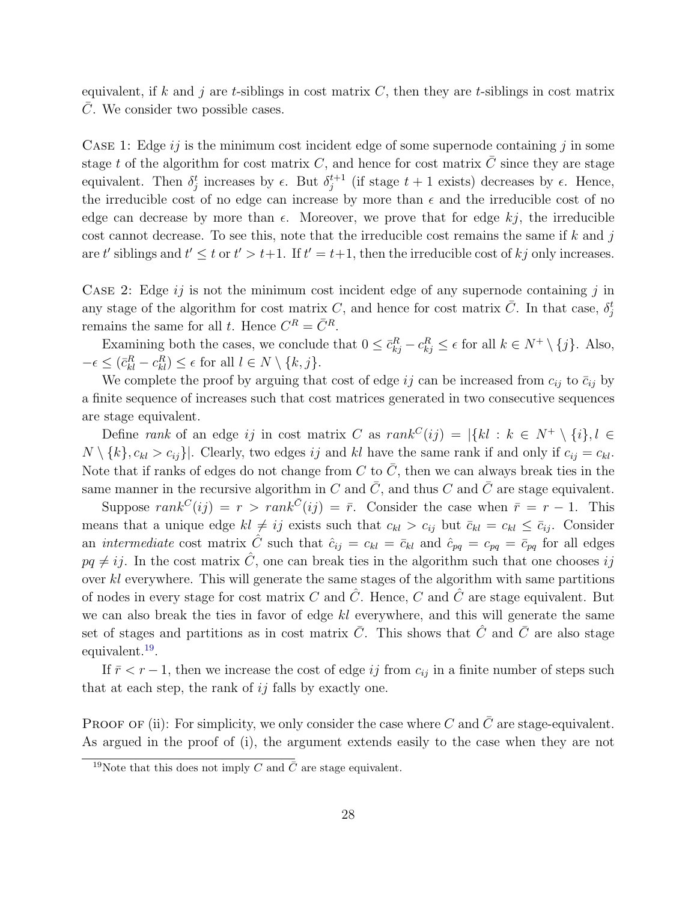equivalent, if $k$ and $j$ are $t$-siblings in cost matrix $C$, then they are $t$-siblings in cost matrix $\bar{C}$. We consider two possible cases.

Case 1: Edge $ij$ is the minimum cost incident edge of some supernode containing $j$ in some stage $t$ of the algorithm for cost matrix $C$, and hence for cost matrix $\bar{C}$ since they are stage equivalent. Then $\delta_j^t$ increases by $\epsilon$. But $\delta_j^{t+1}$ (if stage $t+1$ exists) decreases by $\epsilon$. Hence, the irreducible cost of no edge can increase by more than $\epsilon$ and the irreducible cost of no edge can decrease by more than $\epsilon$. Moreover, we prove that for edge $kj$, the irreducible cost cannot decrease. To see this, note that the irreducible cost remains the same if $k$ and $j$ are $t'$ siblings and $t' \leq t$ or $t' > t+1$. If $t' = t+1$, then the irreducible cost of $kj$ only increases.

Case 2: Edge $ij$ is not the minimum cost incident edge of any supernode containing $j$ in any stage of the algorithm for cost matrix $C$, and hence for cost matrix $\bar{C}$. In that case, $\delta_j^t$ remains the same for all $t$. Hence $C^R = \bar{C}^R$.

Examining both the cases, we conclude that $0 \leq \bar{c}_{kj}^R - c_{kj}^R \leq \epsilon$ for all $k \in N^+ \setminus \{j\}$. Also, $-\epsilon \leq (\bar{c}_{kl}^R - c_{kl}^R) \leq \epsilon$ for all $l \in N \setminus \{k, j\}$.

We complete the proof by arguing that cost of edge $ij$ can be increased from $c_{ij}$ to $\bar{c}_{ij}$ by a finite sequence of increases such that cost matrices generated in two consecutive sequences are stage equivalent.

Define *rank* of an edge $ij$ in cost matrix $C$ as $rank^C(ij) = |\{kl : k \in N^+ \setminus \{i\}, l \in N \setminus \{k\}, c_{kl} > c_{ij}\}|$. Clearly, two edges $ij$ and $kl$ have the same rank if and only if $c_{ij} = c_{kl}$. Note that if ranks of edges do not change from $C$ to $\bar{C}$, then we can always break ties in the same manner in the recursive algorithm in $C$ and $\bar{C}$, and thus $C$ and $\bar{C}$ are stage equivalent.

Suppose $rank^C(ij) = r > rank^{\bar{C}}(ij) = \bar{r}$. Consider the case when $\bar{r} = r - 1$. This means that a unique edge $kl \neq ij$ exists such that $c_{kl} > c_{ij}$ but $\bar{c}_{kl} = c_{kl} \leq \bar{c}_{ij}$. Consider an *intermediate* cost matrix $\hat{C}$ such that $\hat{c}_{ij} = c_{kl} = \bar{c}_{kl}$ and $\hat{c}_{pq} = c_{pq} = \bar{c}_{pq}$ for all edges $pq \neq ij$. In the cost matrix $\hat{C}$, one can break ties in the algorithm such that one chooses $ij$ over $kl$ everywhere. This will generate the same stages of the algorithm with same partitions of nodes in every stage for cost matrix $C$ and $\hat{C}$. Hence, $C$ and $\hat{C}$ are stage equivalent. But we can also break the ties in favor of edge $kl$ everywhere, and this will generate the same set of stages and partitions as in cost matrix $\bar{C}$. This shows that $\hat{C}$ and $\bar{C}$ are also stage equivalent.[19].

If $\bar{r} < r - 1$, then we increase the cost of edge $ij$ from $c_{ij}$ in a finite number of steps such that at each step, the rank of $ij$ falls by exactly one.

Proof of (ii): For simplicity, we only consider the case where $C$ and $\bar{C}$ are stage-equivalent. As argued in the proof of (i), the argument extends easily to the case when they are not

[19] Note that this does not imply $C$ and $\bar{C}$ are stage equivalent.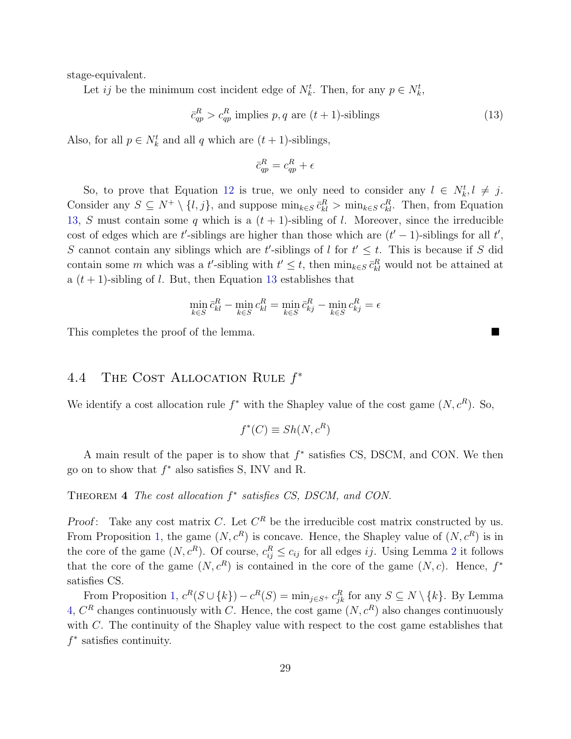stage-equivalent.

Let $ij$ be the minimum cost incident edge of $N_k^t$. Then, for any $p \in N_k^t$,

$$\bar{c}_{qp}^R > c_{qp}^R \text{ implies } p, q \text{ are } (t+1)\text{-siblings} \tag{13}$$

Also, for all $p \in N_k^t$ and all $q$ which are $(t+1)$-siblings,

$$\bar{c}_{qp}^R = c_{qp}^R + \epsilon$$

So, to prove that Equation 12 is true, we only need to consider any $l \in N_k^t, l \neq j$. Consider any $S \subseteq N^+ \setminus \{l, j\}$, and suppose $\min_{k \in S} \bar{c}_{kl}^R > \min_{k \in S} c_{kl}^R$. Then, from Equation 13, $S$ must contain some $q$ which is a $(t+1)$-sibling of $l$. Moreover, since the irreducible cost of edges which are $t'$-siblings are higher than those which are $(t'-1)$-siblings for all $t'$, $S$ cannot contain any siblings which are $t'$-siblings of $l$ for $t' \leq t$. This is because if $S$ did contain some $m$ which was a $t'$-sibling with $t' \leq t$, then $\min_{k \in S} \bar{c}_{kl}^R$ would not be attained at a $(t+1)$-sibling of $l$. But, then Equation 13 establishes that

$$\min_{k \in S} \bar{c}_{kl}^R - \min_{k \in S} c_{kl}^R = \min_{k \in S} \bar{c}_{kj}^R - \min_{k \in S} c_{kj}^R = \epsilon$$

This completes the proof of the lemma. ■

## 4.4 The Cost Allocation Rule $f^*$

We identify a cost allocation rule $f^*$ with the Shapley value of the cost game $(N, c^R)$. So,

$$f^*(C) \equiv Sh(N, c^R)$$

A main result of the paper is to show that $f^*$ satisfies CS, DSCM, and CON. We then go on to show that $f^*$ also satisfies S, INV and R.

**Theorem 4** *The cost allocation $f^*$ satisfies CS, DSCM, and CON.*

*Proof*: Take any cost matrix $C$. Let $C^R$ be the irreducible cost matrix constructed by us. From Proposition 1, the game $(N, c^R)$ is concave. Hence, the Shapley value of $(N, c^R)$ is in the core of the game $(N, c^R)$. Of course, $c_{ij}^R \leq c_{ij}$ for all edges $ij$. Using Lemma 2 it follows that the core of the game $(N, c^R)$ is contained in the core of the game $(N, c)$. Hence, $f^*$ satisfies CS.

From Proposition 1, $c^R(S \cup \{k\}) - c^R(S) = \min_{j \in S^+} c_{jk}^R$ for any $S \subseteq N \setminus \{k\}$. By Lemma 4, $C^R$ changes continuously with $C$. Hence, the cost game $(N, c^R)$ also changes continuously with $C$. The continuity of the Shapley value with respect to the cost game establishes that $f^*$ satisfies continuity.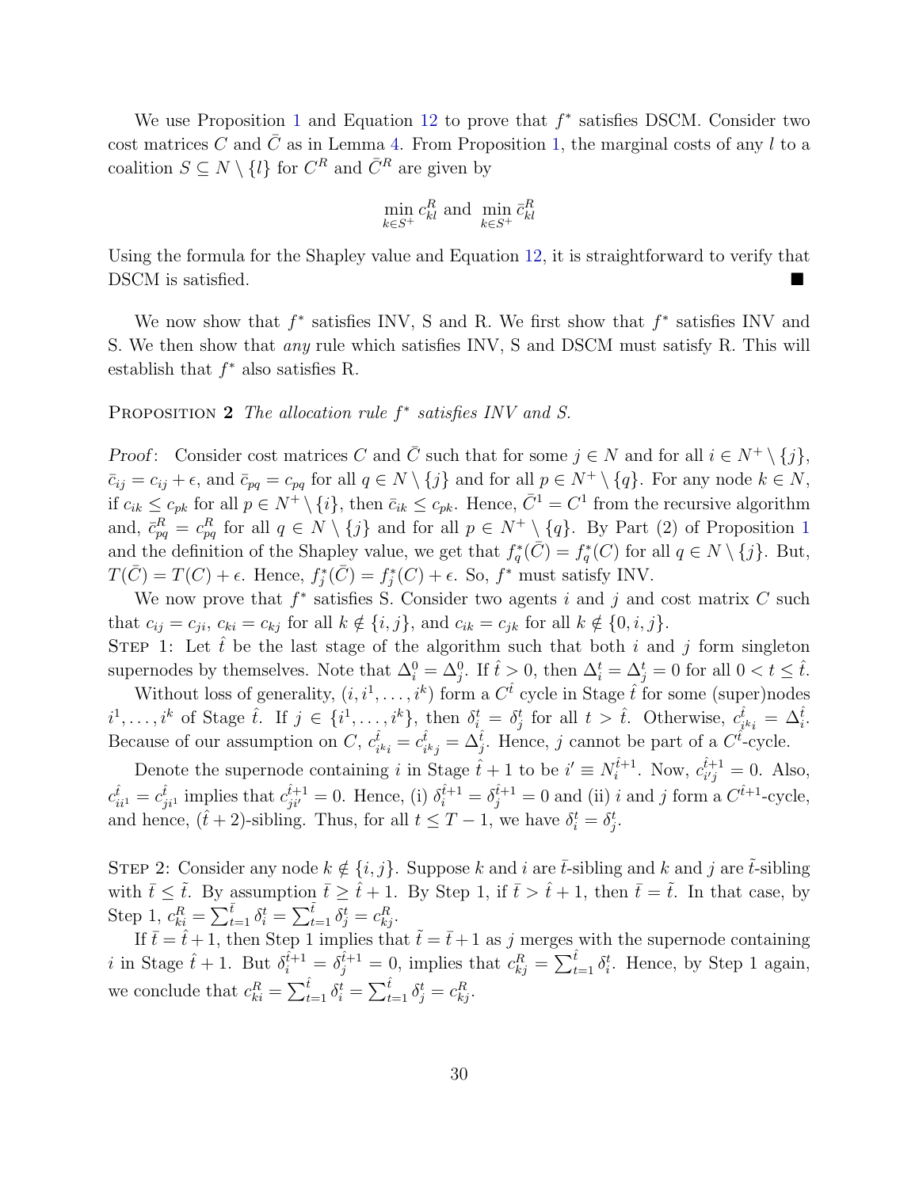We use Proposition 1 and Equation 12 to prove that $f^*$ satisfies DSCM. Consider two cost matrices $C$ and $\bar{C}$ as in Lemma 4. From Proposition 1, the marginal costs of any $l$ to a coalition $S \subseteq N \setminus \{l\}$ for $C^R$ and $\bar{C}^R$ are given by

$$\min_{k \in S^+} c^R_{kl} \text{ and } \min_{k \in S^+} \bar{c}^R_{kl}$$

Using the formula for the Shapley value and Equation 12, it is straightforward to verify that DSCM is satisfied. ■

We now show that $f^*$ satisfies INV, S and R. We first show that $f^*$ satisfies INV and S. We then show that *any* rule which satisfies INV, S and DSCM must satisfy R. This will establish that $f^*$ also satisfies R.

**Proposition 2** *The allocation rule $f^*$ satisfies INV and S.*

*Proof*: Consider cost matrices $C$ and $\bar{C}$ such that for some $j \in N$ and for all $i \in N^+ \setminus \{j\}$, $\bar{c}_{ij} = c_{ij} + \epsilon$, and $\bar{c}_{pq} = c_{pq}$ for all $q \in N \setminus \{j\}$ and for all $p \in N^+ \setminus \{q\}$. For any node $k \in N$, if $c_{ik} \leq c_{pk}$ for all $p \in N^+ \setminus \{i\}$, then $\bar{c}_{ik} \leq c_{pk}$. Hence, $\bar{C}^1 = C^1$ from the recursive algorithm and, $\bar{c}^R_{pq} = c^R_{pq}$ for all $q \in N \setminus \{j\}$ and for all $p \in N^+ \setminus \{q\}$. By Part (2) of Proposition 1 and the definition of the Shapley value, we get that $f^*_q(\bar{C}) = f^*_q(C)$ for all $q \in N \setminus \{j\}$. But, $T(\bar{C}) = T(C) + \epsilon$. Hence, $f^*_j(\bar{C}) = f^*_j(C) + \epsilon$. So, $f^*$ must satisfy INV.

We now prove that $f^*$ satisfies S. Consider two agents $i$ and $j$ and cost matrix $C$ such that $c_{ij} = c_{ji}$, $c_{ki} = c_{kj}$ for all $k \notin \{i, j\}$, and $c_{ik} = c_{jk}$ for all $k \notin \{0, i, j\}$.

Step 1: Let $\hat{t}$ be the last stage of the algorithm such that both $i$ and $j$ form singleton supernodes by themselves. Note that $\Delta^0_i = \Delta^0_j$. If $\hat{t} > 0$, then $\Delta^t_i = \Delta^t_j = 0$ for all $0 < t \leq \hat{t}$.

Without loss of generality, $(i, i^1, \ldots, i^k)$ form a $C^{\hat{t}}$ cycle in Stage $\hat{t}$ for some (super)nodes $i^1, \ldots, i^k$ of Stage $\hat{t}$. If $j \in \{i^1, \ldots, i^k\}$, then $\delta^t_i = \delta^t_j$ for all $t > \hat{t}$. Otherwise, $c^{\hat{t}}_{i^k i} = \Delta^{\hat{t}}_i$. Because of our assumption on $C$, $c^{\hat{t}}_{i^k i} = c^{\hat{t}}_{i^k j} = \Delta^{\hat{t}}_j$. Hence, $j$ cannot be part of a $C^{\hat{t}}$-cycle.

Denote the supernode containing $i$ in Stage $\hat{t}+1$ to be $i' \equiv N^{\hat{t}+1}_i$. Now, $c^{\hat{t}+1}_{i'j} = 0$. Also, $c^{\hat{t}}_{ii^1} = c^{\hat{t}}_{ji^1}$ implies that $c^{\hat{t}+1}_{ji'} = 0$. Hence, (i) $\delta^{\hat{t}+1}_i = \delta^{\hat{t}+1}_j = 0$ and (ii) $i$ and $j$ form a $C^{\hat{t}+1}$-cycle, and hence, $(\hat{t}+2)$-sibling. Thus, for all $t \leq T-1$, we have $\delta^t_i = \delta^t_j$.

Step 2: Consider any node $k \notin \{i, j\}$. Suppose $k$ and $i$ are $\bar{t}$-sibling and $k$ and $j$ are $\tilde{t}$-sibling with $\bar{t} \leq \tilde{t}$. By assumption $\bar{t} \geq \hat{t}+1$. By Step 1, if $\bar{t} > \hat{t}+1$, then $\bar{t} = \tilde{t}$. In that case, by Step 1, $c^R_{ki} = \sum_{t=1}^{\bar{t}} \delta^t_i = \sum_{t=1}^{\tilde{t}} \delta^t_j = c^R_{kj}$.

If $\bar{t} = \hat{t}+1$, then Step 1 implies that $\tilde{t} = \bar{t}+1$ as $j$ merges with the supernode containing $i$ in Stage $\hat{t}+1$. But $\delta^{\hat{t}+1}_i = \delta^{\hat{t}+1}_j = 0$, implies that $c^R_{kj} = \sum_{t=1}^{\hat{t}} \delta^t_i$. Hence, by Step 1 again, we conclude that $c^R_{ki} = \sum_{t=1}^{\hat{t}} \delta^t_i = \sum_{t=1}^{\hat{t}} \delta^t_j = c^R_{kj}$.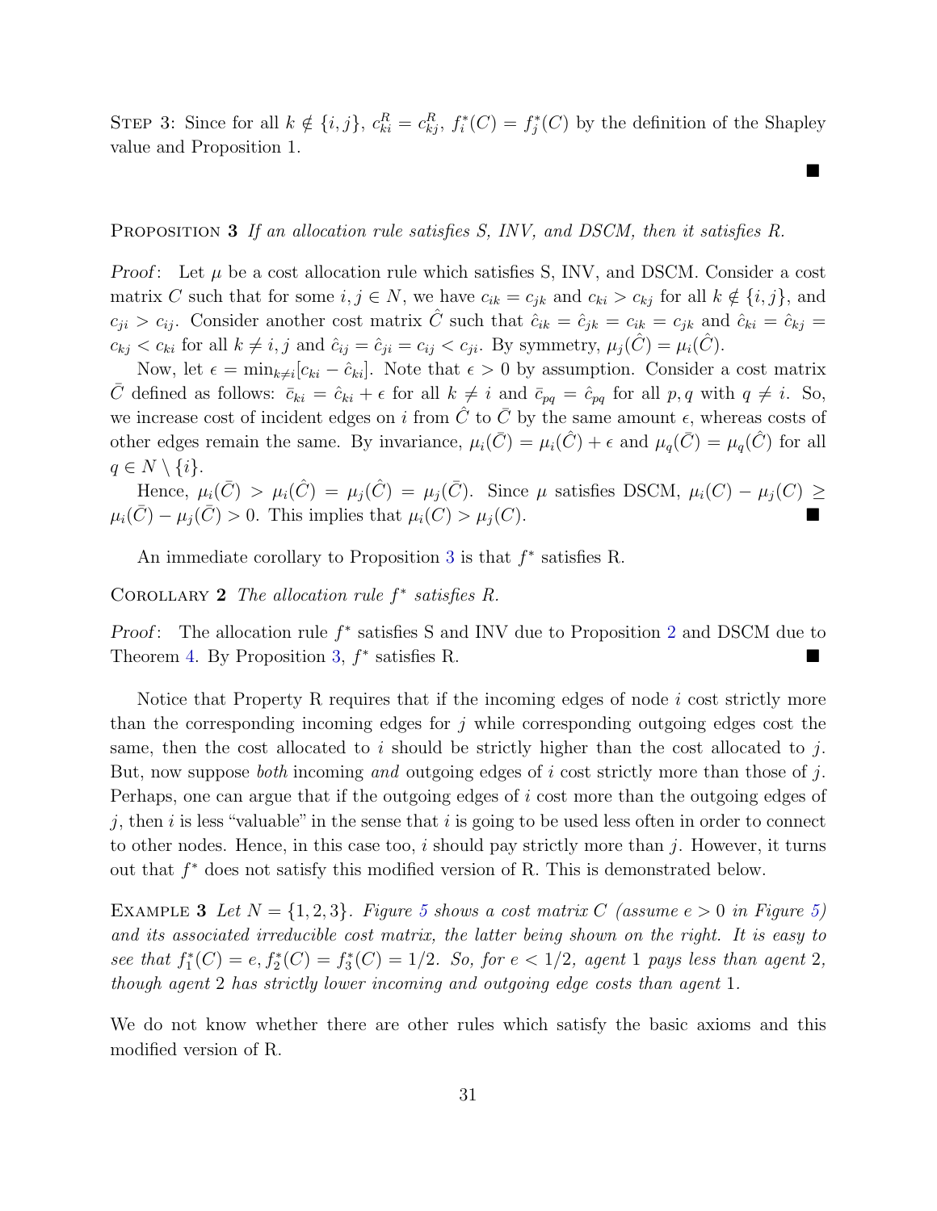Step 3: Since for all $k \notin \{i, j\}$, $c^R_{ki} = c^R_{kj}$, $f^*_i(C) = f^*_j(C)$ by the definition of the Shapley value and Proposition 1.

■

Proposition 3 *If an allocation rule satisfies S, INV, and DSCM, then it satisfies R.*

*Proof*: Let $\mu$ be a cost allocation rule which satisfies S, INV, and DSCM. Consider a cost matrix $C$ such that for some $i, j \in N$, we have $c_{ik} = c_{jk}$ and $c_{ki} > c_{kj}$ for all $k \notin \{i, j\}$, and $c_{ji} > c_{ij}$. Consider another cost matrix $\hat{C}$ such that $\hat{c}_{ik} = \hat{c}_{jk} = c_{ik} = c_{jk}$ and $\hat{c}_{ki} = \hat{c}_{kj} = c_{kj} < c_{ki}$ for all $k \neq i, j$ and $\hat{c}_{ij} = \hat{c}_{ji} = c_{ij} < c_{ji}$. By symmetry, $\mu_j(\hat{C}) = \mu_i(\hat{C})$.

Now, let $\epsilon = \min_{k \neq i}[c_{ki} - \hat{c}_{ki}]$. Note that $\epsilon > 0$ by assumption. Consider a cost matrix $\bar{C}$ defined as follows: $\bar{c}_{ki} = \hat{c}_{ki} + \epsilon$ for all $k \neq i$ and $\bar{c}_{pq} = \hat{c}_{pq}$ for all $p, q$ with $q \neq i$. So, we increase cost of incident edges on $i$ from $\hat{C}$ to $\bar{C}$ by the same amount $\epsilon$, whereas costs of other edges remain the same. By invariance, $\mu_i(\bar{C}) = \mu_i(\hat{C}) + \epsilon$ and $\mu_q(\bar{C}) = \mu_q(\hat{C})$ for all $q \in N \setminus \{i\}$.

Hence, $\mu_i(\bar{C}) > \mu_i(\hat{C}) = \mu_j(\hat{C}) = \mu_j(\bar{C})$. Since $\mu$ satisfies DSCM, $\mu_i(C) - \mu_j(C) \geq \mu_i(\bar{C}) - \mu_j(\bar{C}) > 0$. This implies that $\mu_i(C) > \mu_j(C)$. ■

An immediate corollary to Proposition 3 is that $f^*$ satisfies R.

Corollary 2 *The allocation rule $f^*$ satisfies R.*

*Proof*: The allocation rule $f^*$ satisfies S and INV due to Proposition 2 and DSCM due to Theorem 4. By Proposition 3, $f^*$ satisfies R. ■

Notice that Property R requires that if the incoming edges of node $i$ cost strictly more than the corresponding incoming edges for $j$ while corresponding outgoing edges cost the same, then the cost allocated to $i$ should be strictly higher than the cost allocated to $j$. But, now suppose *both* incoming *and* outgoing edges of $i$ cost strictly more than those of $j$. Perhaps, one can argue that if the outgoing edges of $i$ cost more than the outgoing edges of $j$, then $i$ is less "valuable" in the sense that $i$ is going to be used less often in order to connect to other nodes. Hence, in this case too, $i$ should pay strictly more than $j$. However, it turns out that $f^*$ does not satisfy this modified version of R. This is demonstrated below.

Example 3 *Let $N = \{1, 2, 3\}$. Figure 5 shows a cost matrix $C$ (assume $e > 0$ in Figure 5) and its associated irreducible cost matrix, the latter being shown on the right. It is easy to see that $f^*_1(C) = e, f^*_2(C) = f^*_3(C) = 1/2$. So, for $e < 1/2$, agent 1 pays less than agent 2, though agent 2 has strictly lower incoming and outgoing edge costs than agent 1.*

We do not know whether there are other rules which satisfy the basic axioms and this modified version of R.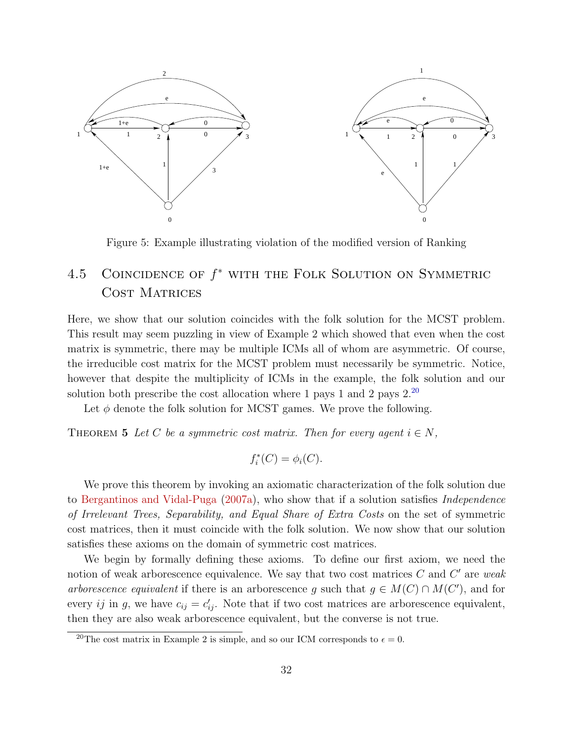Figure 5: Example illustrating violation of the modified version of Ranking

## 4.5 Coincidence of $f^*$ with the Folk Solution on Symmetric Cost Matrices

Here, we show that our solution coincides with the folk solution for the MCST problem. This result may seem puzzling in view of Example 2 which showed that even when the cost matrix is symmetric, there may be multiple ICMs all of whom are asymmetric. Of course, the irreducible cost matrix for the MCST problem must necessarily be symmetric. Notice, however that despite the multiplicity of ICMs in the example, the folk solution and our solution both prescribe the cost allocation where 1 pays 1 and 2 pays 2.[20]

Let $\phi$ denote the folk solution for MCST games. We prove the following.

**Theorem 5** *Let $C$ be a symmetric cost matrix. Then for every agent $i \in N$,*

$$f_i^*(C) = \phi_i(C).$$

We prove this theorem by invoking an axiomatic characterization of the folk solution due to Bergantinos and Vidal-Puga (2007a), who show that if a solution satisfies *Independence of Irrelevant Trees, Separability, and Equal Share of Extra Costs* on the set of symmetric cost matrices, then it must coincide with the folk solution. We now show that our solution satisfies these axioms on the domain of symmetric cost matrices.

We begin by formally defining these axioms. To define our first axiom, we need the notion of weak arborescence equivalence. We say that two cost matrices $C$ and $C'$ are *weak arborescence equivalent* if there is an arborescence $g$ such that $g \in M(C) \cap M(C')$, and for every $ij$ in $g$, we have $c_{ij} = c'_{ij}$. Note that if two cost matrices are arborescence equivalent, then they are also weak arborescence equivalent, but the converse is not true.

[20] The cost matrix in Example 2 is simple, and so our ICM corresponds to $\epsilon = 0$.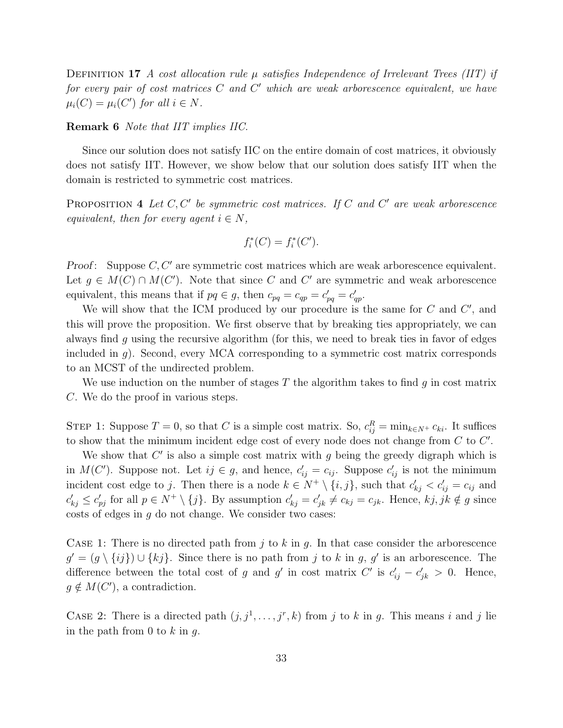Definition 17 *A cost allocation rule $\mu$ satisfies Independence of Irrelevant Trees (IIT) if for every pair of cost matrices $C$ and $C'$ which are weak arborescence equivalent, we have $\mu_i(C) = \mu_i(C')$ for all $i \in N$.*

**Remark 6** *Note that IIT implies IIC.*

Since our solution does not satisfy IIC on the entire domain of cost matrices, it obviously does not satisfy IIT. However, we show below that our solution does satisfy IIT when the domain is restricted to symmetric cost matrices.

Proposition 4 *Let $C, C'$ be symmetric cost matrices. If $C$ and $C'$ are weak arborescence equivalent, then for every agent $i \in N$,*

$$f_i^*(C) = f_i^*(C').$$

*Proof*: Suppose $C, C'$ are symmetric cost matrices which are weak arborescence equivalent. Let $g \in M(C) \cap M(C')$. Note that since $C$ and $C'$ are symmetric and weak arborescence equivalent, this means that if $pq \in g$, then $c_{pq} = c_{qp} = c'_{pq} = c'_{qp}$.

We will show that the ICM produced by our procedure is the same for $C$ and $C'$, and this will prove the proposition. We first observe that by breaking ties appropriately, we can always find $g$ using the recursive algorithm (for this, we need to break ties in favor of edges included in $g$). Second, every MCA corresponding to a symmetric cost matrix corresponds to an MCST of the undirected problem.

We use induction on the number of stages $T$ the algorithm takes to find $g$ in cost matrix $C$. We do the proof in various steps.

Step 1: Suppose $T = 0$, so that $C$ is a simple cost matrix. So, $c^R_{ij} = \min_{k \in N^+} c_{ki}$. It suffices to show that the minimum incident edge cost of every node does not change from $C$ to $C'$.

We show that $C'$ is also a simple cost matrix with $g$ being the greedy digraph which is in $M(C')$. Suppose not. Let $ij \in g$, and hence, $c'_{ij} = c_{ij}$. Suppose $c'_{ij}$ is not the minimum incident cost edge to $j$. Then there is a node $k \in N^+ \setminus \{i, j\}$, such that $c'_{kj} < c'_{ij} = c_{ij}$ and $c'_{kj} \leq c'_{pj}$ for all $p \in N^+ \setminus \{j\}$. By assumption $c'_{kj} = c'_{jk} \neq c_{kj} = c_{jk}$. Hence, $kj, jk \notin g$ since costs of edges in $g$ do not change. We consider two cases:

Case 1: There is no directed path from $j$ to $k$ in $g$. In that case consider the arborescence $g' = (g \setminus \{ij\}) \cup \{kj\}$. Since there is no path from $j$ to $k$ in $g$, $g'$ is an arborescence. The difference between the total cost of $g$ and $g'$ in cost matrix $C'$ is $c'_{ij} - c'_{jk} > 0$. Hence, $g \notin M(C')$, a contradiction.

Case 2: There is a directed path $(j, j^1, \ldots, j^r, k)$ from $j$ to $k$ in $g$. This means $i$ and $j$ lie in the path from 0 to $k$ in $g$.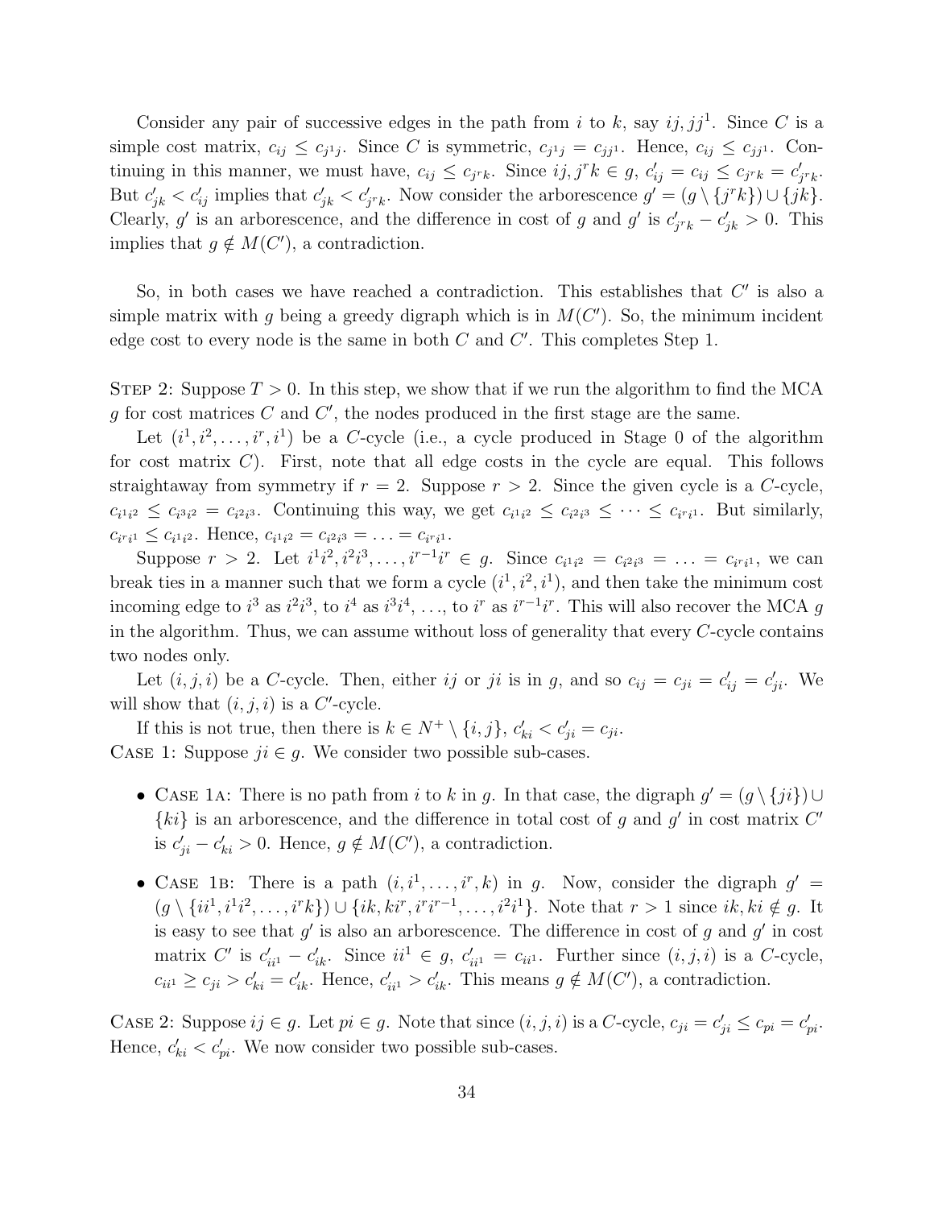Consider any pair of successive edges in the path from $i$ to $k$, say $ij, jj^1$. Since $C$ is a simple cost matrix, $c_{ij} \leq c_{j^1j}$. Since $C$ is symmetric, $c_{j^1j} = c_{jj^1}$. Hence, $c_{ij} \leq c_{jj^1}$. Continuing in this manner, we must have, $c_{ij} \leq c_{j^rk}$. Since $ij, j^rk \in g$, $c'_{ij} = c_{ij} \leq c_{j^rk} = c'_{j^rk}$. But $c'_{jk} < c'_{ij}$ implies that $c'_{jk} < c'_{j^rk}$. Now consider the arborescence $g' = (g \setminus \{j^rk\}) \cup \{jk\}$. Clearly, $g'$ is an arborescence, and the difference in cost of $g$ and $g'$ is $c'_{j^rk} - c'_{jk} > 0$. This implies that $g \notin M(C')$, a contradiction.

So, in both cases we have reached a contradiction. This establishes that $C'$ is also a simple matrix with $g$ being a greedy digraph which is in $M(C')$. So, the minimum incident edge cost to every node is the same in both $C$ and $C'$. This completes Step 1.

STEP 2: Suppose $T > 0$. In this step, we show that if we run the algorithm to find the MCA $g$ for cost matrices $C$ and $C'$, the nodes produced in the first stage are the same.

Let $(i^1, i^2, \ldots, i^r, i^1)$ be a $C$-cycle (i.e., a cycle produced in Stage 0 of the algorithm for cost matrix $C$). First, note that all edge costs in the cycle are equal. This follows straightaway from symmetry if $r = 2$. Suppose $r > 2$. Since the given cycle is a $C$-cycle, $c_{i^1i^2} \leq c_{i^3i^2} = c_{i^2i^3}$. Continuing this way, we get $c_{i^1i^2} \leq c_{i^2i^3} \leq \cdots \leq c_{i^ri^1}$. But similarly, $c_{i^ri^1} \leq c_{i^1i^2}$. Hence, $c_{i^1i^2} = c_{i^2i^3} = \ldots = c_{i^ri^1}$.

Suppose $r > 2$. Let $i^1i^2, i^2i^3, \ldots, i^{r-1}i^r \in g$. Since $c_{i^1i^2} = c_{i^2i^3} = \ldots = c_{i^ri^1}$, we can break ties in a manner such that we form a cycle $(i^1, i^2, i^1)$, and then take the minimum cost incoming edge to $i^3$ as $i^2i^3$, to $i^4$ as $i^3i^4$, $\ldots$, to $i^r$ as $i^{r-1}i^r$. This will also recover the MCA $g$ in the algorithm. Thus, we can assume without loss of generality that every $C$-cycle contains two nodes only.

Let $(i, j, i)$ be a $C$-cycle. Then, either $ij$ or $ji$ is in $g$, and so $c_{ij} = c_{ji} = c'_{ij} = c'_{ji}$. We will show that $(i, j, i)$ is a $C'$-cycle.

If this is not true, then there is $k \in N^+ \setminus \{i, j\}$, $c'_{ki} < c'_{ji} = c_{ji}$.

CASE 1: Suppose $ji \in g$. We consider two possible sub-cases.

- CASE 1A: There is no path from $i$ to $k$ in $g$. In that case, the digraph $g' = (g \setminus \{ji\}) \cup \{ki\}$ is an arborescence, and the difference in total cost of $g$ and $g'$ in cost matrix $C'$ is $c'_{ji} - c'_{ki} > 0$. Hence, $g \notin M(C')$, a contradiction.

- CASE 1B: There is a path $(i, i^1, \ldots, i^r, k)$ in $g$. Now, consider the digraph $g' = (g \setminus \{ii^1, i^1i^2, \ldots, i^rk\}) \cup \{ik, ki^r, i^ri^{r-1}, \ldots, i^2i^1\}$. Note that $r > 1$ since $ik, ki \notin g$. It is easy to see that $g'$ is also an arborescence. The difference in cost of $g$ and $g'$ in cost matrix $C'$ is $c'_{ii^1} - c'_{ik}$. Since $ii^1 \in g$, $c'_{ii^1} = c_{ii^1}$. Further since $(i, j, i)$ is a $C$-cycle, $c_{ii^1} \geq c_{ji} > c'_{ki} = c'_{ik}$. Hence, $c'_{ii^1} > c'_{ik}$. This means $g \notin M(C')$, a contradiction.

CASE 2: Suppose $ij \in g$. Let $pi \in g$. Note that since $(i, j, i)$ is a $C$-cycle, $c_{ji} = c'_{ji} \leq c_{pi} = c'_{pi}$. Hence, $c'_{ki} < c'_{pi}$. We now consider two possible sub-cases.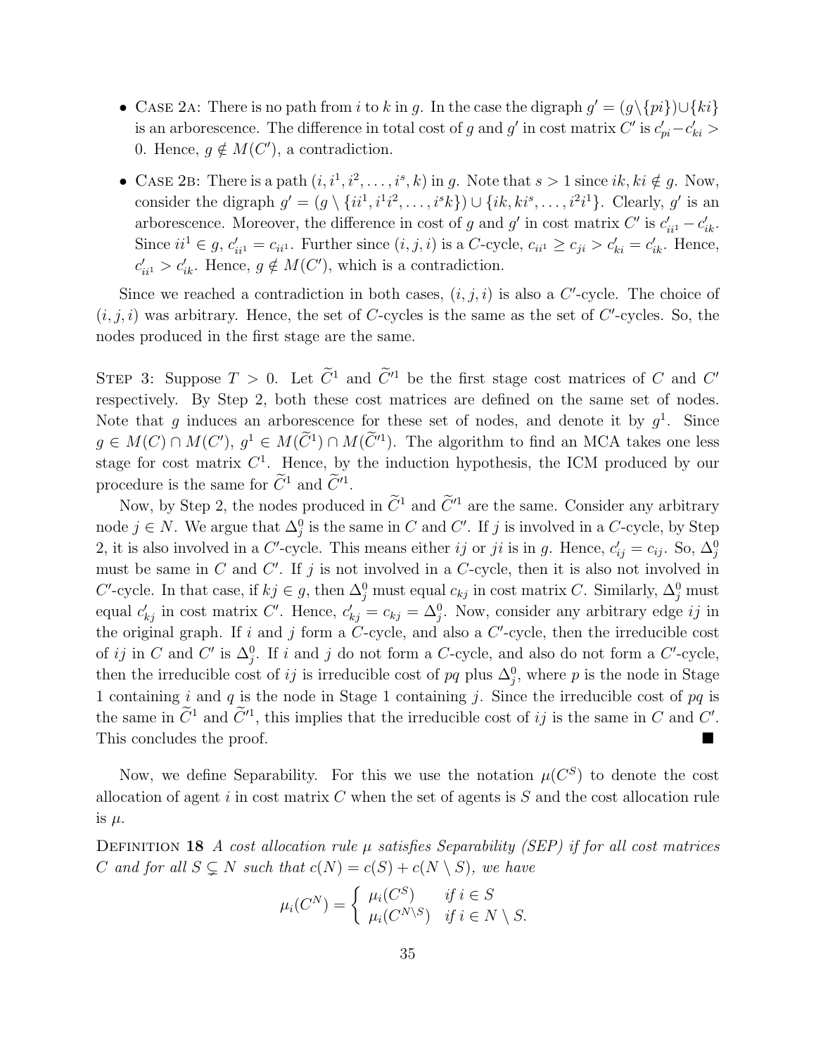- Case 2a: There is no path from $i$ to $k$ in $g$. In the case the digraph $g' = (g \setminus \{pi\}) \cup \{ki\}$ is an arborescence. The difference in total cost of $g$ and $g'$ in cost matrix $C'$ is $c'_{pi} - c'_{ki} > 0$. Hence, $g \notin M(C')$, a contradiction.

- Case 2b: There is a path $(i, i^1, i^2, \ldots, i^s, k)$ in $g$. Note that $s > 1$ since $ik, ki \notin g$. Now, consider the digraph $g' = (g \setminus \{ii^1, i^1i^2, \ldots, i^sk\}) \cup \{ik, ki^s, \ldots, i^2i^1\}$. Clearly, $g'$ is an arborescence. Moreover, the difference in cost of $g$ and $g'$ in cost matrix $C'$ is $c'_{ii^1} - c'_{ik}$. Since $ii^1 \in g$, $c'_{ii^1} = c_{ii^1}$. Further since $(i, j, i)$ is a $C$-cycle, $c_{ii^1} \geq c_{ji} > c'_{ki} = c'_{ik}$. Hence, $c'_{ii^1} > c'_{ik}$. Hence, $g \notin M(C')$, which is a contradiction.

Since we reached a contradiction in both cases, $(i, j, i)$ is also a $C'$-cycle. The choice of $(i, j, i)$ was arbitrary. Hence, the set of $C$-cycles is the same as the set of $C'$-cycles. So, the nodes produced in the first stage are the same.

Step 3: Suppose $T > 0$. Let $\widetilde{C}^1$ and $\widetilde{C}'^1$ be the first stage cost matrices of $C$ and $C'$ respectively. By Step 2, both these cost matrices are defined on the same set of nodes. Note that $g$ induces an arborescence for these set of nodes, and denote it by $g^1$. Since $g \in M(C) \cap M(C')$, $g^1 \in M(\widetilde{C}^1) \cap M(\widetilde{C}'^1)$. The algorithm to find an MCA takes one less stage for cost matrix $C^1$. Hence, by the induction hypothesis, the ICM produced by our procedure is the same for $\widetilde{C}^1$ and $\widetilde{C}'^1$.

Now, by Step 2, the nodes produced in $\widetilde{C}^1$ and $\widetilde{C}'^1$ are the same. Consider any arbitrary node $j \in N$. We argue that $\Delta^0_j$ is the same in $C$ and $C'$. If $j$ is involved in a $C$-cycle, by Step 2, it is also involved in a $C'$-cycle. This means either $ij$ or $ji$ is in $g$. Hence, $c'_{ij} = c_{ij}$. So, $\Delta^0_j$ must be same in $C$ and $C'$. If $j$ is not involved in a $C$-cycle, then it is also not involved in $C'$-cycle. In that case, if $kj \in g$, then $\Delta^0_j$ must equal $c_{kj}$ in cost matrix $C$. Similarly, $\Delta^0_j$ must equal $c'_{kj}$ in cost matrix $C'$. Hence, $c'_{kj} = c_{kj} = \Delta^0_j$. Now, consider any arbitrary edge $ij$ in the original graph. If $i$ and $j$ form a $C$-cycle, and also a $C'$-cycle, then the irreducible cost of $ij$ in $C$ and $C'$ is $\Delta^0_j$. If $i$ and $j$ do not form a $C$-cycle, and also do not form a $C'$-cycle, then the irreducible cost of $ij$ is irreducible cost of $pq$ plus $\Delta^0_j$, where $p$ is the node in Stage 1 containing $i$ and $q$ is the node in Stage 1 containing $j$. Since the irreducible cost of $pq$ is the same in $\widetilde{C}^1$ and $\widetilde{C}'^1$, this implies that the irreducible cost of $ij$ is the same in $C$ and $C'$. This concludes the proof. ■

Now, we define Separability. For this we use the notation $\mu(C^S)$ to denote the cost allocation of agent $i$ in cost matrix $C$ when the set of agents is $S$ and the cost allocation rule is $\mu$.

Definition 18 *A cost allocation rule $\mu$ satisfies Separability (SEP) if for all cost matrices $C$ and for all $S \subsetneq N$ such that $c(N) = c(S) + c(N \setminus S)$, we have*

$$\mu_i(C^N) = \begin{cases} \mu_i(C^S) & \text{if } i \in S \\ \mu_i(C^{N \setminus S}) & \text{if } i \in N \setminus S. \end{cases}$$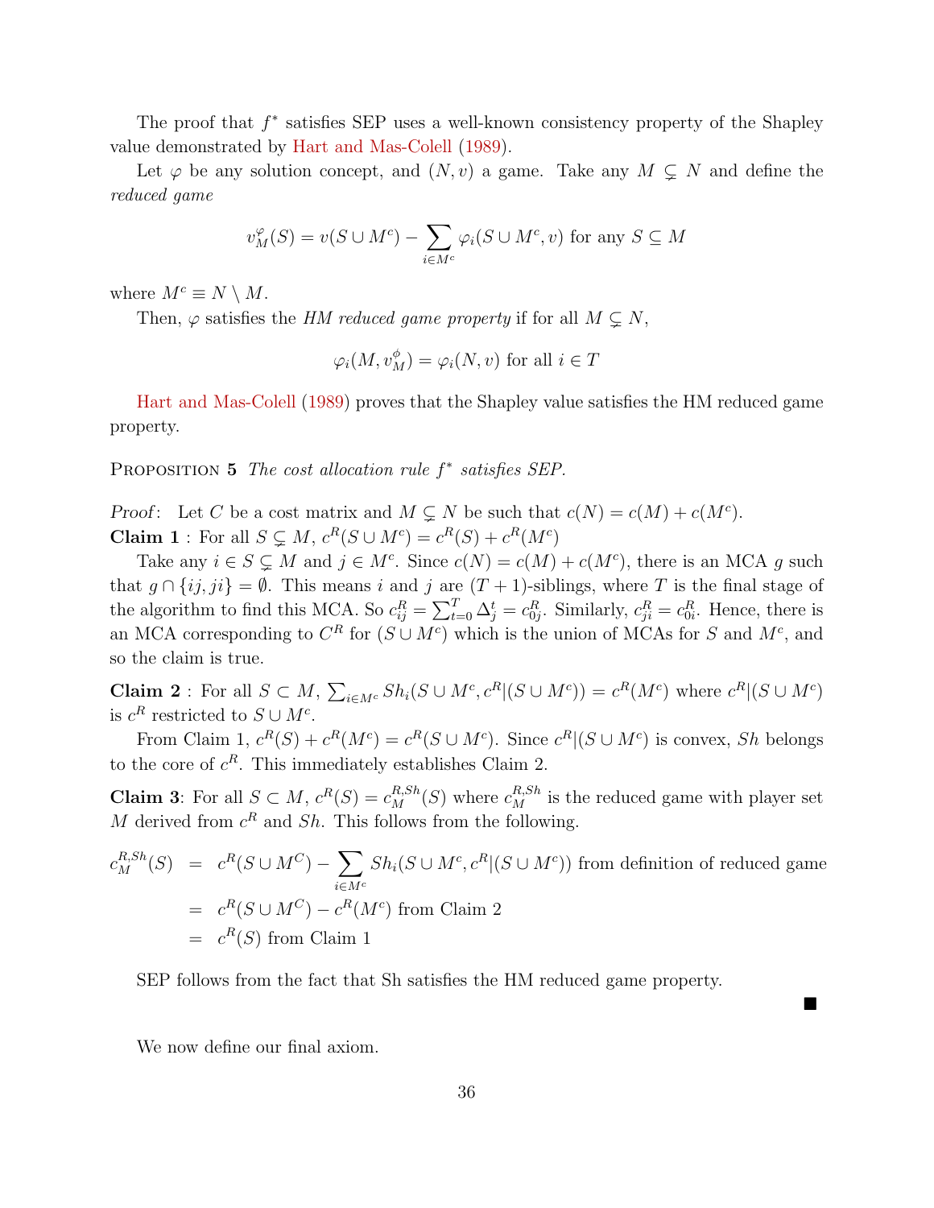The proof that $f^*$ satisfies SEP uses a well-known consistency property of the Shapley value demonstrated by Hart and Mas-Colell (1989).

Let $\varphi$ be any solution concept, and $(N, v)$ a game. Take any $M \subsetneq N$ and define the *reduced game*

$$v_M^{\varphi}(S) = v(S \cup M^c) - \sum_{i \in M^c} \varphi_i(S \cup M^c, v) \text{ for any } S \subseteq M$$

where $M^c \equiv N \setminus M$.

Then, $\varphi$ satisfies the *HM reduced game property* if for all $M \subsetneq N$,

$$\varphi_i(M, v_M^{\phi}) = \varphi_i(N, v) \text{ for all } i \in T$$

Hart and Mas-Colell (1989) proves that the Shapley value satisfies the HM reduced game property.

Proposition 5 *The cost allocation rule $f^*$ satisfies SEP.*

*Proof*: Let $C$ be a cost matrix and $M \subsetneq N$ be such that $c(N) = c(M) + c(M^c)$.

**Claim 1** : For all $S \subsetneq M$, $c^R(S \cup M^c) = c^R(S) + c^R(M^c)$

Take any $i \in S \subsetneq M$ and $j \in M^c$. Since $c(N) = c(M) + c(M^c)$, there is an MCA $g$ such that $g \cap \{ij, ji\} = \emptyset$. This means $i$ and $j$ are $(T+1)$-siblings, where $T$ is the final stage of the algorithm to find this MCA. So $c_{ij}^R = \sum_{t=0}^{T} \Delta_j^t = c_{0j}^R$. Similarly, $c_{ji}^R = c_{0i}^R$. Hence, there is an MCA corresponding to $C^R$ for $(S \cup M^c)$ which is the union of MCAs for $S$ and $M^c$, and so the claim is true.

**Claim 2** : For all $S \subset M$, $\sum_{i \in M^c} Sh_i(S \cup M^c, c^R|(S \cup M^c)) = c^R(M^c)$ where $c^R|(S \cup M^c)$ is $c^R$ restricted to $S \cup M^c$.

From Claim 1, $c^R(S) + c^R(M^c) = c^R(S \cup M^c)$. Since $c^R|(S \cup M^c)$ is convex, $Sh$ belongs to the core of $c^R$. This immediately establishes Claim 2.

**Claim 3**: For all $S \subset M$, $c^R(S) = c_M^{R,Sh}(S)$ where $c_M^{R,Sh}$ is the reduced game with player set $M$ derived from $c^R$ and $Sh$. This follows from the following.

$$\begin{aligned}
c_M^{R,Sh}(S) &= c^R(S \cup M^C) - \sum_{i \in M^c} Sh_i(S \cup M^c, c^R|(S \cup M^c)) \text{ from definition of reduced game} \\
&= c^R(S \cup M^C) - c^R(M^c) \text{ from Claim 2} \\
&= c^R(S) \text{ from Claim 1}
\end{aligned}$$

SEP follows from the fact that Sh satisfies the HM reduced game property.

■

We now define our final axiom.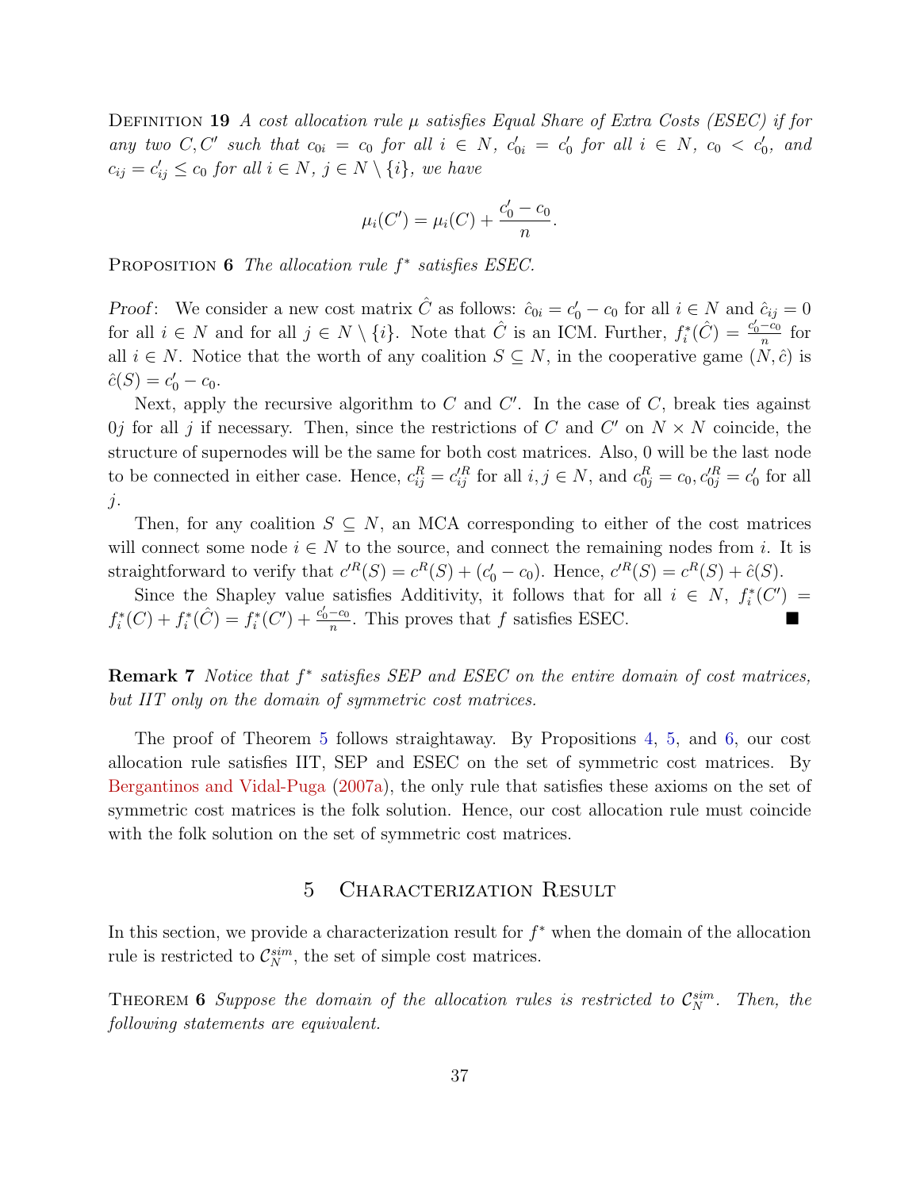Definition 19 *A cost allocation rule $\mu$ satisfies Equal Share of Extra Costs (ESEC) if for any two $C, C'$ such that $c_{0i} = c_0$ for all $i \in N$, $c'_{0i} = c'_0$ for all $i \in N$, $c_0 < c'_0$, and $c_{ij} = c'_{ij} \leq c_0$ for all $i \in N$, $j \in N \setminus \{i\}$, we have*

$$\mu_i(C') = \mu_i(C) + \frac{c'_0 - c_0}{n}.$$

Proposition 6 *The allocation rule $f^*$ satisfies ESEC.*

*Proof*: We consider a new cost matrix $\hat{C}$ as follows: $\hat{c}_{0i} = c'_0 - c_0$ for all $i \in N$ and $\hat{c}_{ij} = 0$ for all $i \in N$ and for all $j \in N \setminus \{i\}$. Note that $\hat{C}$ is an ICM. Further, $f^*_i(\hat{C}) = \frac{c'_0 - c_0}{n}$ for all $i \in N$. Notice that the worth of any coalition $S \subseteq N$, in the cooperative game $(N, \hat{c})$ is $\hat{c}(S) = c'_0 - c_0$.

Next, apply the recursive algorithm to $C$ and $C'$. In the case of $C$, break ties against $0j$ for all $j$ if necessary. Then, since the restrictions of $C$ and $C'$ on $N \times N$ coincide, the structure of supernodes will be the same for both cost matrices. Also, 0 will be the last node to be connected in either case. Hence, $c^R_{ij} = c'^R_{ij}$ for all $i, j \in N$, and $c^R_{0j} = c_0, c'^R_{0j} = c'_0$ for all $j$.

Then, for any coalition $S \subseteq N$, an MCA corresponding to either of the cost matrices will connect some node $i \in N$ to the source, and connect the remaining nodes from $i$. It is straightforward to verify that $c'^R(S) = c^R(S) + (c'_0 - c_0)$. Hence, $c'^R(S) = c^R(S) + \hat{c}(S)$.

Since the Shapley value satisfies Additivity, it follows that for all $i \in N$, $f^*_i(C') = f^*_i(C) + f^*_i(\hat{C}) = f^*_i(C') + \frac{c'_0 - c_0}{n}$. This proves that $f$ satisfies ESEC. ■

**Remark 7** *Notice that $f^*$ satisfies SEP and ESEC on the entire domain of cost matrices, but IIT only on the domain of symmetric cost matrices.*

The proof of Theorem 5 follows straightaway. By Propositions 4, 5, and 6, our cost allocation rule satisfies IIT, SEP and ESEC on the set of symmetric cost matrices. By Bergantinos and Vidal-Puga (2007a), the only rule that satisfies these axioms on the set of symmetric cost matrices is the folk solution. Hence, our cost allocation rule must coincide with the folk solution on the set of symmetric cost matrices.

## 5 Characterization Result

In this section, we provide a characterization result for $f^*$ when the domain of the allocation rule is restricted to $\mathcal{C}^{sim}_N$, the set of simple cost matrices.

Theorem 6 *Suppose the domain of the allocation rules is restricted to $\mathcal{C}^{sim}_N$. Then, the following statements are equivalent.*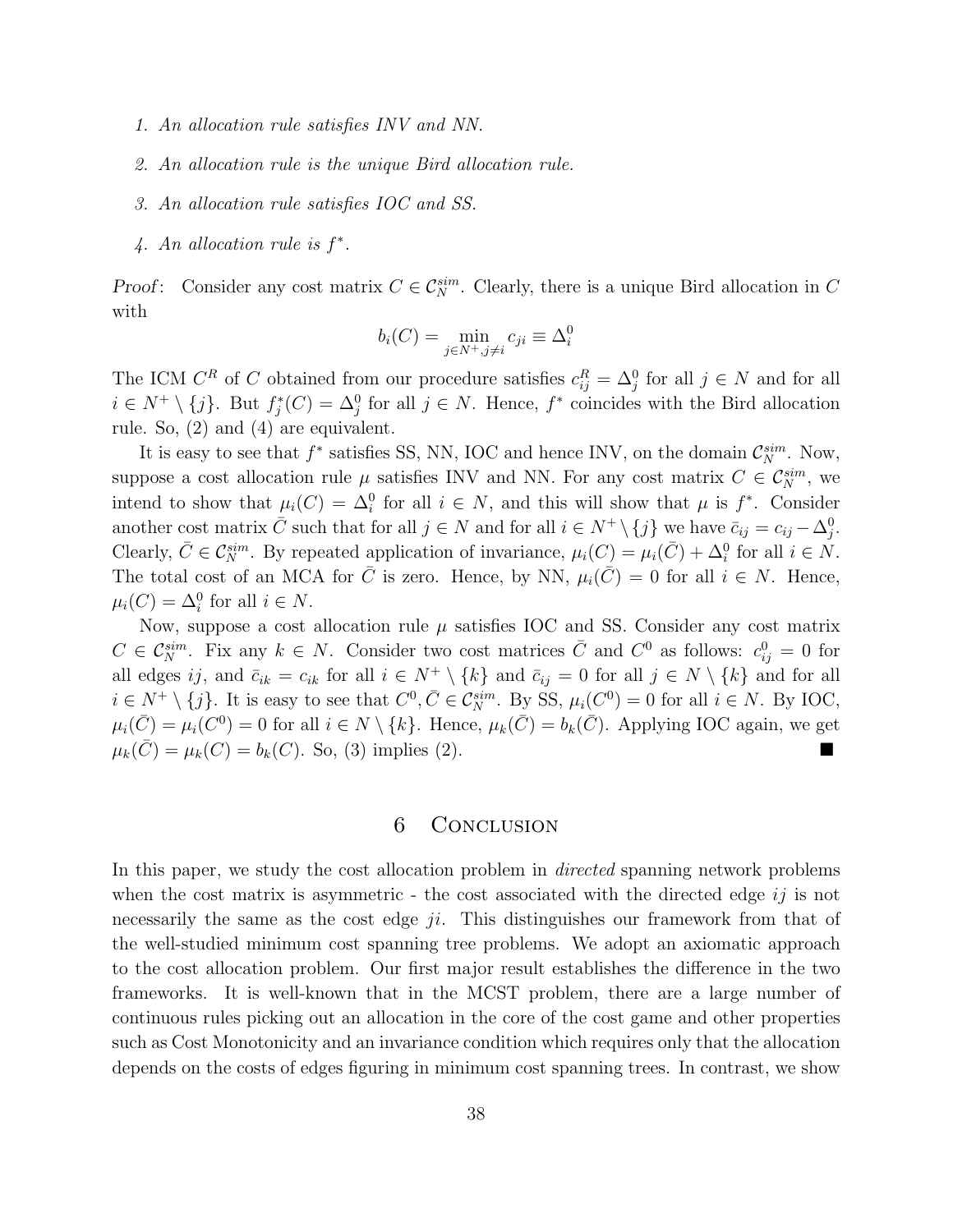1. *An allocation rule satisfies INV and NN.*

2. *An allocation rule is the unique Bird allocation rule.*

3. *An allocation rule satisfies IOC and SS.*

4. *An allocation rule is $f^*$.*

*Proof*: Consider any cost matrix $C \in \mathcal{C}_N^{sim}$. Clearly, there is a unique Bird allocation in $C$ with

$$b_i(C) = \min_{j \in N^+, j \neq i} c_{ji} \equiv \Delta_i^0$$

The ICM $C^R$ of $C$ obtained from our procedure satisfies $c_{ij}^R = \Delta_j^0$ for all $j \in N$ and for all $i \in N^+ \setminus \{j\}$. But $f_j^*(C) = \Delta_j^0$ for all $j \in N$. Hence, $f^*$ coincides with the Bird allocation rule. So, (2) and (4) are equivalent.

It is easy to see that $f^*$ satisfies SS, NN, IOC and hence INV, on the domain $\mathcal{C}_N^{sim}$. Now, suppose a cost allocation rule $\mu$ satisfies INV and NN. For any cost matrix $C \in \mathcal{C}_N^{sim}$, we intend to show that $\mu_i(C) = \Delta_i^0$ for all $i \in N$, and this will show that $\mu$ is $f^*$. Consider another cost matrix $\bar{C}$ such that for all $j \in N$ and for all $i \in N^+ \setminus \{j\}$ we have $\bar{c}_{ij} = c_{ij} - \Delta_j^0$. Clearly, $\bar{C} \in \mathcal{C}_N^{sim}$. By repeated application of invariance, $\mu_i(C) = \mu_i(\bar{C}) + \Delta_i^0$ for all $i \in N$. The total cost of an MCA for $\bar{C}$ is zero. Hence, by NN, $\mu_i(\bar{C}) = 0$ for all $i \in N$. Hence, $\mu_i(C) = \Delta_i^0$ for all $i \in N$.

Now, suppose a cost allocation rule $\mu$ satisfies IOC and SS. Consider any cost matrix $C \in \mathcal{C}_N^{sim}$. Fix any $k \in N$. Consider two cost matrices $\bar{C}$ and $C^0$ as follows: $c_{ij}^0 = 0$ for all edges $ij$, and $\bar{c}_{ik} = c_{ik}$ for all $i \in N^+ \setminus \{k\}$ and $\bar{c}_{ij} = 0$ for all $j \in N \setminus \{k\}$ and for all $i \in N^+ \setminus \{j\}$. It is easy to see that $C^0, \bar{C} \in \mathcal{C}_N^{sim}$. By SS, $\mu_i(C^0) = 0$ for all $i \in N$. By IOC, $\mu_i(\bar{C}) = \mu_i(C^0) = 0$ for all $i \in N \setminus \{k\}$. Hence, $\mu_k(\bar{C}) = b_k(\bar{C})$. Applying IOC again, we get $\mu_k(\bar{C}) = \mu_k(C) = b_k(C)$. So, (3) implies (2). ■

# 6 Conclusion

In this paper, we study the cost allocation problem in *directed* spanning network problems when the cost matrix is asymmetric - the cost associated with the directed edge $ij$ is not necessarily the same as the cost edge $ji$. This distinguishes our framework from that of the well-studied minimum cost spanning tree problems. We adopt an axiomatic approach to the cost allocation problem. Our first major result establishes the difference in the two frameworks. It is well-known that in the MCST problem, there are a large number of continuous rules picking out an allocation in the core of the cost game and other properties such as Cost Monotonicity and an invariance condition which requires only that the allocation depends on the costs of edges figuring in minimum cost spanning trees. In contrast, we show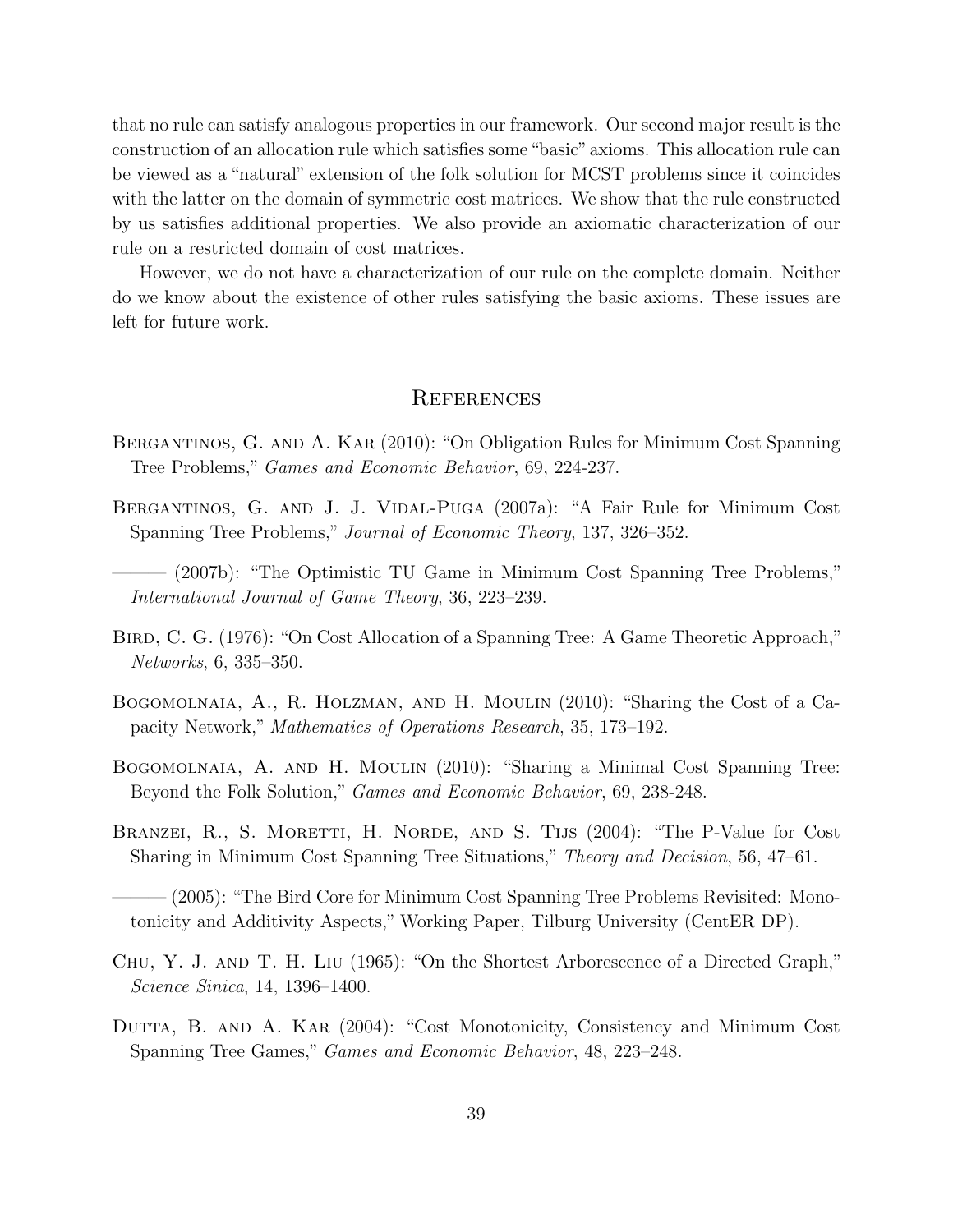that no rule can satisfy analogous properties in our framework. Our second major result is the construction of an allocation rule which satisfies some "basic" axioms. This allocation rule can be viewed as a "natural" extension of the folk solution for MCST problems since it coincides with the latter on the domain of symmetric cost matrices. We show that the rule constructed by us satisfies additional properties. We also provide an axiomatic characterization of our rule on a restricted domain of cost matrices.

However, we do not have a characterization of our rule on the complete domain. Neither do we know about the existence of other rules satisfying the basic axioms. These issues are left for future work.

# References

Bergantinos, G. and A. Kar (2010): "On Obligation Rules for Minimum Cost Spanning Tree Problems," *Games and Economic Behavior*, 69, 224-237.

Bergantinos, G. and J. J. Vidal-Puga (2007a): "A Fair Rule for Minimum Cost Spanning Tree Problems," *Journal of Economic Theory*, 137, 326–352.

——— (2007b): "The Optimistic TU Game in Minimum Cost Spanning Tree Problems," *International Journal of Game Theory*, 36, 223–239.

Bird, C. G. (1976): "On Cost Allocation of a Spanning Tree: A Game Theoretic Approach," *Networks*, 6, 335–350.

Bogomolnaia, A., R. Holzman, and H. Moulin (2010): "Sharing the Cost of a Capacity Network," *Mathematics of Operations Research*, 35, 173–192.

Bogomolnaia, A. and H. Moulin (2010): "Sharing a Minimal Cost Spanning Tree: Beyond the Folk Solution," *Games and Economic Behavior*, 69, 238-248.

Branzei, R., S. Moretti, H. Norde, and S. Tijs (2004): "The P-Value for Cost Sharing in Minimum Cost Spanning Tree Situations," *Theory and Decision*, 56, 47–61.

——— (2005): "The Bird Core for Minimum Cost Spanning Tree Problems Revisited: Monotonicity and Additivity Aspects," Working Paper, Tilburg University (CentER DP).

Chu, Y. J. and T. H. Liu (1965): "On the Shortest Arborescence of a Directed Graph," *Science Sinica*, 14, 1396–1400.

Dutta, B. and A. Kar (2004): "Cost Monotonicity, Consistency and Minimum Cost Spanning Tree Games," *Games and Economic Behavior*, 48, 223–248.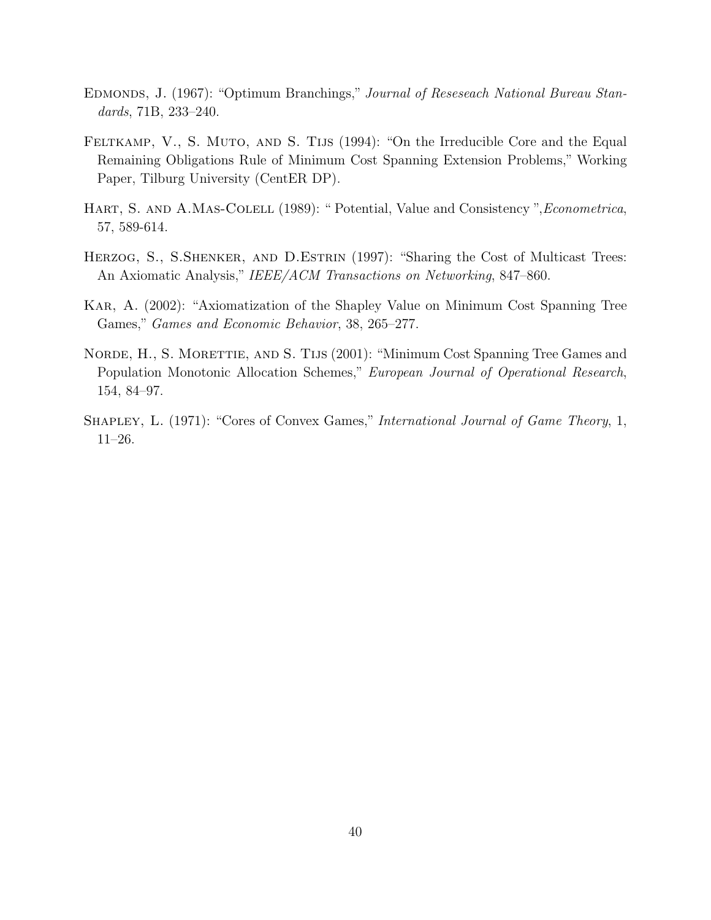Edmonds, J. (1967): "Optimum Branchings," *Journal of Reseseach National Bureau Standards*, 71B, 233–240.

Feltkamp, V., S. Muto, and S. Tijs (1994): "On the Irreducible Core and the Equal Remaining Obligations Rule of Minimum Cost Spanning Extension Problems," Working Paper, Tilburg University (CentER DP).

Hart, S. and A.Mas-Colell (1989): " Potential, Value and Consistency ",*Econometrica*, 57, 589-614.

Herzog, S., S.Shenker, and D.Estrin (1997): "Sharing the Cost of Multicast Trees: An Axiomatic Analysis," *IEEE/ACM Transactions on Networking*, 847–860.

Kar, A. (2002): "Axiomatization of the Shapley Value on Minimum Cost Spanning Tree Games," *Games and Economic Behavior*, 38, 265–277.

Norde, H., S. Morettie, and S. Tijs (2001): "Minimum Cost Spanning Tree Games and Population Monotonic Allocation Schemes," *European Journal of Operational Research*, 154, 84–97.

Shapley, L. (1971): "Cores of Convex Games," *International Journal of Game Theory*, 1, 11–26.